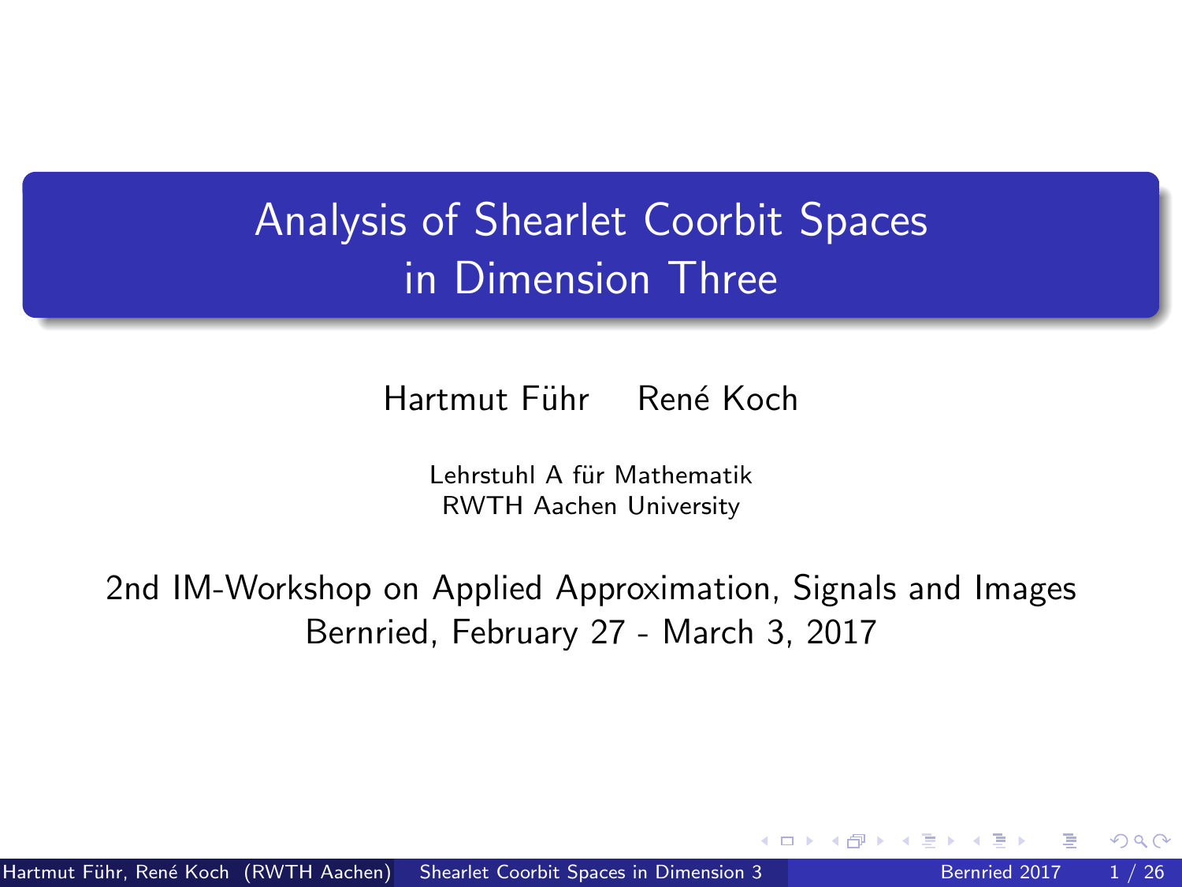# Analysis of Shearlet Coorbit Spaces in Dimension Three

Hartmut Führ     René Koch

Lehrstuhl A für Mathematik
RWTH Aachen University

2nd IM-Workshop on Applied Approximation, Signals and Images
Bernried, February 27 - March 3, 2017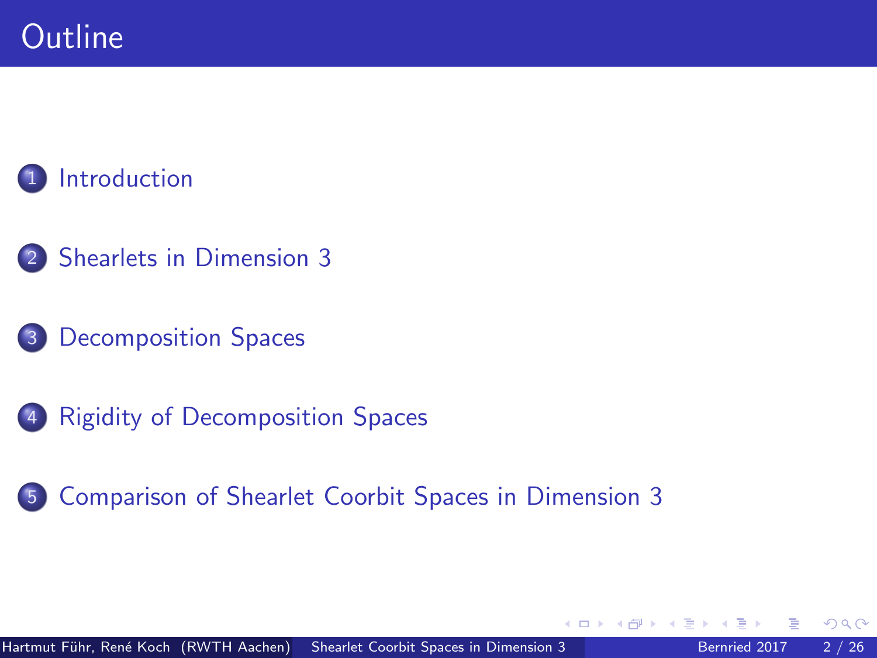# Outline

1. Introduction
2. Shearlets in Dimension 3
3. Decomposition Spaces
4. Rigidity of Decomposition Spaces
5. Comparison of Shearlet Coorbit Spaces in Dimension 3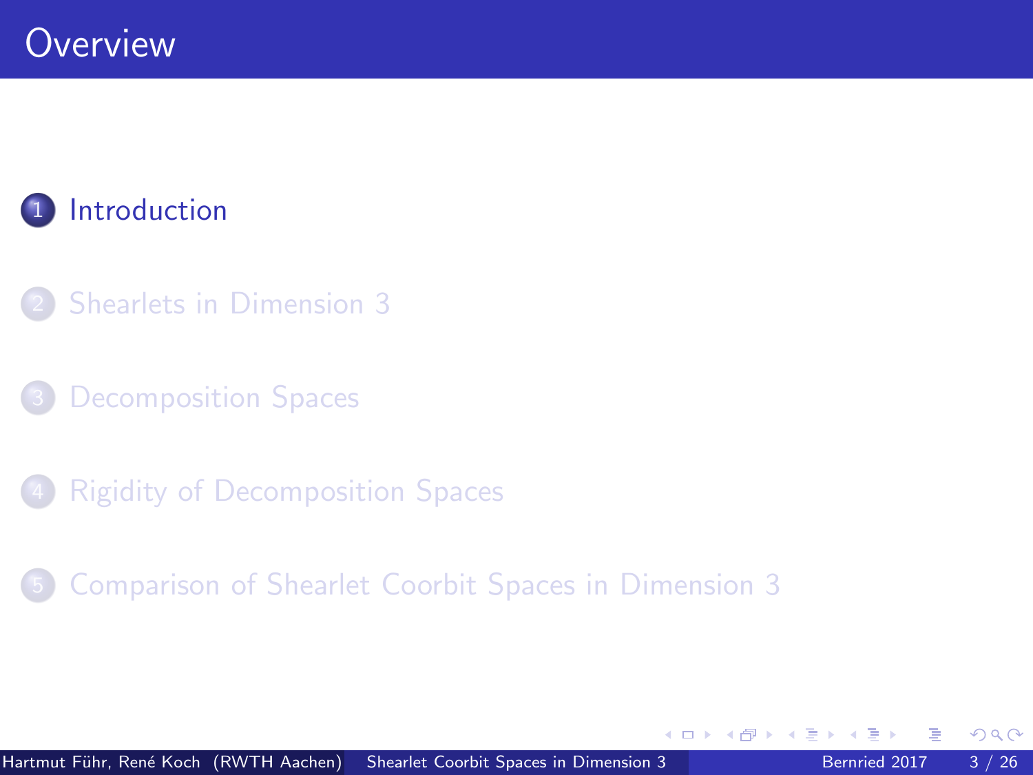# Overview

1. Introduction
2. Shearlets in Dimension 3
3. Decomposition Spaces
4. Rigidity of Decomposition Spaces
5. Comparison of Shearlet Coorbit Spaces in Dimension 3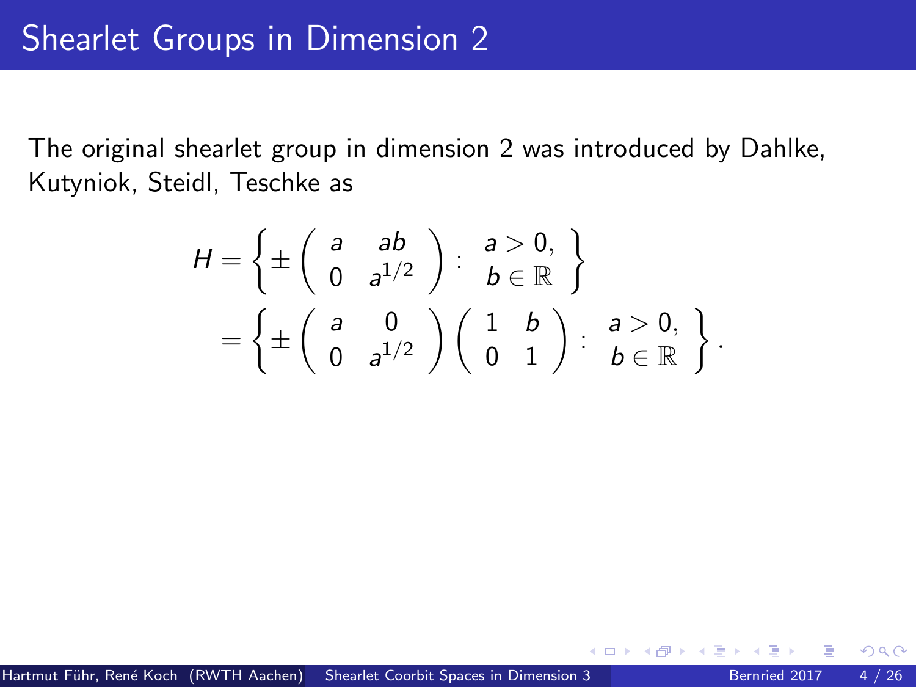# Shearlet Groups in Dimension 2

The original shearlet group in dimension 2 was introduced by Dahlke, Kutyniok, Steidl, Teschke as

$$
\begin{aligned}
H &= \left\{ \pm \begin{pmatrix} a & ab \\ 0 & a^{1/2} \end{pmatrix} : \begin{array}{c} a > 0, \\ b \in \mathbb{R} \end{array} \right\} \\
&= \left\{ \pm \begin{pmatrix} a & 0 \\ 0 & a^{1/2} \end{pmatrix} \begin{pmatrix} 1 & b \\ 0 & 1 \end{pmatrix} : \begin{array}{c} a > 0, \\ b \in \mathbb{R} \end{array} \right\}.
\end{aligned}
$$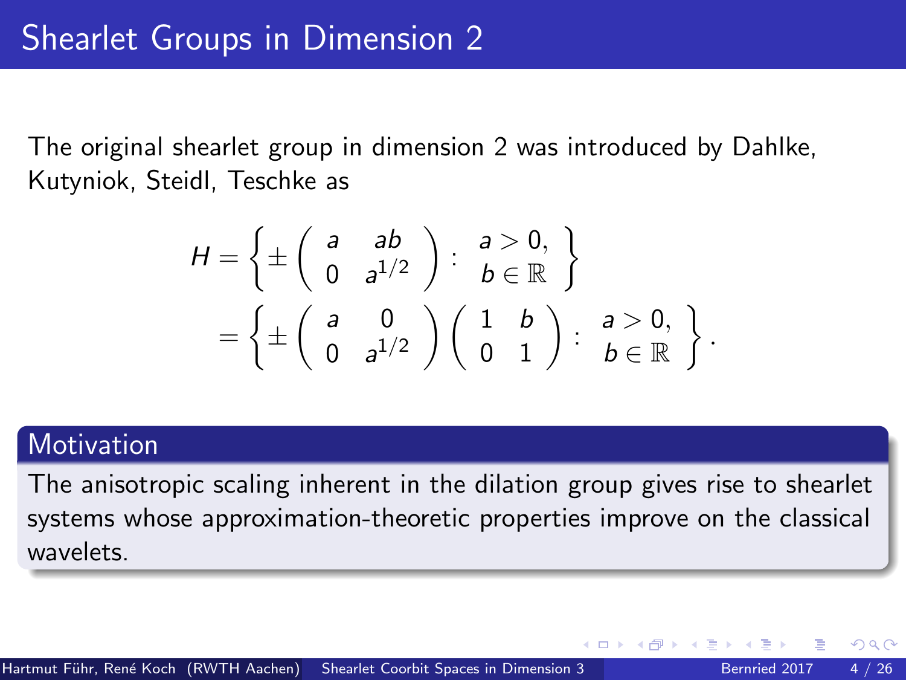# Shearlet Groups in Dimension 2

The original shearlet group in dimension 2 was introduced by Dahlke, Kutyniok, Steidl, Teschke as

$$
\begin{aligned}
H &= \left\{ \pm \begin{pmatrix} a & ab \\ 0 & a^{1/2} \end{pmatrix} : \begin{array}{c} a > 0, \\ b \in \mathbb{R} \end{array} \right\} \\
&= \left\{ \pm \begin{pmatrix} a & 0 \\ 0 & a^{1/2} \end{pmatrix} \begin{pmatrix} 1 & b \\ 0 & 1 \end{pmatrix} : \begin{array}{c} a > 0, \\ b \in \mathbb{R} \end{array} \right\}.
\end{aligned}
$$

**Motivation**

The anisotropic scaling inherent in the dilation group gives rise to shearlet systems whose approximation-theoretic properties improve on the classical wavelets.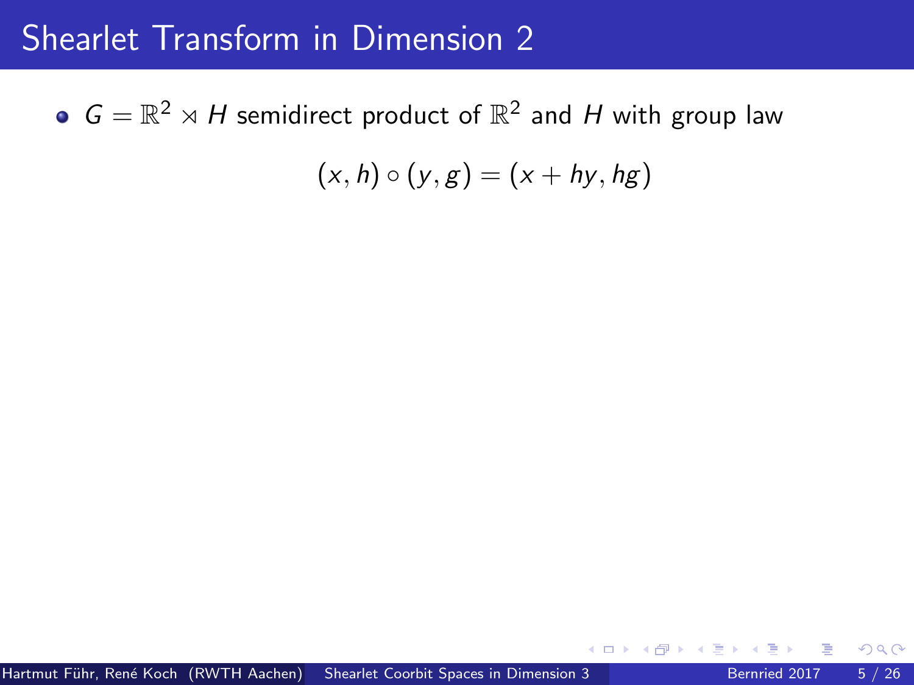# Shearlet Transform in Dimension 2

- $G = \mathbb{R}^2 \rtimes H$ semidirect product of $\mathbb{R}^2$ and $H$ with group law

$$(x, h) \circ (y, g) = (x + hy, hg)$$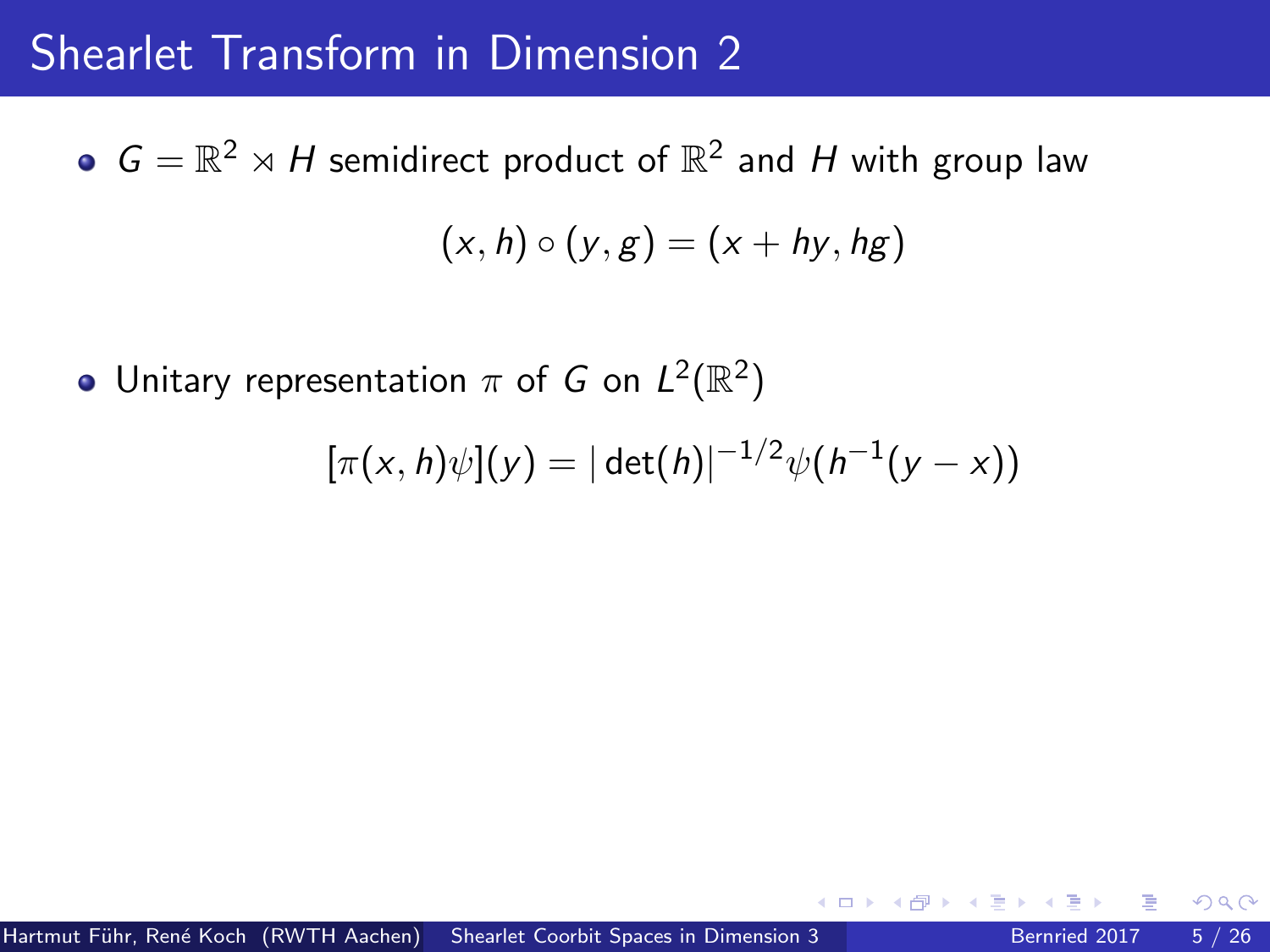# Shearlet Transform in Dimension 2

- $G = \mathbb{R}^2 \rtimes H$ semidirect product of $\mathbb{R}^2$ and $H$ with group law

$$(x, h) \circ (y, g) = (x + hy, hg)$$

- Unitary representation $\pi$ of $G$ on $L^2(\mathbb{R}^2)$

$$[\pi(x, h)\psi](y) = |\det(h)|^{-1/2}\psi(h^{-1}(y - x))$$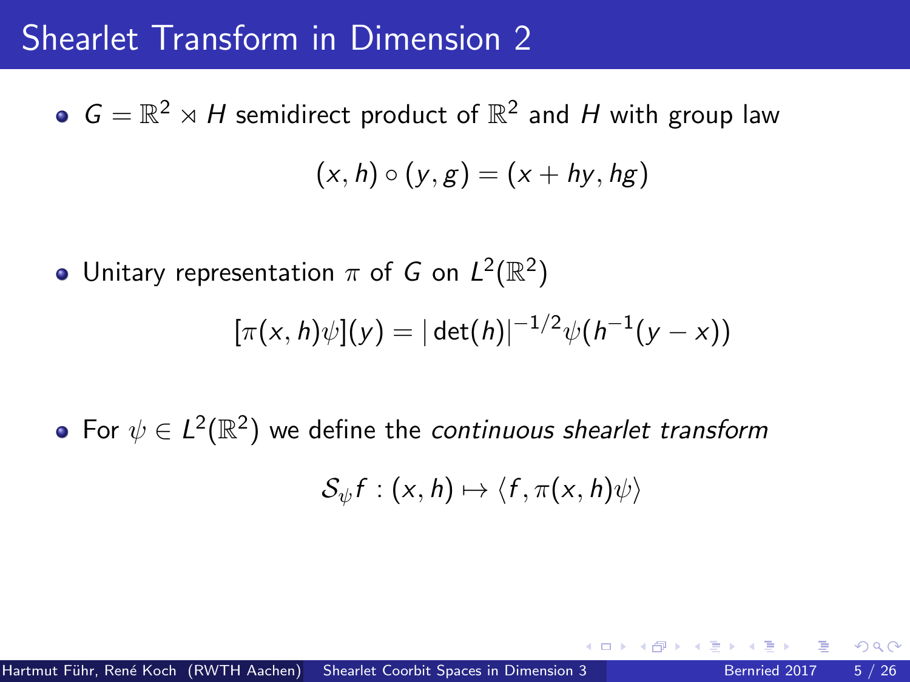# Shearlet Transform in Dimension 2

- $G = \mathbb{R}^2 \rtimes H$ semidirect product of $\mathbb{R}^2$ and $H$ with group law

$$(x, h) \circ (y, g) = (x + hy, hg)$$

- Unitary representation $\pi$ of $G$ on $L^2(\mathbb{R}^2)$

$$[\pi(x, h)\psi](y) = |\det(h)|^{-1/2}\psi(h^{-1}(y - x))$$

- For $\psi \in L^2(\mathbb{R}^2)$ we define the *continuous shearlet transform*

$$\mathcal{S}_\psi f : (x, h) \mapsto \langle f, \pi(x, h)\psi \rangle$$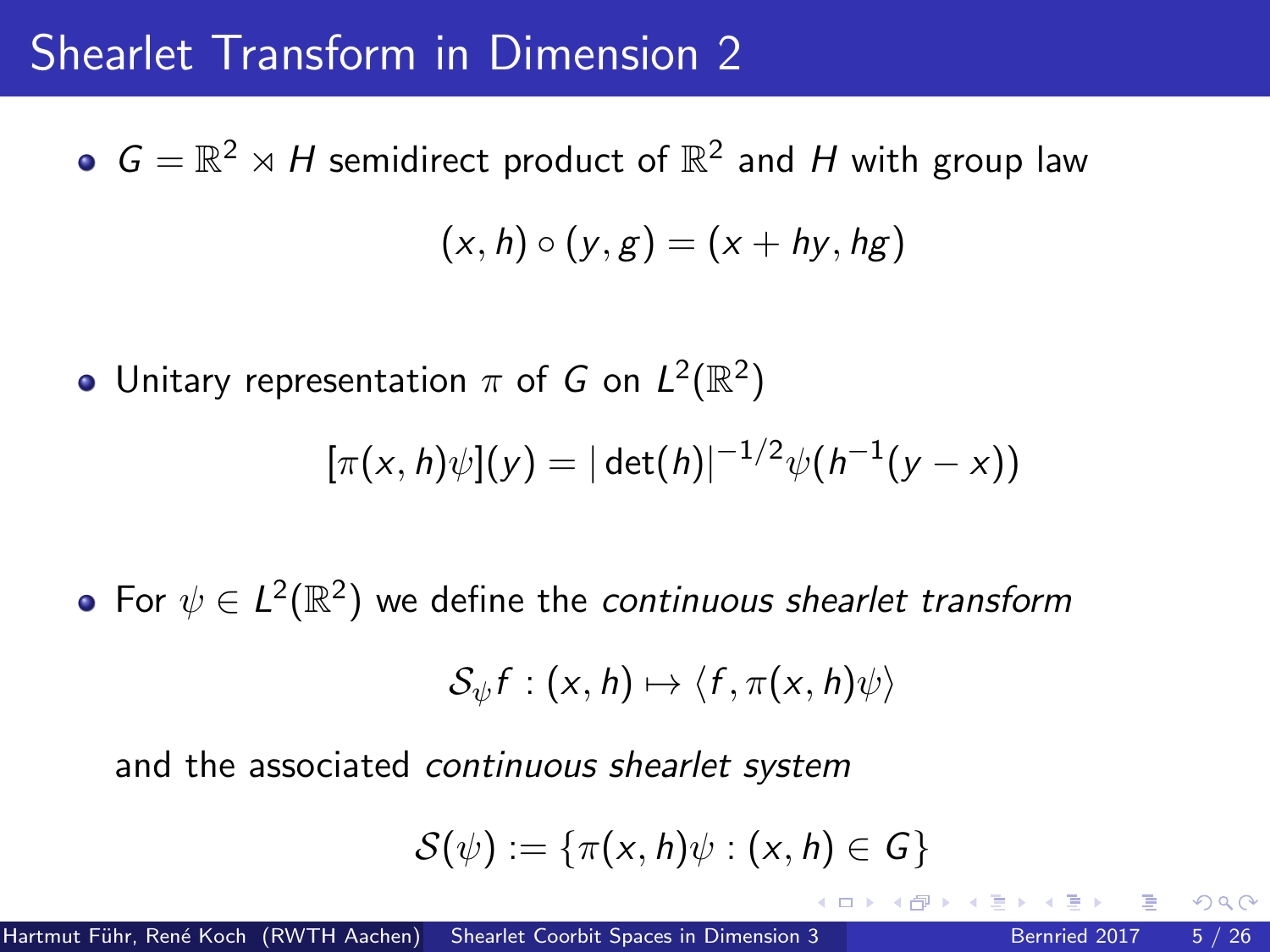# Shearlet Transform in Dimension 2

- $G = \mathbb{R}^2 \rtimes H$ semidirect product of $\mathbb{R}^2$ and $H$ with group law

$$(x, h) \circ (y, g) = (x + hy, hg)$$

- Unitary representation $\pi$ of $G$ on $L^2(\mathbb{R}^2)$

$$[\pi(x, h)\psi](y) = |\det(h)|^{-1/2}\psi(h^{-1}(y - x))$$

- For $\psi \in L^2(\mathbb{R}^2)$ we define the *continuous shearlet transform*

$$\mathcal{S}_\psi f : (x, h) \mapsto \langle f, \pi(x, h)\psi \rangle$$

and the associated *continuous shearlet system*

$$\mathcal{S}(\psi) := \{\pi(x, h)\psi : (x, h) \in G\}$$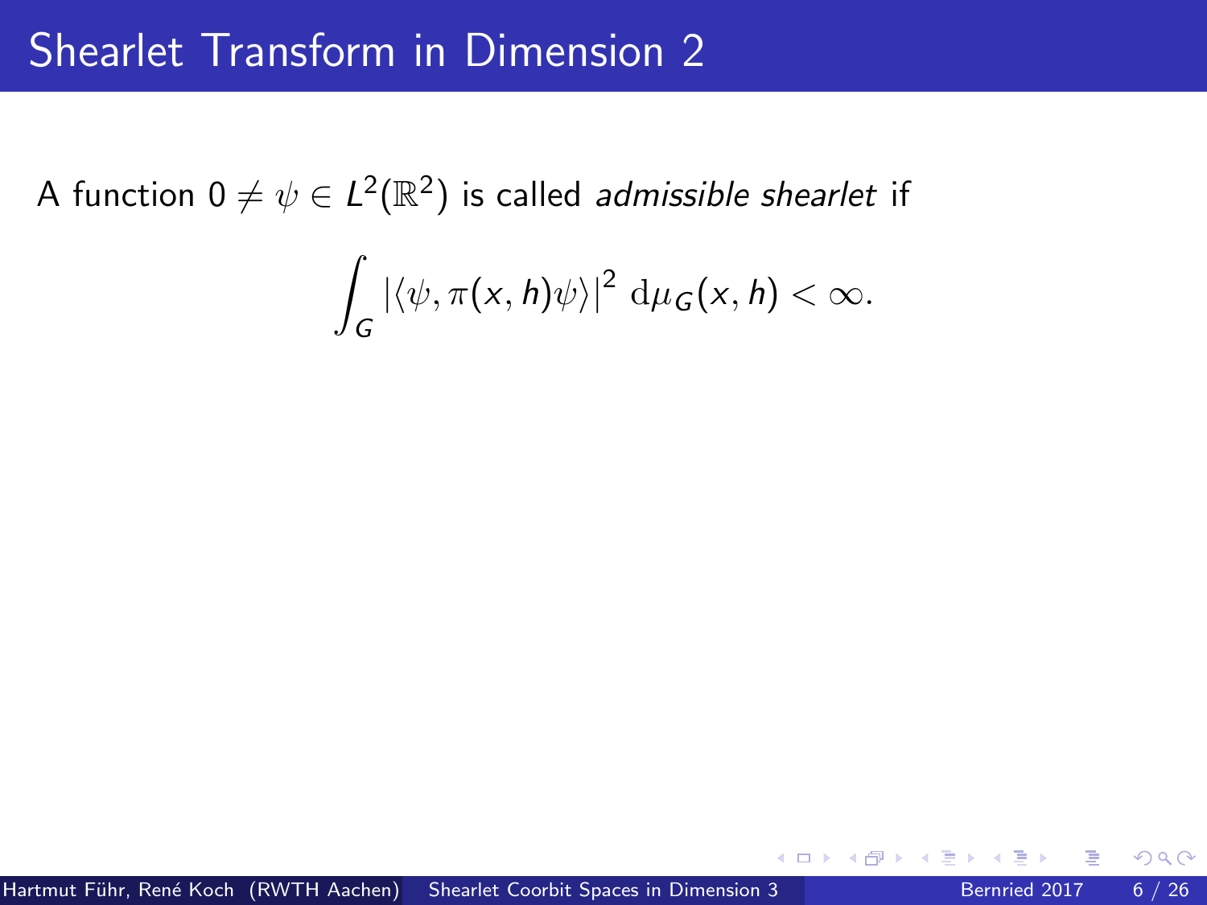# Shearlet Transform in Dimension 2

A function $0 \neq \psi \in L^2(\mathbb{R}^2)$ is called *admissible shearlet* if

$$\int_G |\langle \psi, \pi(x,h)\psi \rangle|^2 \, \mathrm{d}\mu_G(x,h) < \infty.$$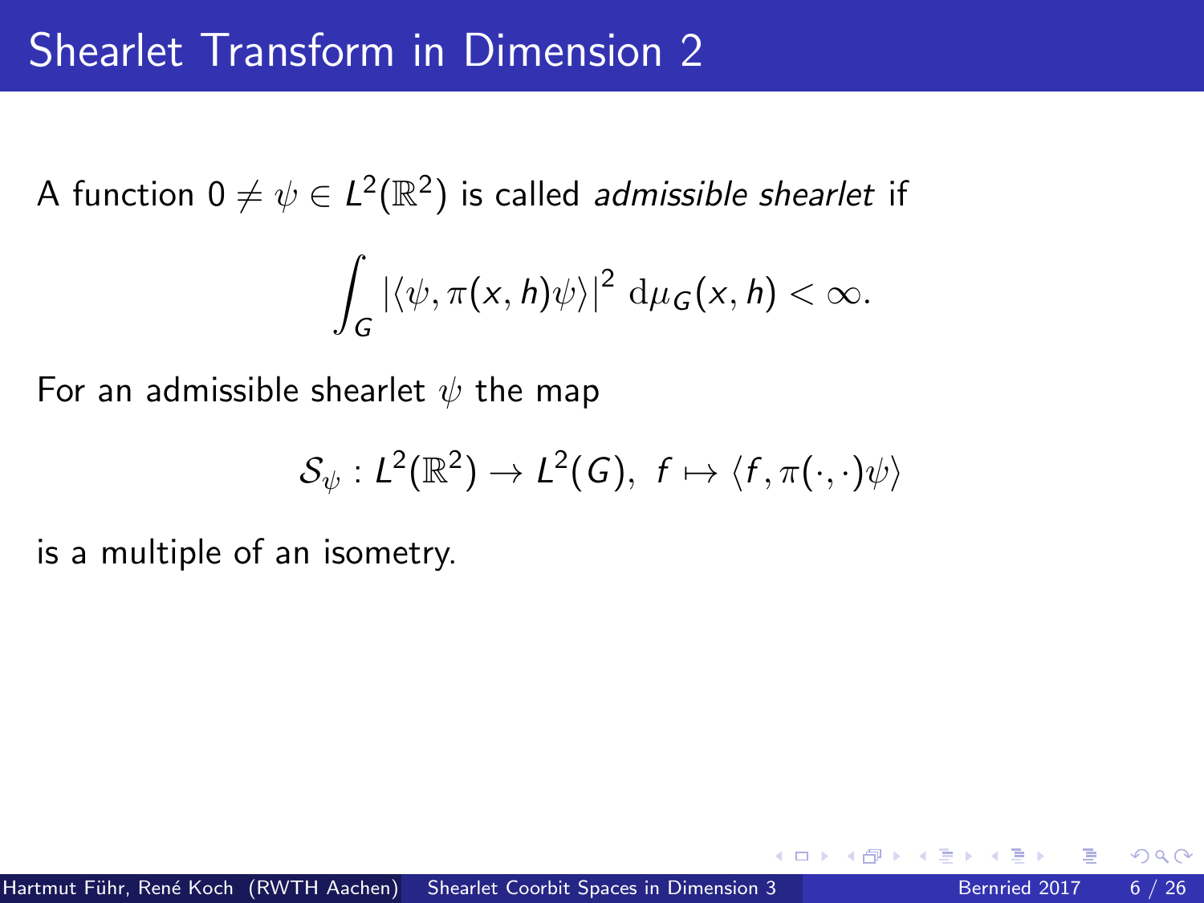# Shearlet Transform in Dimension 2

A function $0 \neq \psi \in L^2(\mathbb{R}^2)$ is called *admissible shearlet* if

$$\int_G |\langle \psi, \pi(x,h)\psi \rangle|^2 \, \mathrm{d}\mu_G(x,h) < \infty.$$

For an admissible shearlet $\psi$ the map

$$\mathcal{S}_\psi : L^2(\mathbb{R}^2) \to L^2(G), \; f \mapsto \langle f, \pi(\cdot,\cdot)\psi \rangle$$

is a multiple of an isometry.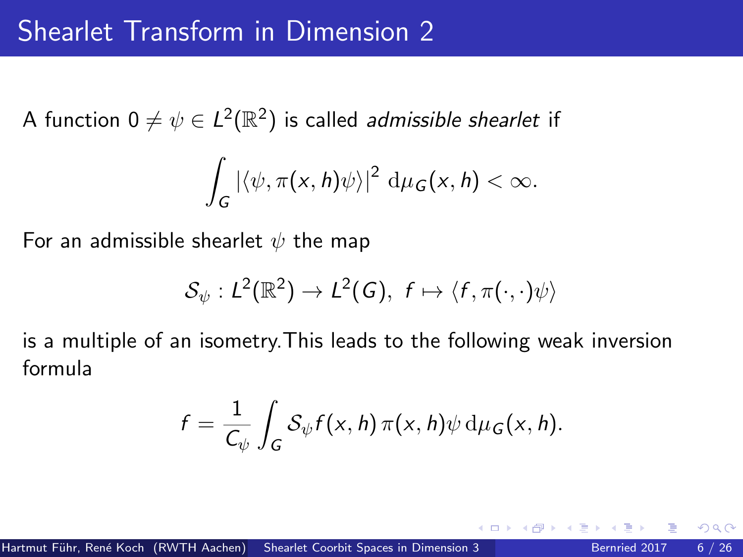# Shearlet Transform in Dimension 2

A function $0 \neq \psi \in L^2(\mathbb{R}^2)$ is called *admissible shearlet* if

$$\int_G |\langle \psi, \pi(x,h)\psi \rangle|^2 \, \mathrm{d}\mu_G(x,h) < \infty.$$

For an admissible shearlet $\psi$ the map

$$\mathcal{S}_\psi : L^2(\mathbb{R}^2) \to L^2(G), \;\; f \mapsto \langle f, \pi(\cdot,\cdot)\psi \rangle$$

is a multiple of an isometry.This leads to the following weak inversion formula

$$f = \frac{1}{C_\psi} \int_G \mathcal{S}_\psi f(x,h) \, \pi(x,h)\psi \, \mathrm{d}\mu_G(x,h).$$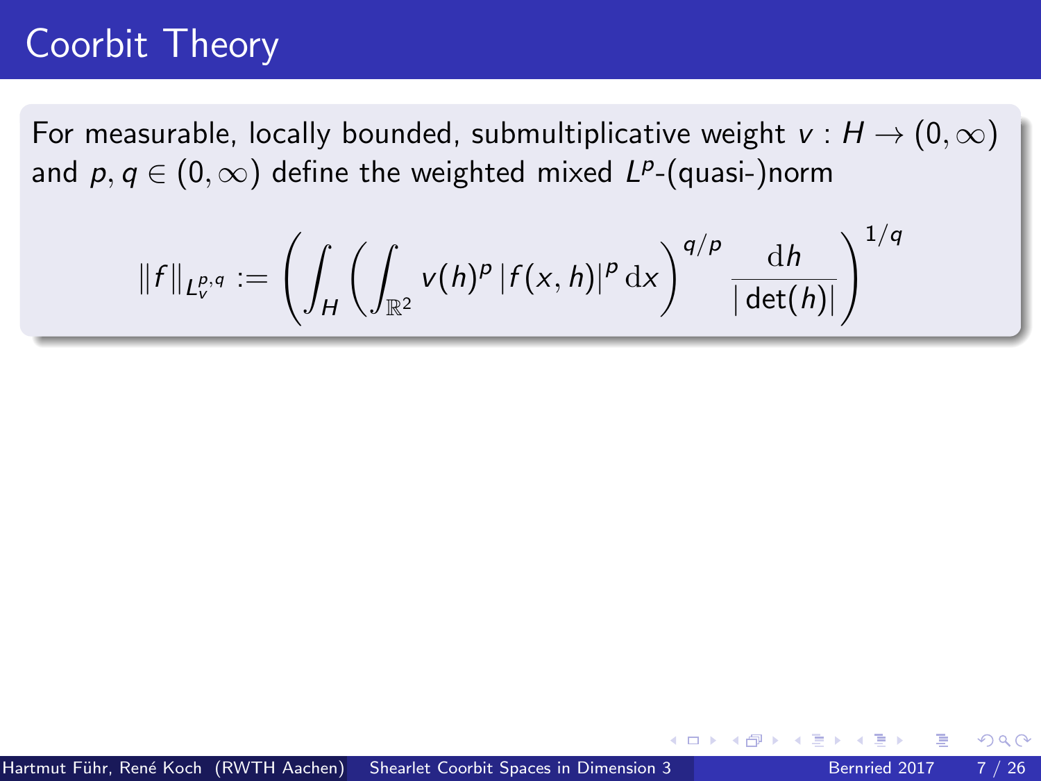# Coorbit Theory

For measurable, locally bounded, submultiplicative weight $v : H \to (0, \infty)$ and $p, q \in (0, \infty)$ define the weighted mixed $L^p$-(quasi-)norm

$$\|f\|_{L_v^{p,q}} := \left( \int_H \left( \int_{\mathbb{R}^2} v(h)^p \, |f(x,h)|^p \, \mathrm{d}x \right)^{q/p} \frac{\mathrm{d}h}{|\det(h)|} \right)^{1/q}$$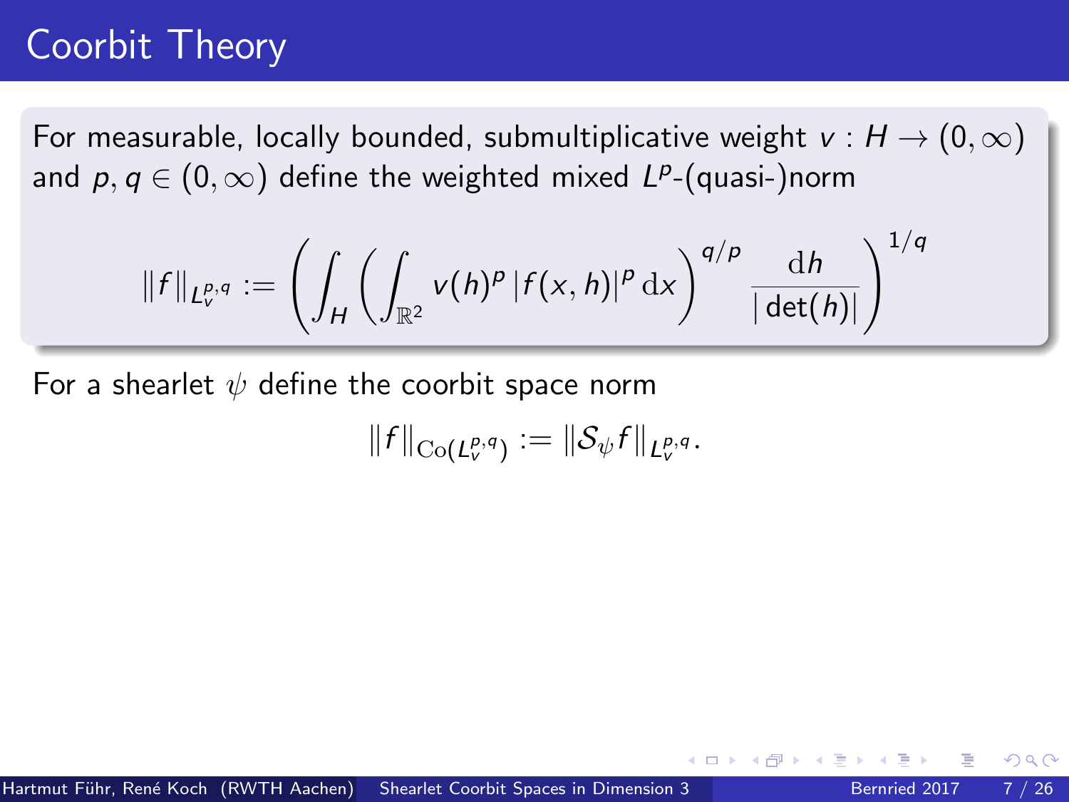# Coorbit Theory

For measurable, locally bounded, submultiplicative weight $v : H \to (0, \infty)$ and $p, q \in (0, \infty)$ define the weighted mixed $L^p$-(quasi-)norm

$$\|f\|_{L^{p,q}_v} := \left( \int_H \left( \int_{\mathbb{R}^2} v(h)^p \, |f(x,h)|^p \, \mathrm{d}x \right)^{q/p} \frac{\mathrm{d}h}{|\det(h)|} \right)^{1/q}$$

For a shearlet $\psi$ define the coorbit space norm

$$\|f\|_{\mathrm{Co}(L^{p,q}_v)} := \|\mathcal{S}_\psi f\|_{L^{p,q}_v}.$$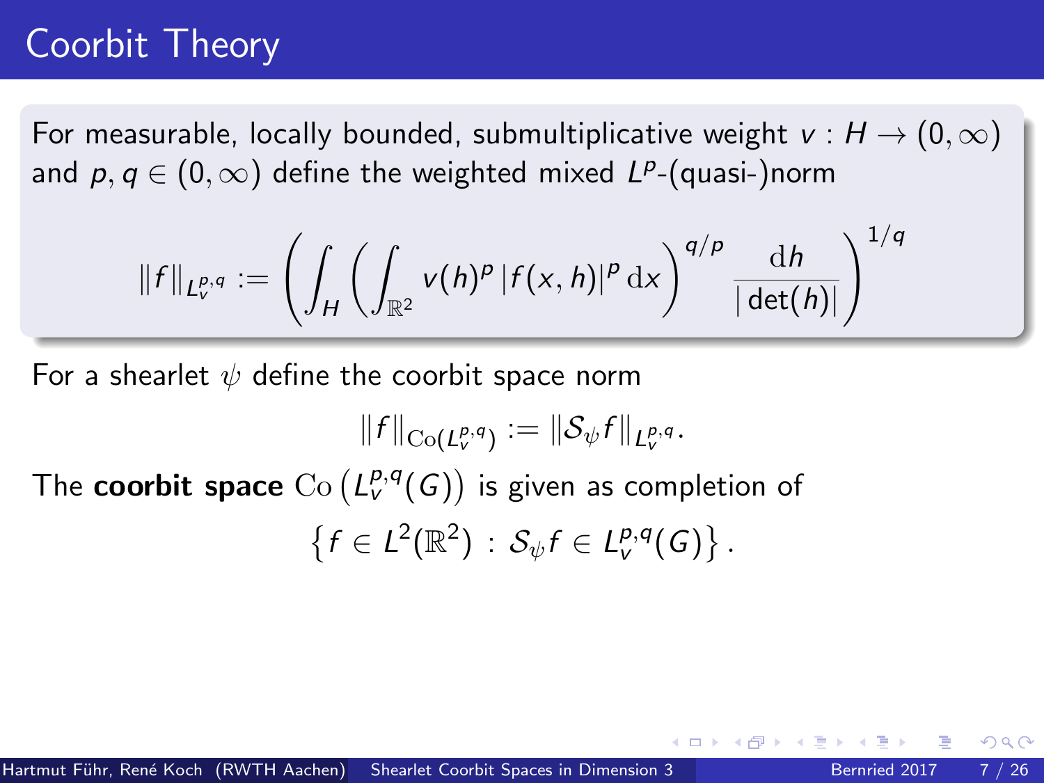# Coorbit Theory

For measurable, locally bounded, submultiplicative weight $v : H \to (0, \infty)$ and $p, q \in (0, \infty)$ define the weighted mixed $L^p$-(quasi-)norm

$$\|f\|_{L^{p,q}_v} := \left( \int_H \left( \int_{\mathbb{R}^2} v(h)^p \, |f(x,h)|^p \, \mathrm{d}x \right)^{q/p} \frac{\mathrm{d}h}{|\det(h)|} \right)^{1/q}$$

For a shearlet $\psi$ define the coorbit space norm

$$\|f\|_{\mathrm{Co}(L^{p,q}_v)} := \|\mathcal{S}_\psi f\|_{L^{p,q}_v}.$$

The **coorbit space** $\mathrm{Co}\left(L^{p,q}_v(G)\right)$ is given as completion of

$$\left\{ f \in L^2(\mathbb{R}^2) \, : \, \mathcal{S}_\psi f \in L^{p,q}_v(G) \right\}.$$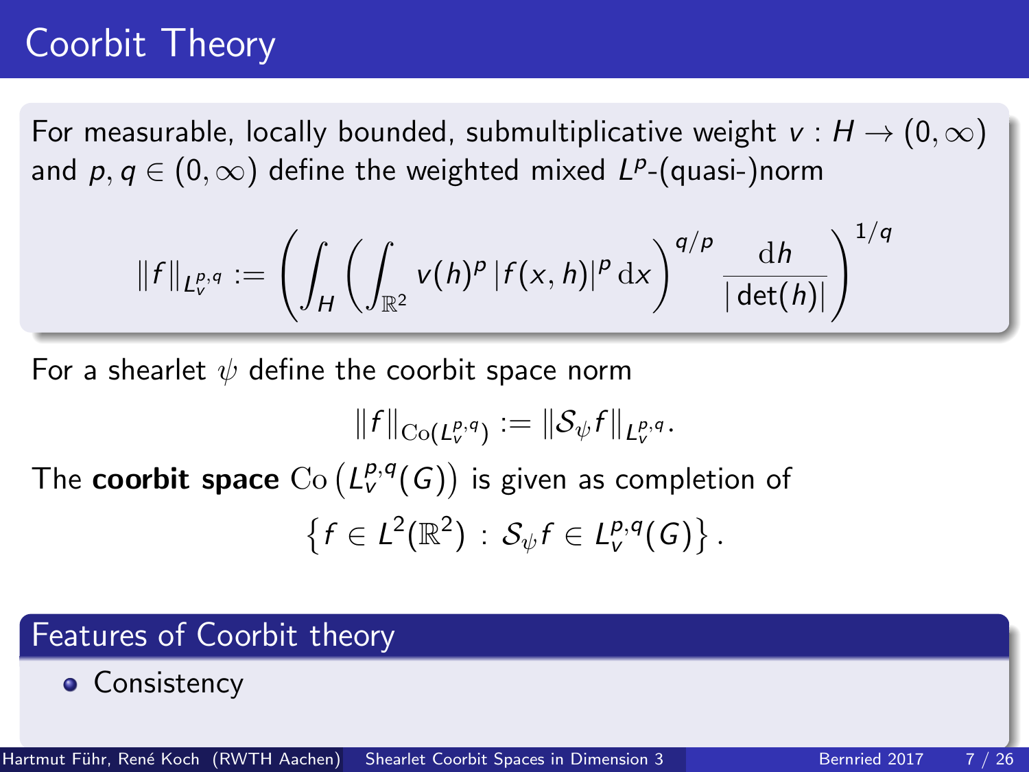# Coorbit Theory

For measurable, locally bounded, submultiplicative weight $v : H \to (0, \infty)$ and $p, q \in (0, \infty)$ define the weighted mixed $L^p$-(quasi-)norm

$$\|f\|_{L_v^{p,q}} := \left( \int_H \left( \int_{\mathbb{R}^2} v(h)^p \, |f(x,h)|^p \, \mathrm{d}x \right)^{q/p} \frac{\mathrm{d}h}{|\det(h)|} \right)^{1/q}$$

For a shearlet $\psi$ define the coorbit space norm

$$\|f\|_{\mathrm{Co}(L_v^{p,q})} := \|\mathcal{S}_\psi f\|_{L_v^{p,q}}.$$

The **coorbit space** $\mathrm{Co}\left(L_v^{p,q}(G)\right)$ is given as completion of

$$\left\{ f \in L^2(\mathbb{R}^2) \, : \, \mathcal{S}_\psi f \in L_v^{p,q}(G) \right\}.$$

## Features of Coorbit theory

- Consistency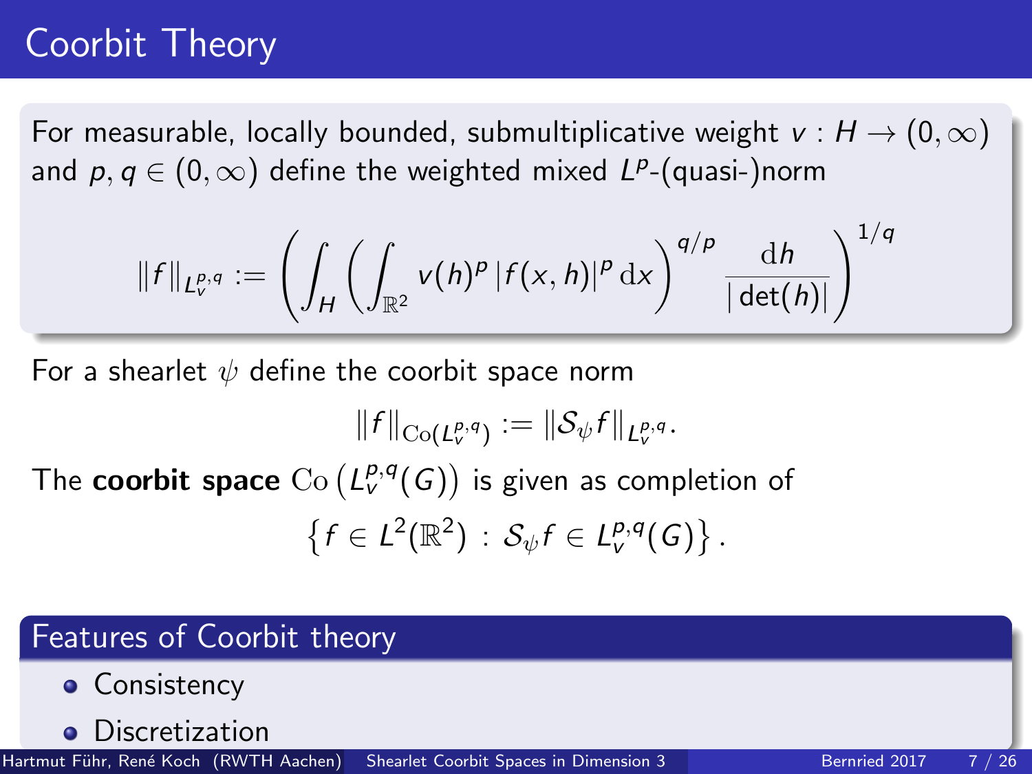# Coorbit Theory

For measurable, locally bounded, submultiplicative weight $v : H \to (0, \infty)$ and $p, q \in (0, \infty)$ define the weighted mixed $L^p$-(quasi-)norm

$$\|f\|_{L_v^{p,q}} := \left( \int_H \left( \int_{\mathbb{R}^2} v(h)^p \, |f(x,h)|^p \, \mathrm{d}x \right)^{q/p} \frac{\mathrm{d}h}{|\det(h)|} \right)^{1/q}$$

For a shearlet $\psi$ define the coorbit space norm

$$\|f\|_{\mathrm{Co}(L_v^{p,q})} := \|\mathcal{S}_\psi f\|_{L_v^{p,q}}.$$

The **coorbit space** $\mathrm{Co}\left(L_v^{p,q}(G)\right)$ is given as completion of

$$\left\{ f \in L^2(\mathbb{R}^2) \, : \, \mathcal{S}_\psi f \in L_v^{p,q}(G) \right\}.$$

## Features of Coorbit theory

- Consistency
- Discretization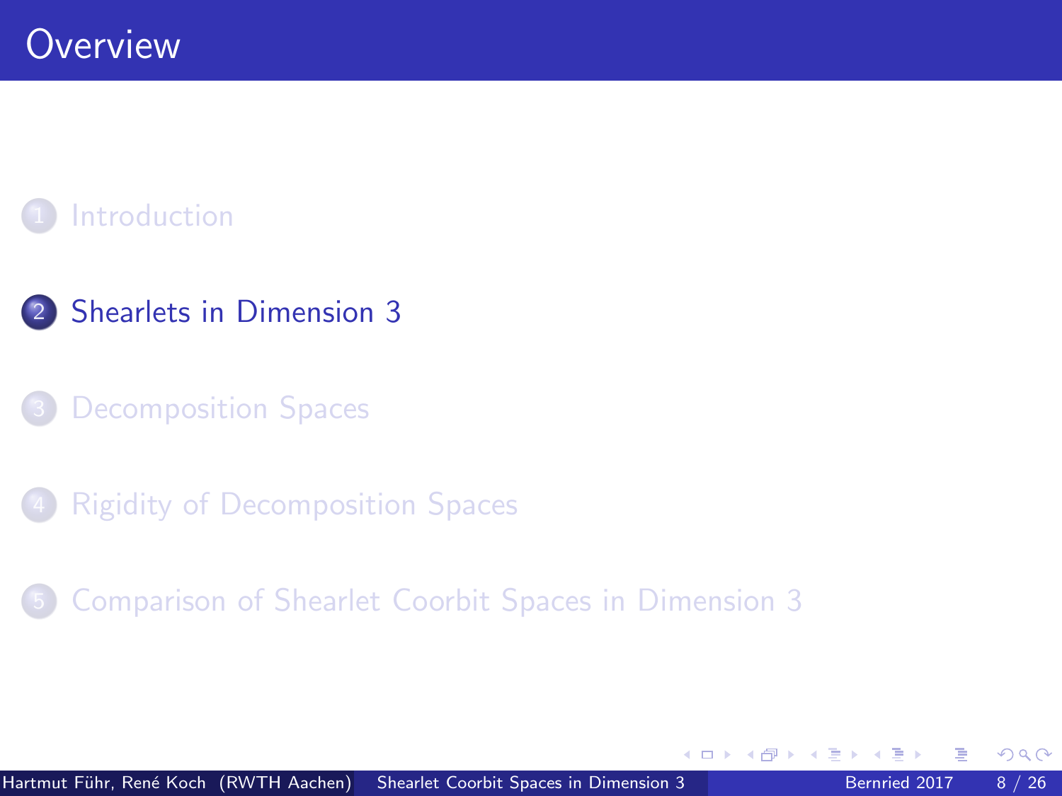# Overview

1. Introduction
2. Shearlets in Dimension 3
3. Decomposition Spaces
4. Rigidity of Decomposition Spaces
5. Comparison of Shearlet Coorbit Spaces in Dimension 3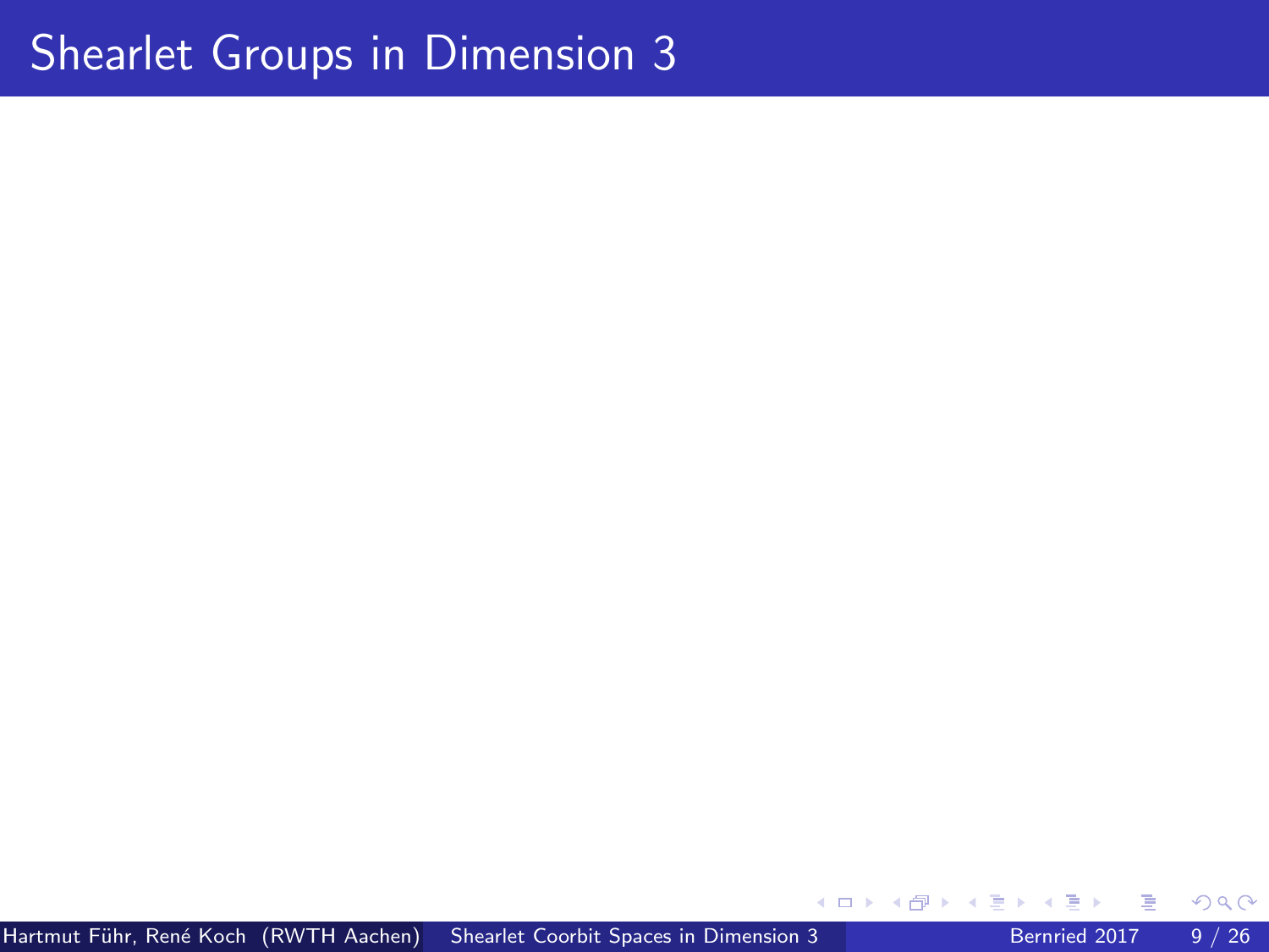# Shearlet Groups in Dimension 3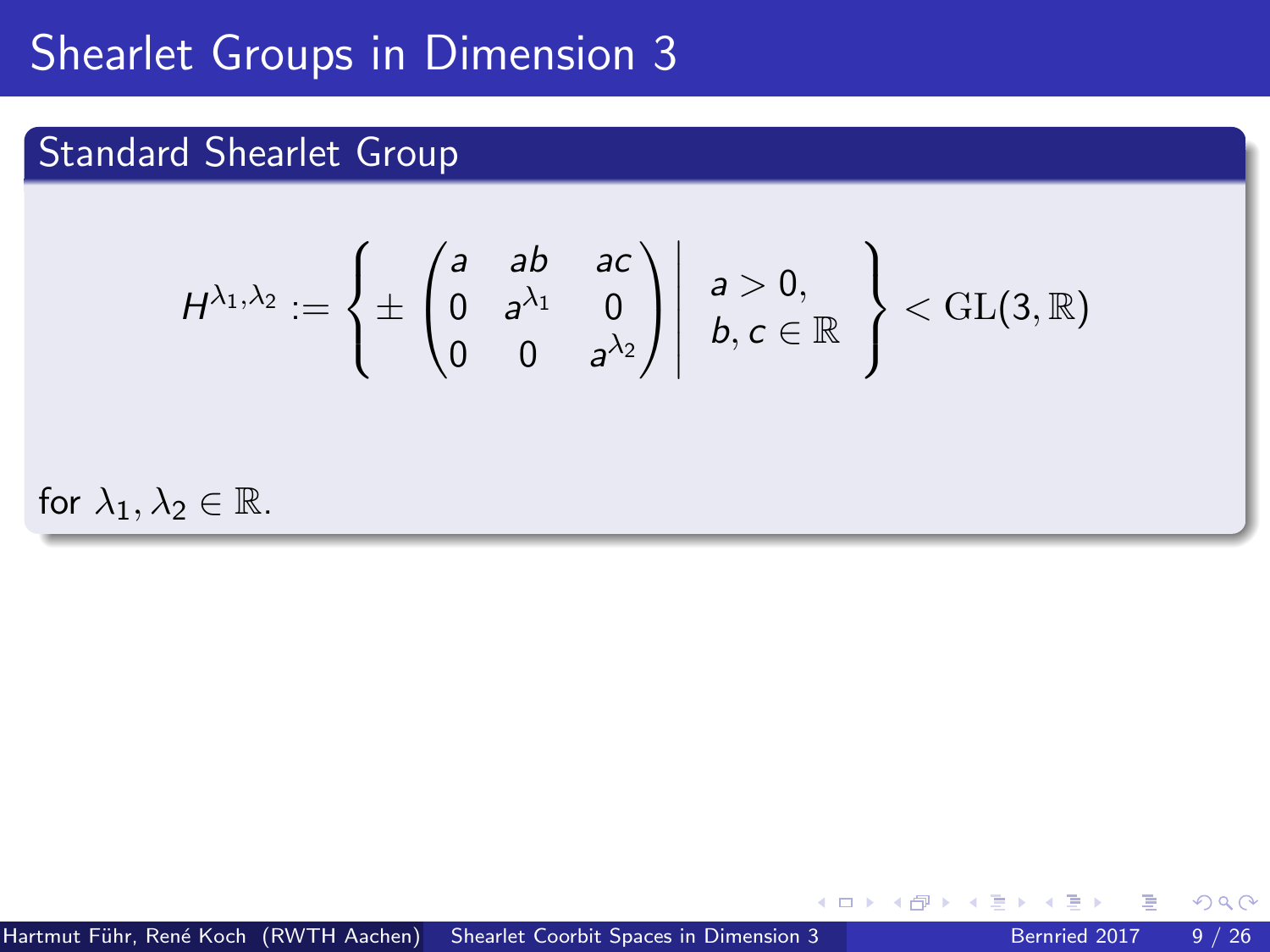# Shearlet Groups in Dimension 3

## Standard Shearlet Group

$$H^{\lambda_1,\lambda_2} := \left\{ \pm \begin{pmatrix} a & ab & ac \\ 0 & a^{\lambda_1} & 0 \\ 0 & 0 & a^{\lambda_2} \end{pmatrix} \middle| \begin{array}{l} a > 0, \\ b, c \in \mathbb{R} \end{array} \right\} < \mathrm{GL}(3, \mathbb{R})$$

for $\lambda_1, \lambda_2 \in \mathbb{R}$.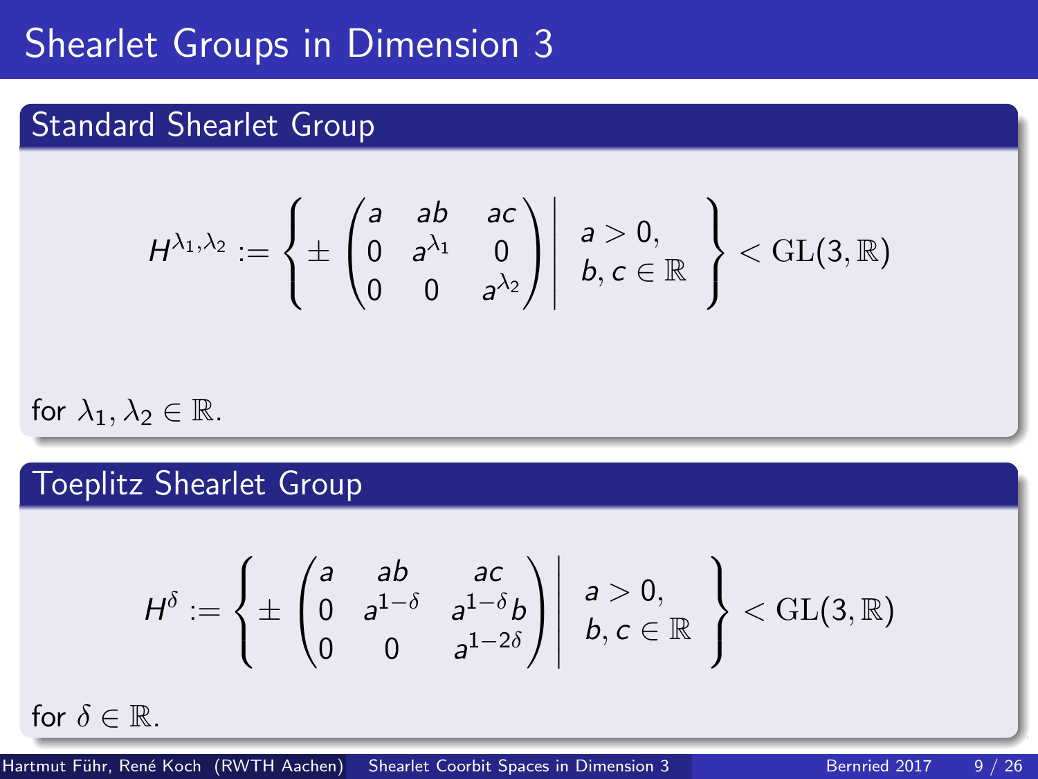# Shearlet Groups in Dimension 3

## Standard Shearlet Group

$$H^{\lambda_1,\lambda_2} := \left\{ \pm \begin{pmatrix} a & ab & ac \\ 0 & a^{\lambda_1} & 0 \\ 0 & 0 & a^{\lambda_2} \end{pmatrix} \middle| \begin{array}{l} a > 0, \\ b, c \in \mathbb{R} \end{array} \right\} < \mathrm{GL}(3, \mathbb{R})$$

for $\lambda_1, \lambda_2 \in \mathbb{R}$.

## Toeplitz Shearlet Group

$$H^{\delta} := \left\{ \pm \begin{pmatrix} a & ab & ac \\ 0 & a^{1-\delta} & a^{1-\delta} b \\ 0 & 0 & a^{1-2\delta} \end{pmatrix} \middle| \begin{array}{l} a > 0, \\ b, c \in \mathbb{R} \end{array} \right\} < \mathrm{GL}(3, \mathbb{R})$$

for $\delta \in \mathbb{R}$.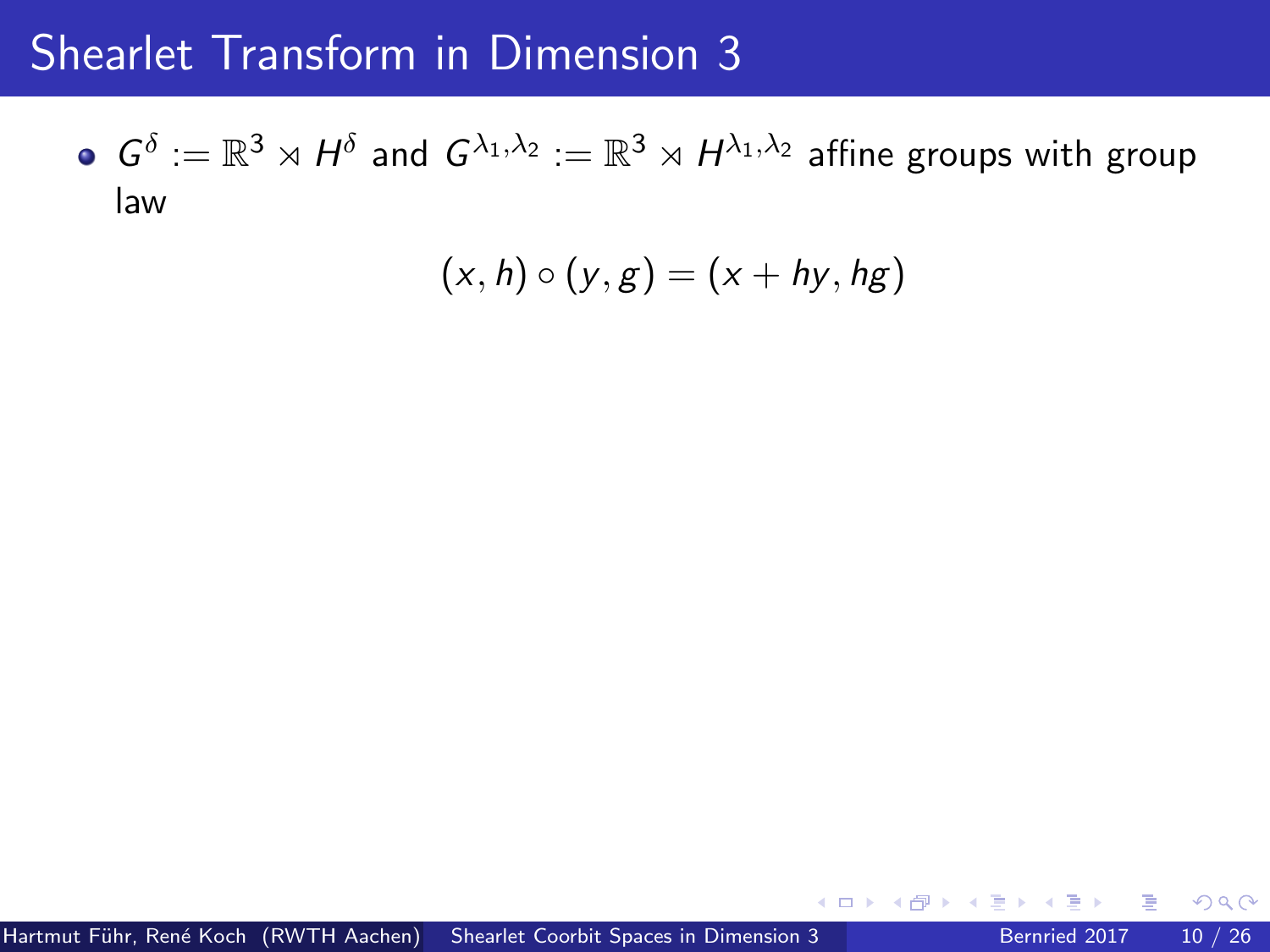# Shearlet Transform in Dimension 3

- $G^{\delta} := \mathbb{R}^3 \rtimes H^{\delta}$ and $G^{\lambda_1,\lambda_2} := \mathbb{R}^3 \rtimes H^{\lambda_1,\lambda_2}$ affine groups with group law

$$(x, h) \circ (y, g) = (x + hy, hg)$$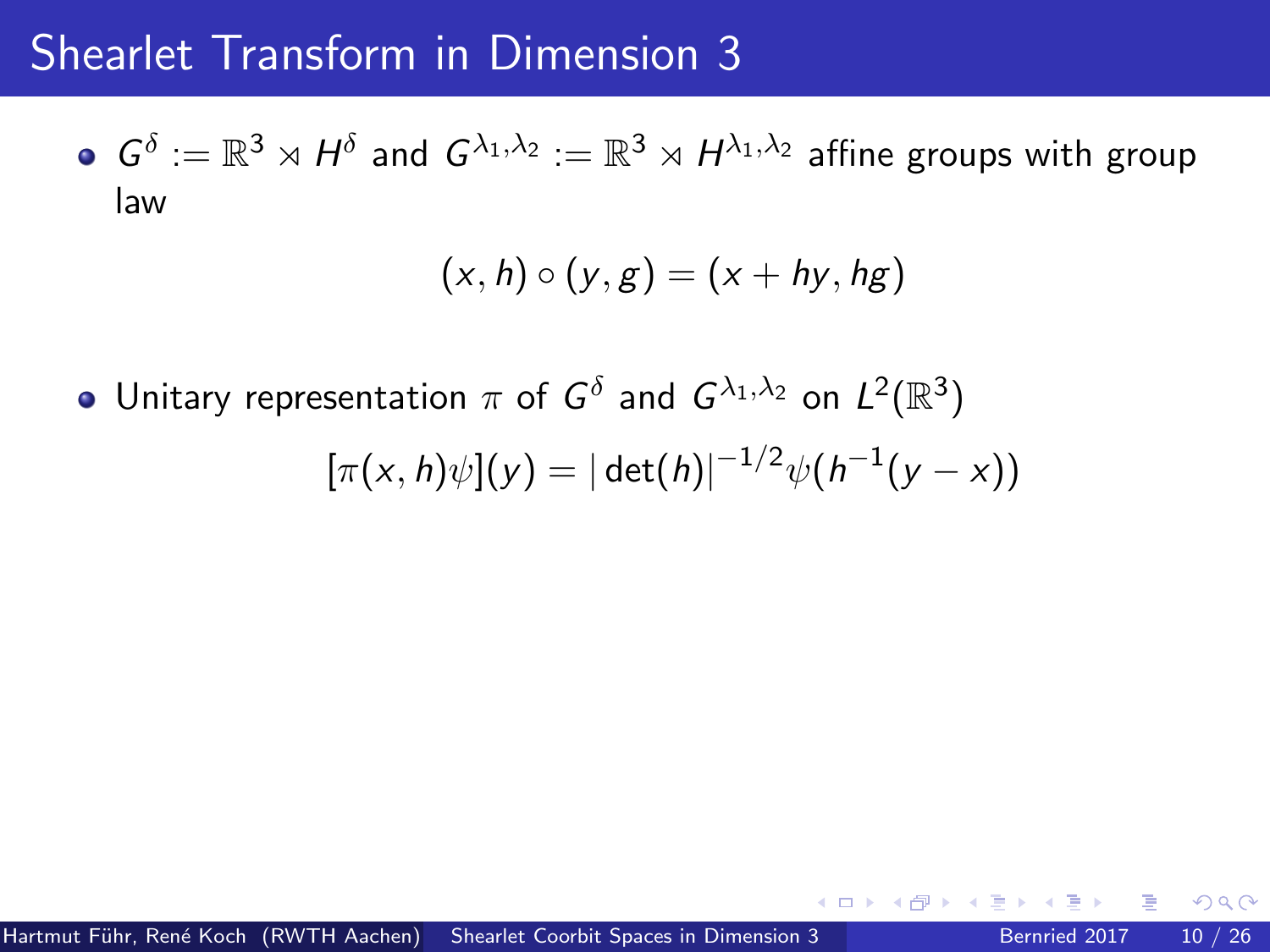# Shearlet Transform in Dimension 3

- $G^\delta := \mathbb{R}^3 \rtimes H^\delta$ and $G^{\lambda_1,\lambda_2} := \mathbb{R}^3 \rtimes H^{\lambda_1,\lambda_2}$ affine groups with group law

$$(x, h) \circ (y, g) = (x + hy, hg)$$

- Unitary representation $\pi$ of $G^\delta$ and $G^{\lambda_1,\lambda_2}$ on $L^2(\mathbb{R}^3)$

$$[\pi(x, h)\psi](y) = |\det(h)|^{-1/2}\psi(h^{-1}(y - x))$$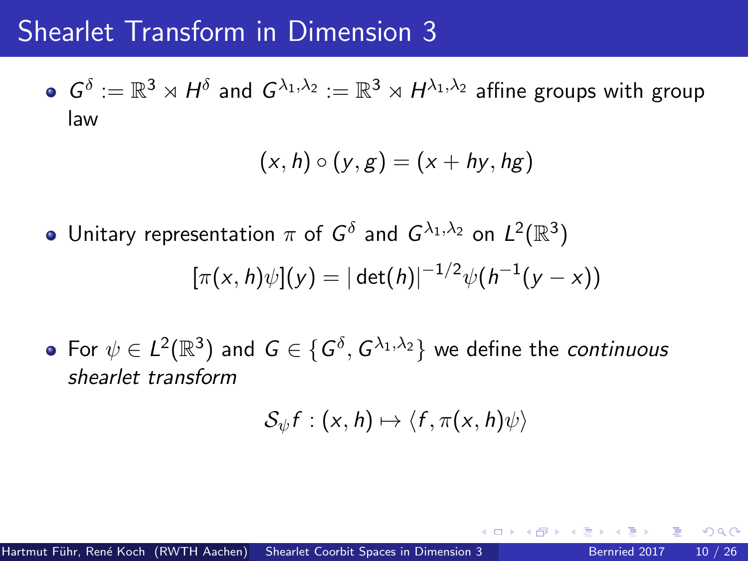# Shearlet Transform in Dimension 3

- $G^\delta := \mathbb{R}^3 \rtimes H^\delta$ and $G^{\lambda_1,\lambda_2} := \mathbb{R}^3 \rtimes H^{\lambda_1,\lambda_2}$ affine groups with group law

$$(x,h) \circ (y,g) = (x + hy, hg)$$

- Unitary representation $\pi$ of $G^\delta$ and $G^{\lambda_1,\lambda_2}$ on $L^2(\mathbb{R}^3)$

$$[\pi(x,h)\psi](y) = |\det(h)|^{-1/2}\psi(h^{-1}(y-x))$$

- For $\psi \in L^2(\mathbb{R}^3)$ and $G \in \{G^\delta, G^{\lambda_1,\lambda_2}\}$ we define the *continuous shearlet transform*

$$\mathcal{S}_\psi f : (x,h) \mapsto \langle f, \pi(x,h)\psi \rangle$$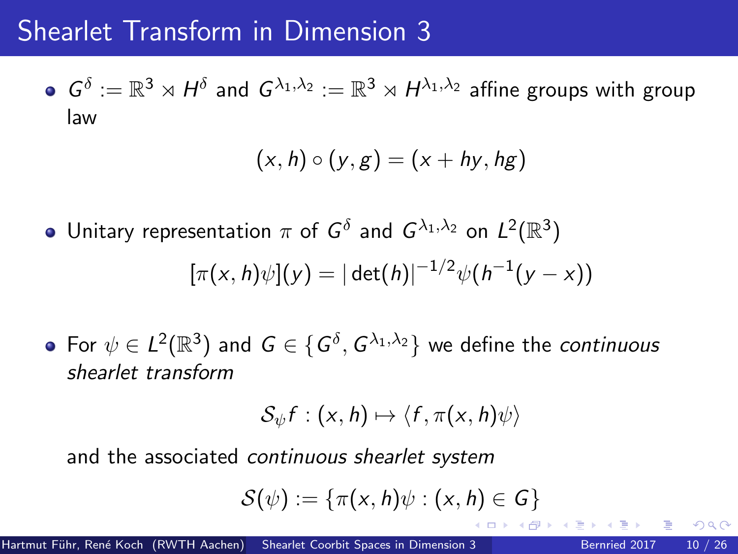# Shearlet Transform in Dimension 3

- $G^\delta := \mathbb{R}^3 \rtimes H^\delta$ and $G^{\lambda_1,\lambda_2} := \mathbb{R}^3 \rtimes H^{\lambda_1,\lambda_2}$ affine groups with group law

$$(x,h) \circ (y,g) = (x + hy, hg)$$

- Unitary representation $\pi$ of $G^\delta$ and $G^{\lambda_1,\lambda_2}$ on $L^2(\mathbb{R}^3)$

$$[\pi(x,h)\psi](y) = |\det(h)|^{-1/2}\psi(h^{-1}(y-x))$$

- For $\psi \in L^2(\mathbb{R}^3)$ and $G \in \{G^\delta, G^{\lambda_1,\lambda_2}\}$ we define the *continuous shearlet transform*

$$\mathcal{S}_\psi f : (x,h) \mapsto \langle f, \pi(x,h)\psi \rangle$$

and the associated *continuous shearlet system*

$$\mathcal{S}(\psi) := \{\pi(x,h)\psi : (x,h) \in G\}$$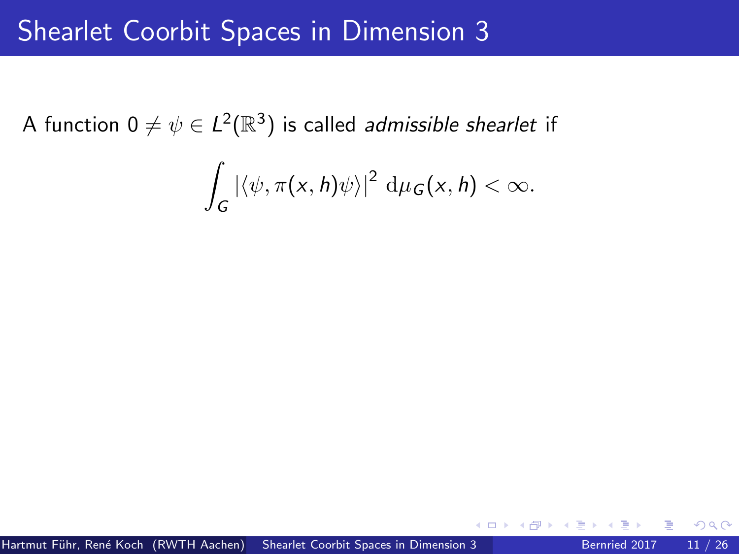# Shearlet Coorbit Spaces in Dimension 3

A function $0 \neq \psi \in L^2(\mathbb{R}^3)$ is called *admissible shearlet* if

$$\int_G |\langle \psi, \pi(x,h)\psi \rangle|^2 \, \mathrm{d}\mu_G(x,h) < \infty.$$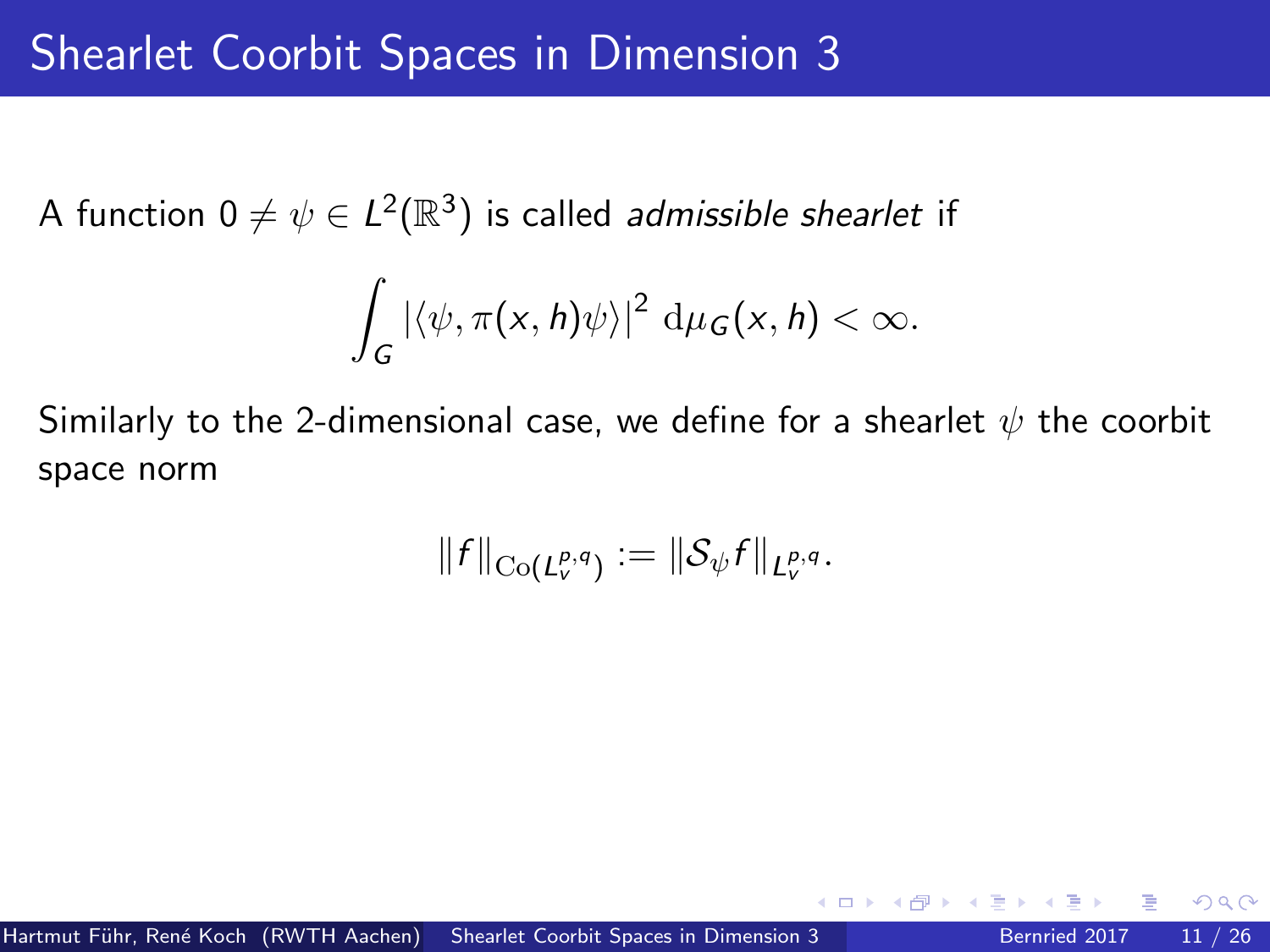# Shearlet Coorbit Spaces in Dimension 3

A function $0 \neq \psi \in L^2(\mathbb{R}^3)$ is called *admissible shearlet* if

$$\int_G |\langle \psi, \pi(x,h)\psi \rangle|^2 \, \mathrm{d}\mu_G(x,h) < \infty.$$

Similarly to the 2-dimensional case, we define for a shearlet $\psi$ the coorbit space norm

$$\|f\|_{\mathrm{Co}(L_v^{p,q})} := \|\mathcal{S}_\psi f\|_{L_v^{p,q}}.$$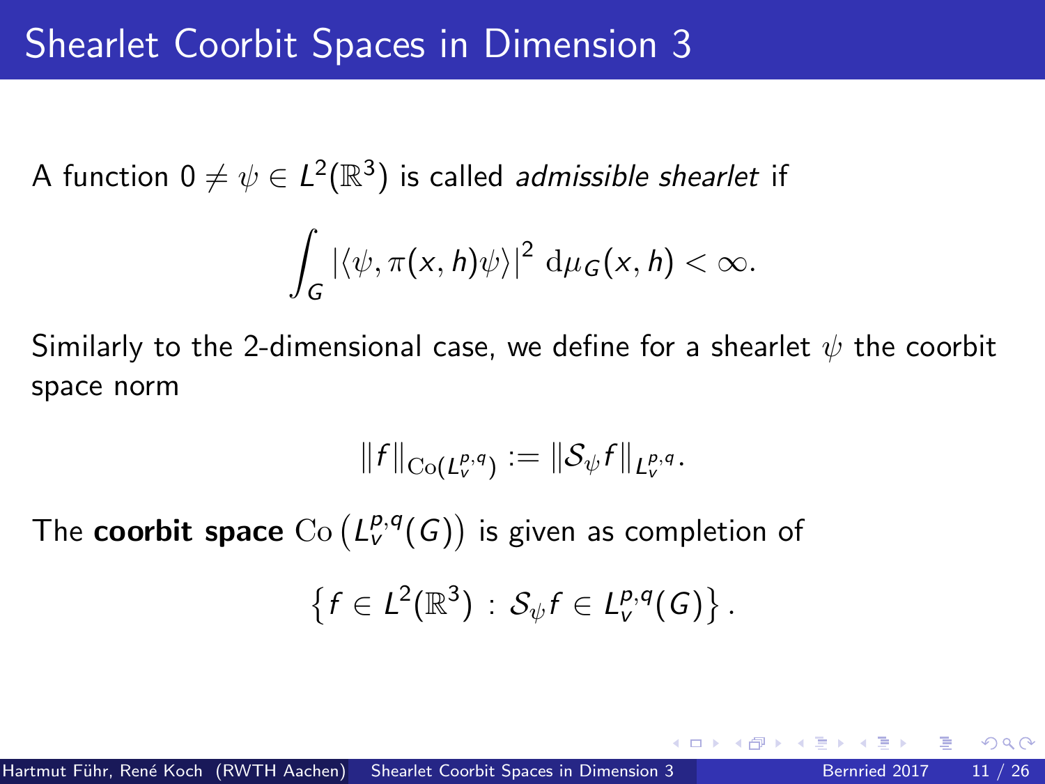# Shearlet Coorbit Spaces in Dimension 3

A function $0 \neq \psi \in L^2(\mathbb{R}^3)$ is called *admissible shearlet* if

$$\int_G |\langle \psi, \pi(x,h)\psi \rangle|^2 \, \mathrm{d}\mu_G(x,h) < \infty.$$

Similarly to the 2-dimensional case, we define for a shearlet $\psi$ the coorbit space norm

$$\|f\|_{\mathrm{Co}(L_v^{p,q})} := \|\mathcal{S}_\psi f\|_{L_v^{p,q}}.$$

The **coorbit space** $\mathrm{Co}\left(L_v^{p,q}(G)\right)$ is given as completion of

$$\left\{ f \in L^2(\mathbb{R}^3) \, : \, \mathcal{S}_\psi f \in L_v^{p,q}(G) \right\}.$$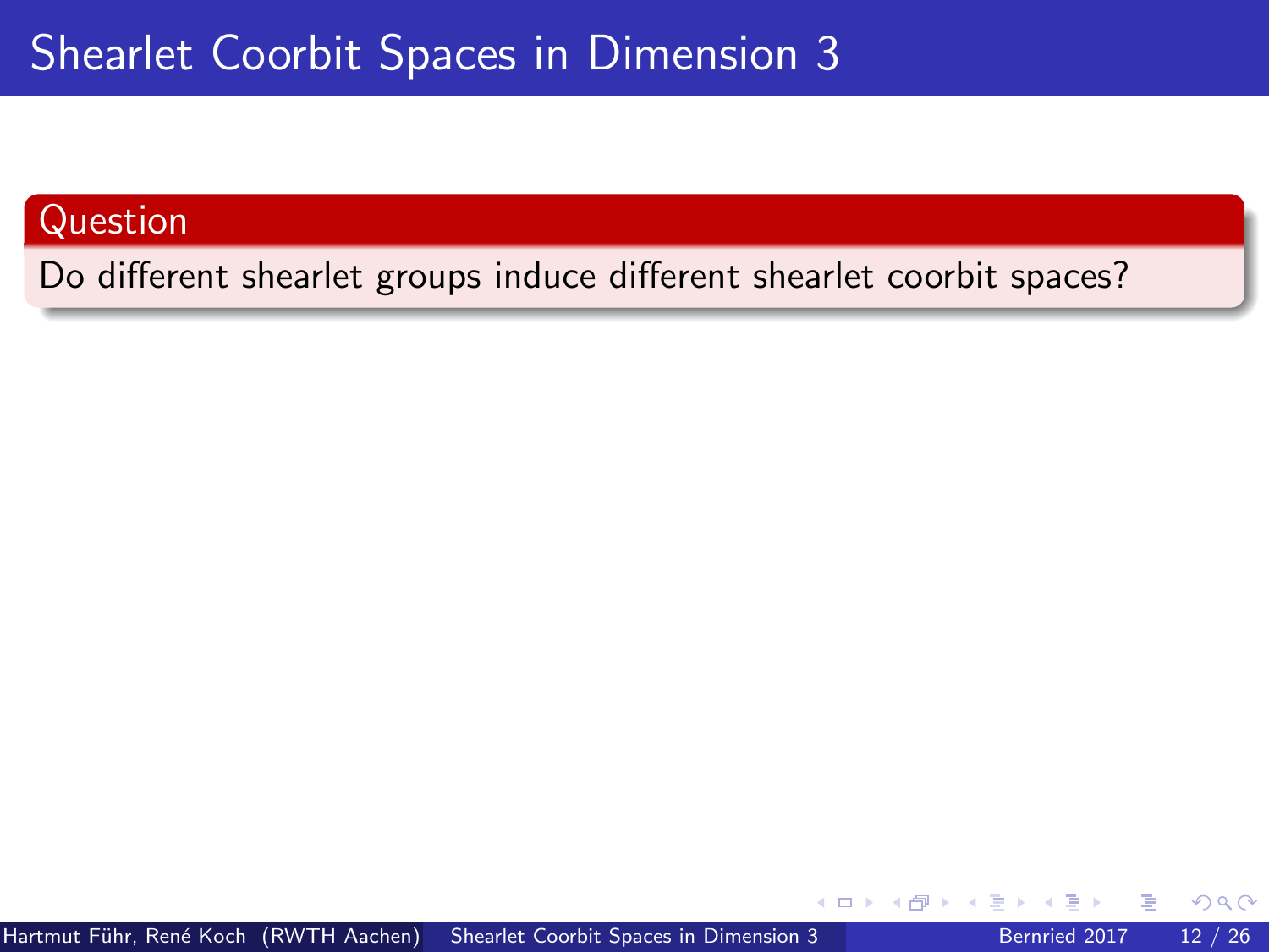# Shearlet Coorbit Spaces in Dimension 3

**Question**

Do different shearlet groups induce different shearlet coorbit spaces?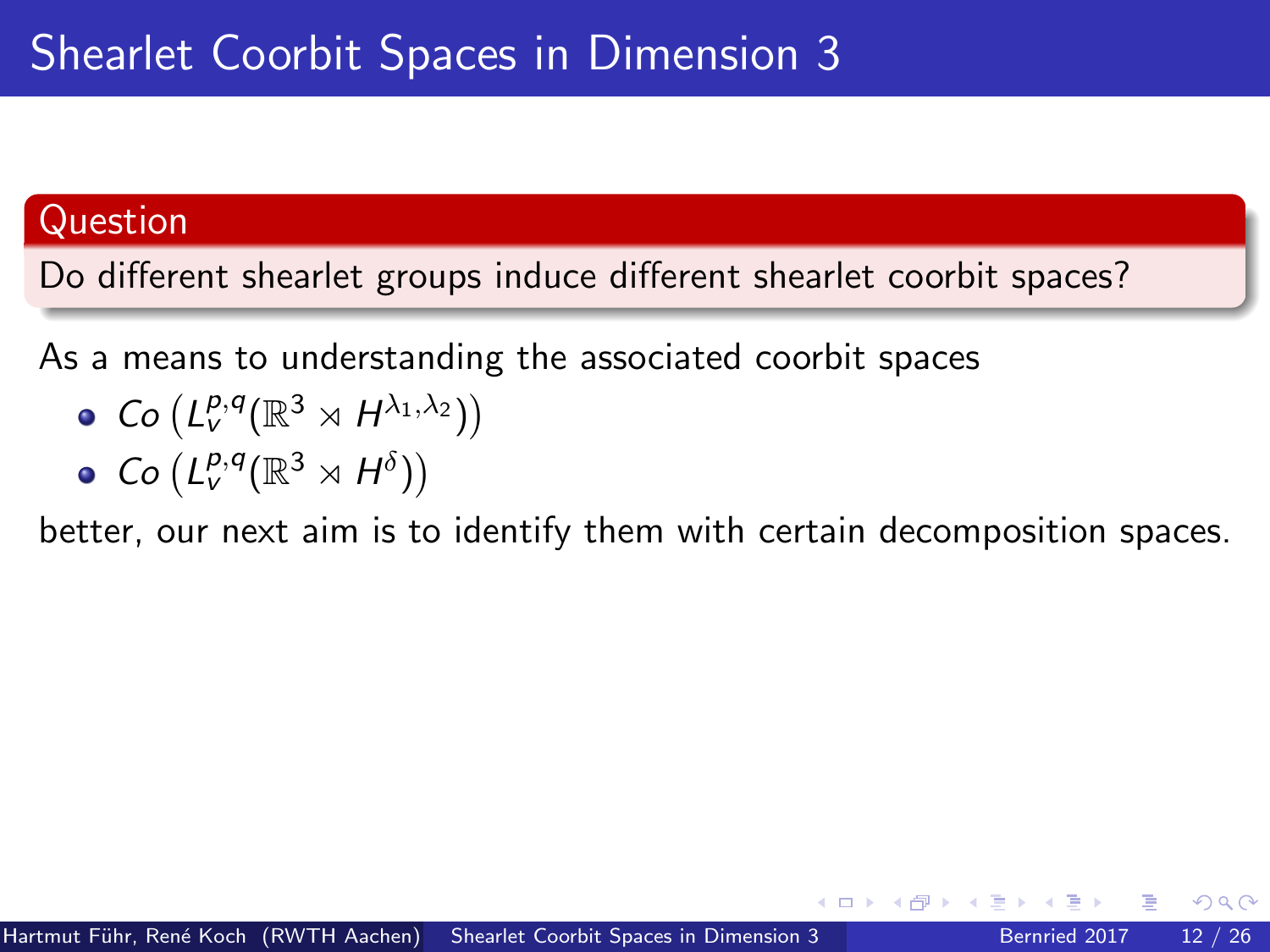# Shearlet Coorbit Spaces in Dimension 3

**Question**

Do different shearlet groups induce different shearlet coorbit spaces?

As a means to understanding the associated coorbit spaces

- $Co\left(L_v^{p,q}(\mathbb{R}^3 \rtimes H^{\lambda_1,\lambda_2})\right)$
- $Co\left(L_v^{p,q}(\mathbb{R}^3 \rtimes H^{\delta})\right)$

better, our next aim is to identify them with certain decomposition spaces.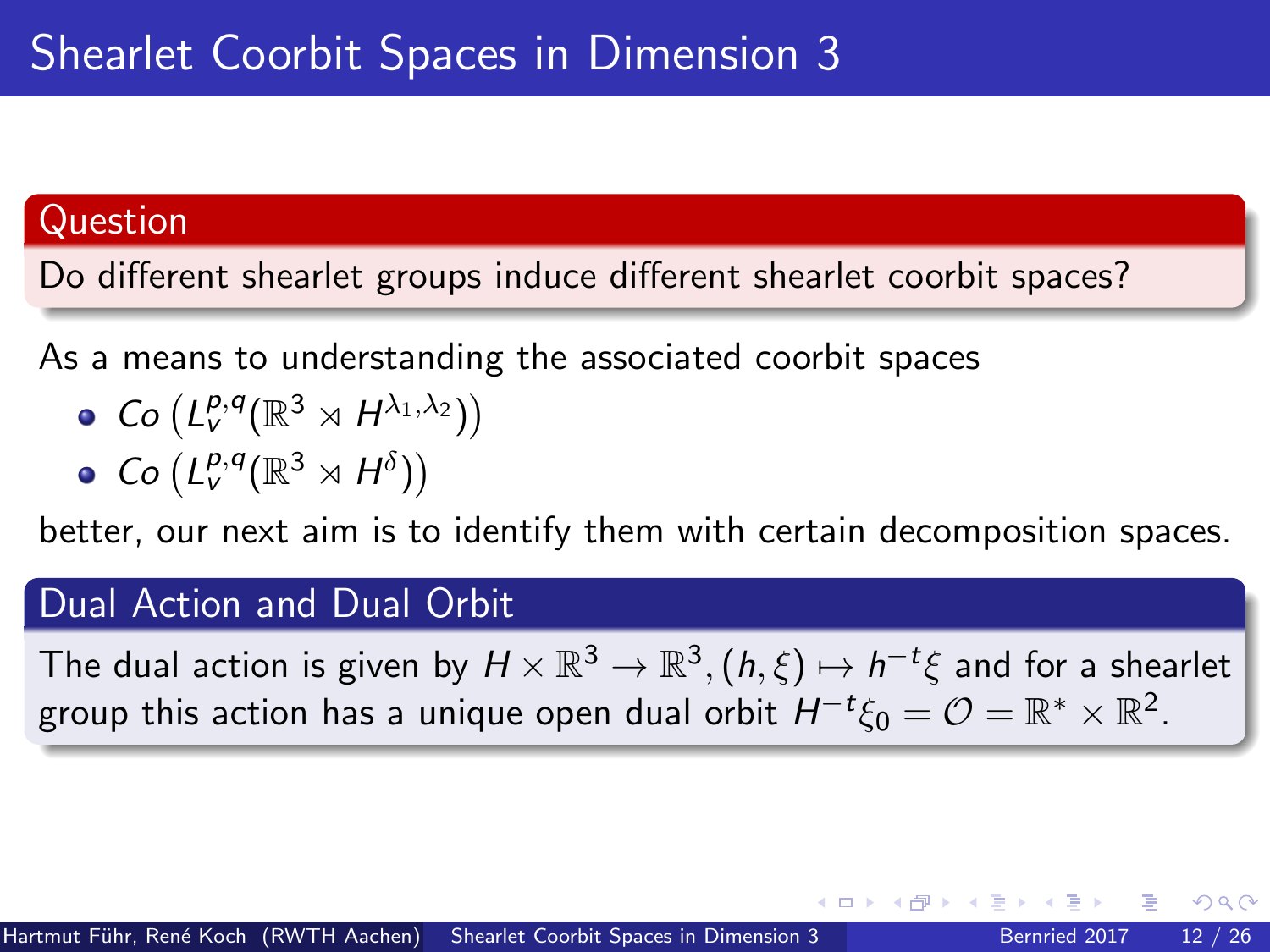# Shearlet Coorbit Spaces in Dimension 3

**Question**

Do different shearlet groups induce different shearlet coorbit spaces?

As a means to understanding the associated coorbit spaces

- $Co\left(L_v^{p,q}(\mathbb{R}^3 \rtimes H^{\lambda_1,\lambda_2})\right)$
- $Co\left(L_v^{p,q}(\mathbb{R}^3 \rtimes H^{\delta})\right)$

better, our next aim is to identify them with certain decomposition spaces.

**Dual Action and Dual Orbit**

The dual action is given by $H \times \mathbb{R}^3 \to \mathbb{R}^3, (h, \xi) \mapsto h^{-t}\xi$ and for a shearlet group this action has a unique open dual orbit $H^{-t}\xi_0 = \mathcal{O} = \mathbb{R}^* \times \mathbb{R}^2$.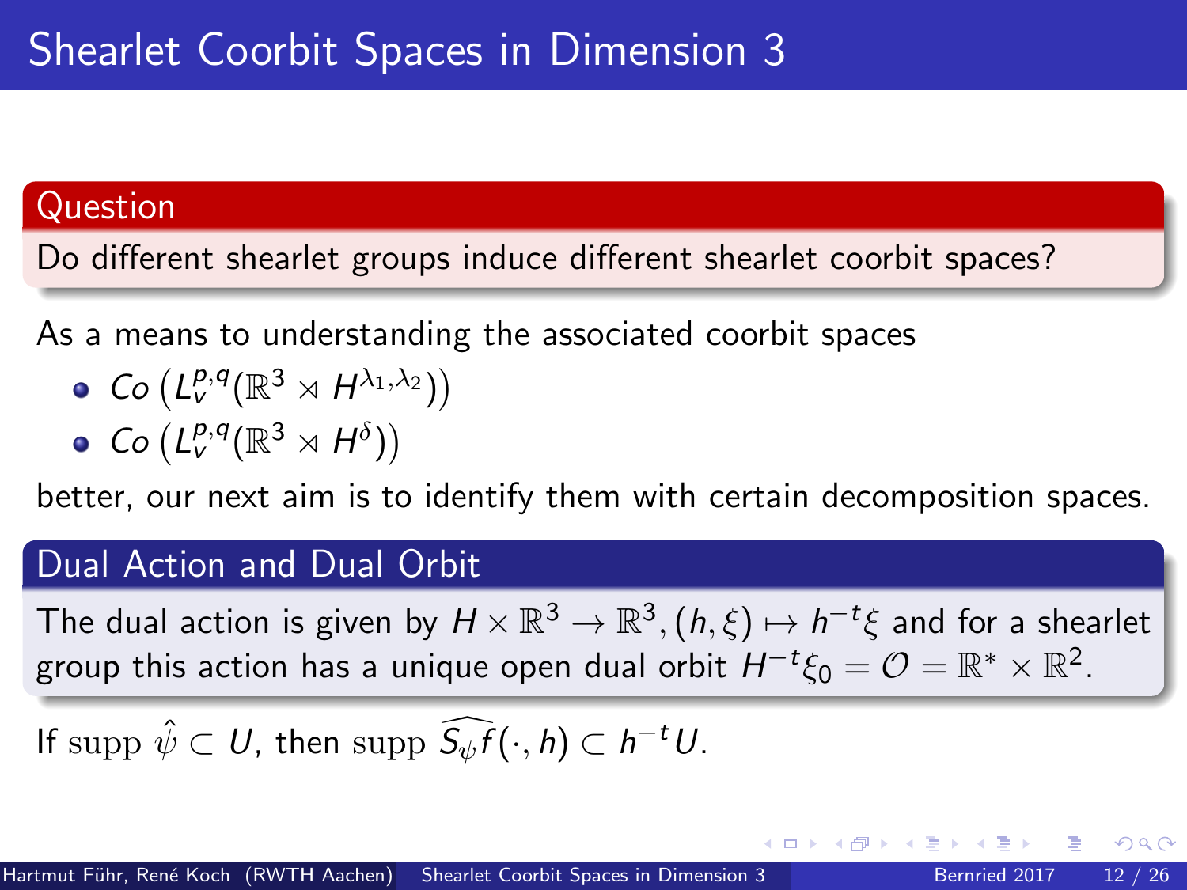# Shearlet Coorbit Spaces in Dimension 3

**Question**

Do different shearlet groups induce different shearlet coorbit spaces?

As a means to understanding the associated coorbit spaces

- $Co\left(L_v^{p,q}(\mathbb{R}^3 \rtimes H^{\lambda_1,\lambda_2})\right)$
- $Co\left(L_v^{p,q}(\mathbb{R}^3 \rtimes H^{\delta})\right)$

better, our next aim is to identify them with certain decomposition spaces.

**Dual Action and Dual Orbit**

The dual action is given by $H \times \mathbb{R}^3 \to \mathbb{R}^3, (h, \xi) \mapsto h^{-t}\xi$ and for a shearlet group this action has a unique open dual orbit $H^{-t}\xi_0 = \mathcal{O} = \mathbb{R}^* \times \mathbb{R}^2$.

If $\operatorname{supp} \hat{\psi} \subset U$, then $\operatorname{supp} \widehat{S_\psi f}(\cdot, h) \subset h^{-t}U$.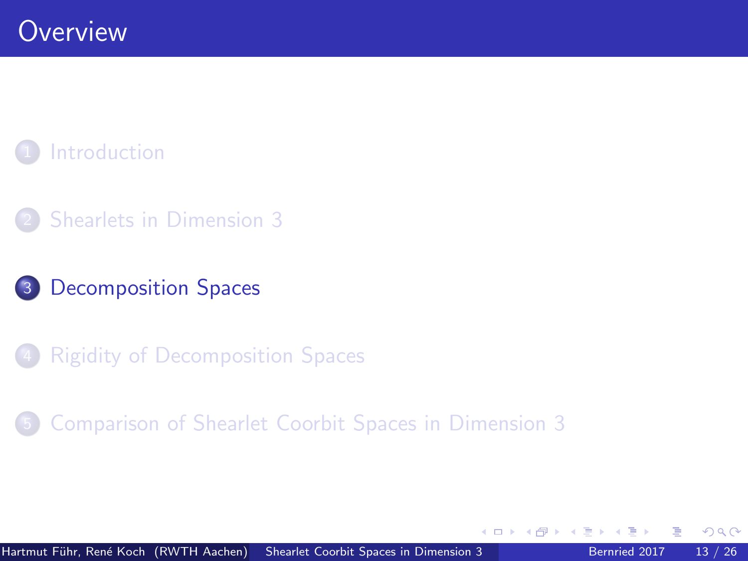# Overview

1. Introduction
2. Shearlets in Dimension 3
3. **Decomposition Spaces**
4. Rigidity of Decomposition Spaces
5. Comparison of Shearlet Coorbit Spaces in Dimension 3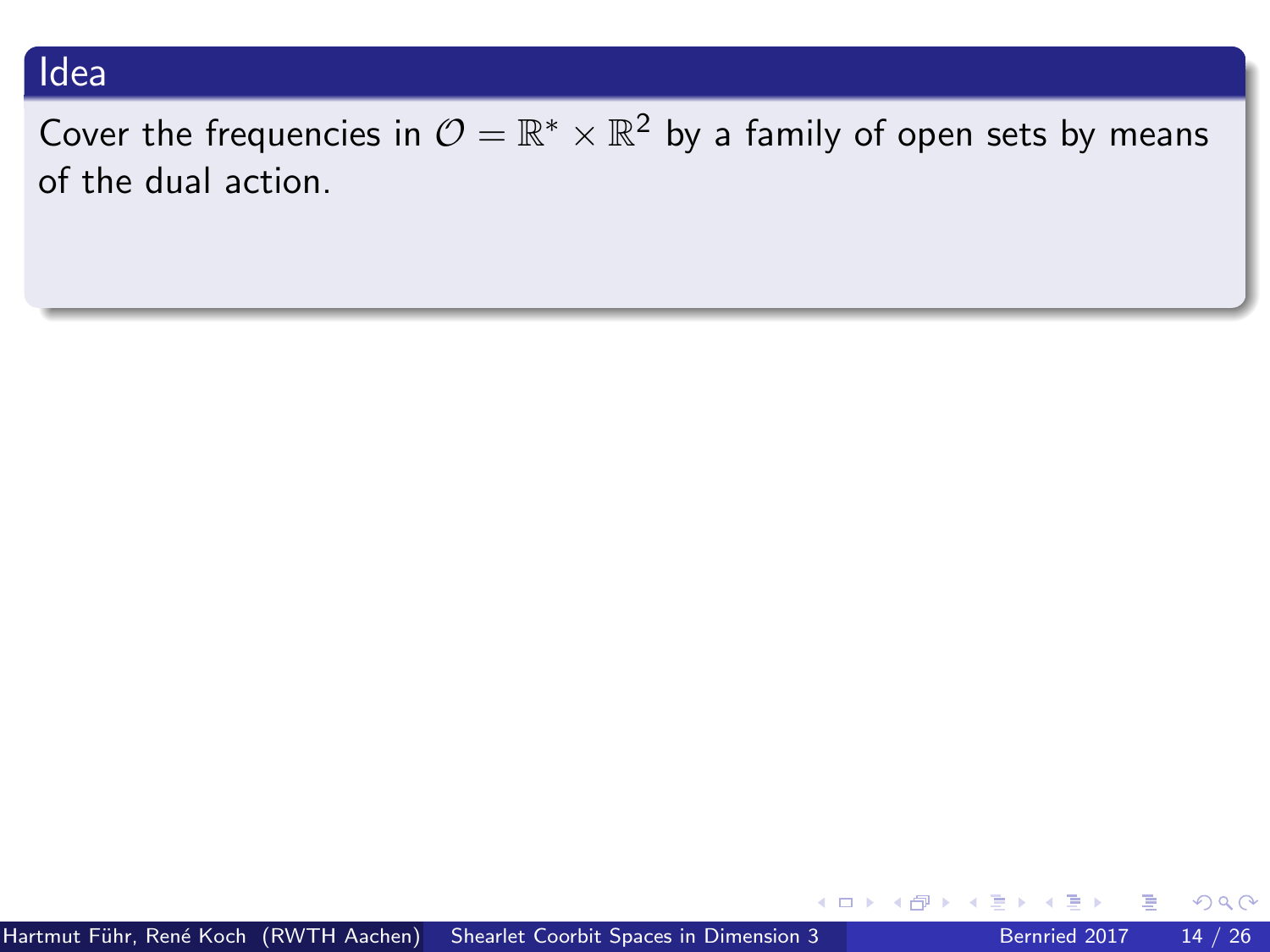## Idea

Cover the frequencies in $\mathcal{O} = \mathbb{R}^* \times \mathbb{R}^2$ by a family of open sets by means of the dual action.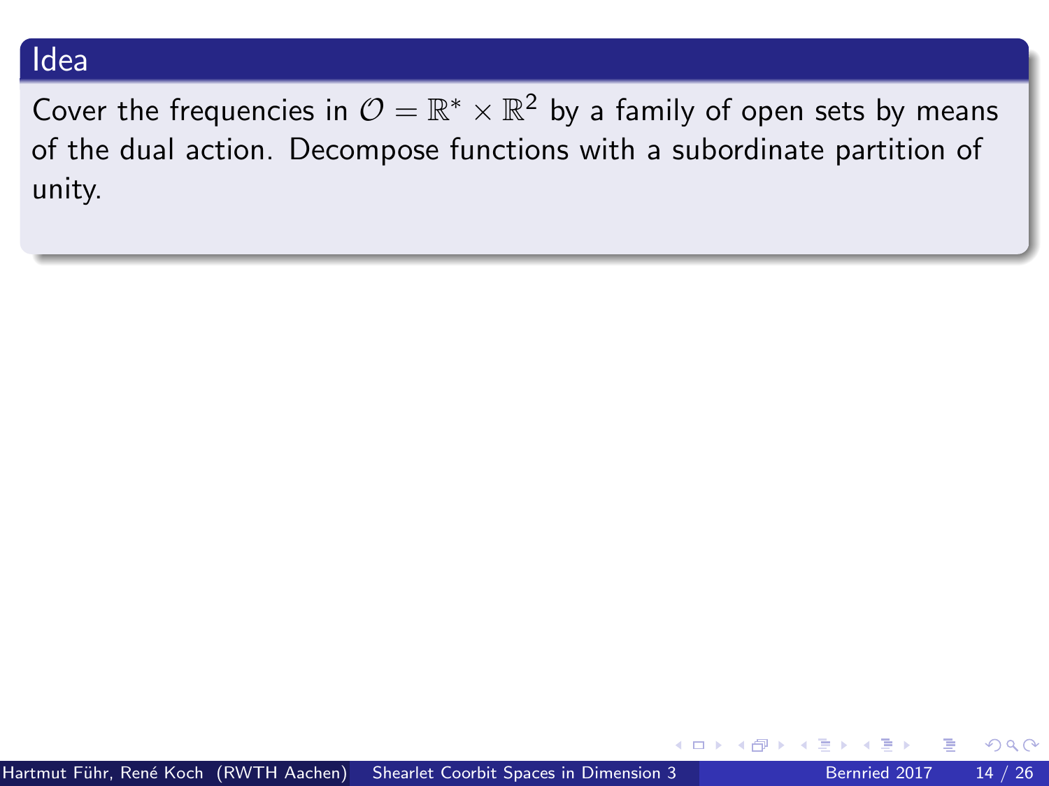## Idea

Cover the frequencies in $\mathcal{O} = \mathbb{R}^* \times \mathbb{R}^2$ by a family of open sets by means of the dual action. Decompose functions with a subordinate partition of unity.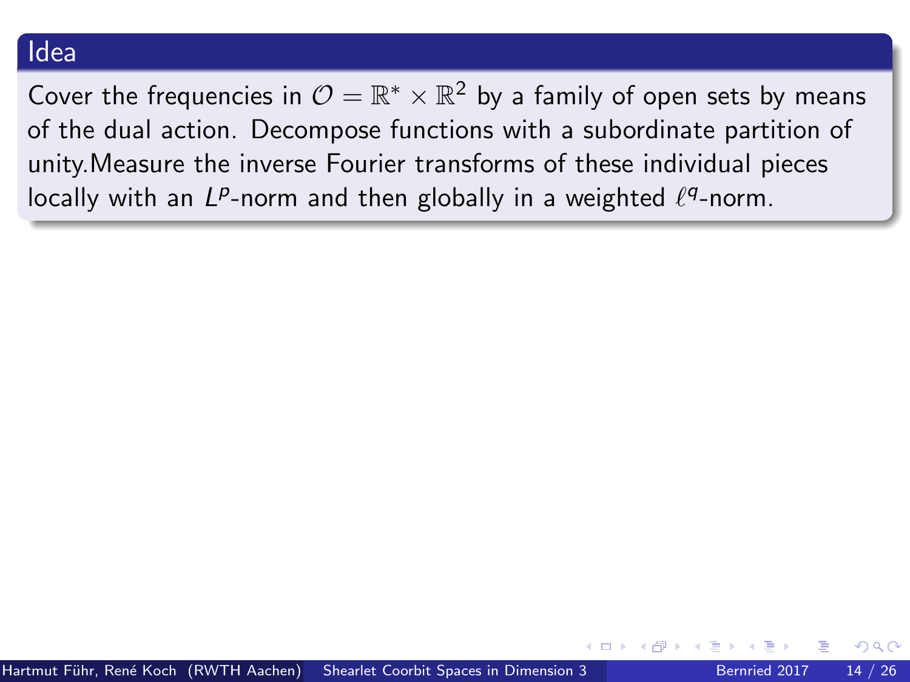## Idea

Cover the frequencies in $\mathcal{O} = \mathbb{R}^* \times \mathbb{R}^2$ by a family of open sets by means of the dual action. Decompose functions with a subordinate partition of unity.Measure the inverse Fourier transforms of these individual pieces locally with an $L^p$-norm and then globally in a weighted $\ell^q$-norm.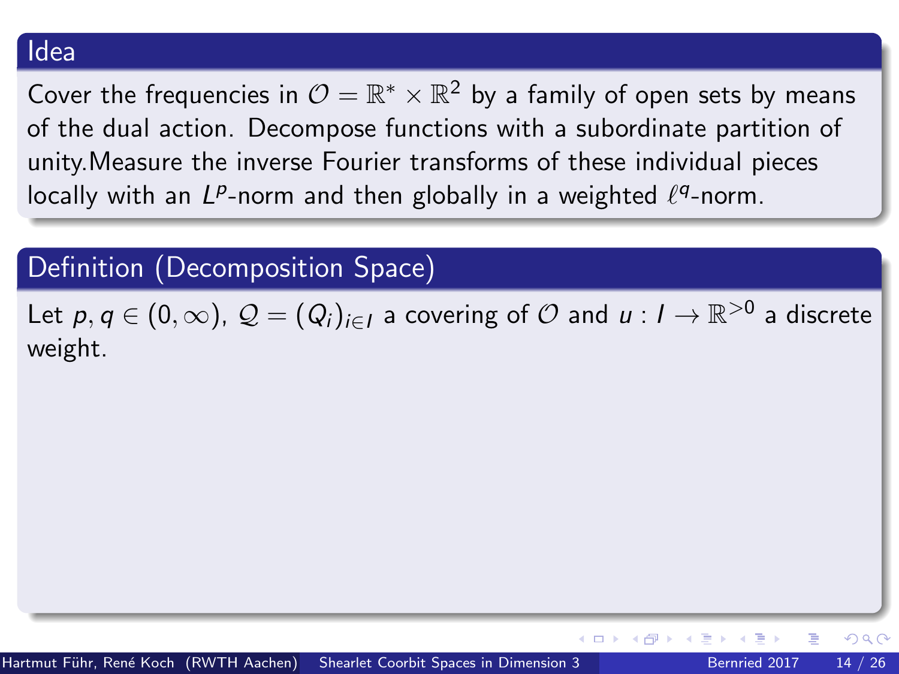## Idea

Cover the frequencies in $\mathcal{O} = \mathbb{R}^* \times \mathbb{R}^2$ by a family of open sets by means of the dual action. Decompose functions with a subordinate partition of unity.Measure the inverse Fourier transforms of these individual pieces locally with an $L^p$-norm and then globally in a weighted $\ell^q$-norm.

## Definition (Decomposition Space)

Let $p, q \in (0, \infty)$, $\mathcal{Q} = (Q_i)_{i \in I}$ a covering of $\mathcal{O}$ and $u : I \to \mathbb{R}^{>0}$ a discrete weight.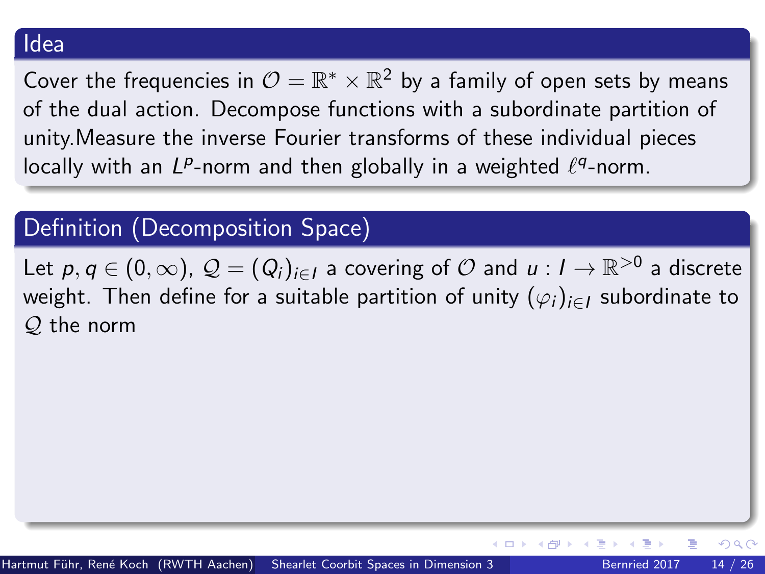## Idea

Cover the frequencies in $\mathcal{O} = \mathbb{R}^* \times \mathbb{R}^2$ by a family of open sets by means of the dual action. Decompose functions with a subordinate partition of unity.Measure the inverse Fourier transforms of these individual pieces locally with an $L^p$-norm and then globally in a weighted $\ell^q$-norm.

## Definition (Decomposition Space)

Let $p, q \in (0, \infty)$, $\mathcal{Q} = (Q_i)_{i \in I}$ a covering of $\mathcal{O}$ and $u : I \to \mathbb{R}^{>0}$ a discrete weight. Then define for a suitable partition of unity $(\varphi_i)_{i \in I}$ subordinate to $\mathcal{Q}$ the norm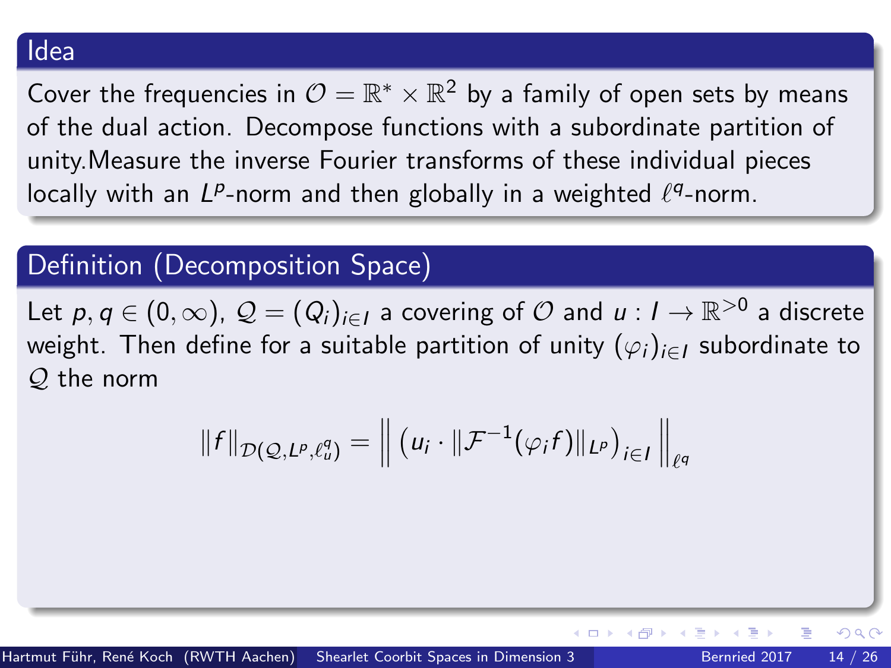## Idea

Cover the frequencies in $\mathcal{O} = \mathbb{R}^* \times \mathbb{R}^2$ by a family of open sets by means of the dual action. Decompose functions with a subordinate partition of unity.Measure the inverse Fourier transforms of these individual pieces locally with an $L^p$-norm and then globally in a weighted $\ell^q$-norm.

## Definition (Decomposition Space)

Let $p, q \in (0, \infty)$, $\mathcal{Q} = (Q_i)_{i \in I}$ a covering of $\mathcal{O}$ and $u : I \to \mathbb{R}^{>0}$ a discrete weight. Then define for a suitable partition of unity $(\varphi_i)_{i \in I}$ subordinate to $\mathcal{Q}$ the norm

$$\|f\|_{\mathcal{D}(\mathcal{Q}, L^p, \ell^q_u)} = \left\| \left( u_i \cdot \|\mathcal{F}^{-1}(\varphi_i f)\|_{L^p} \right)_{i \in I} \right\|_{\ell^q}$$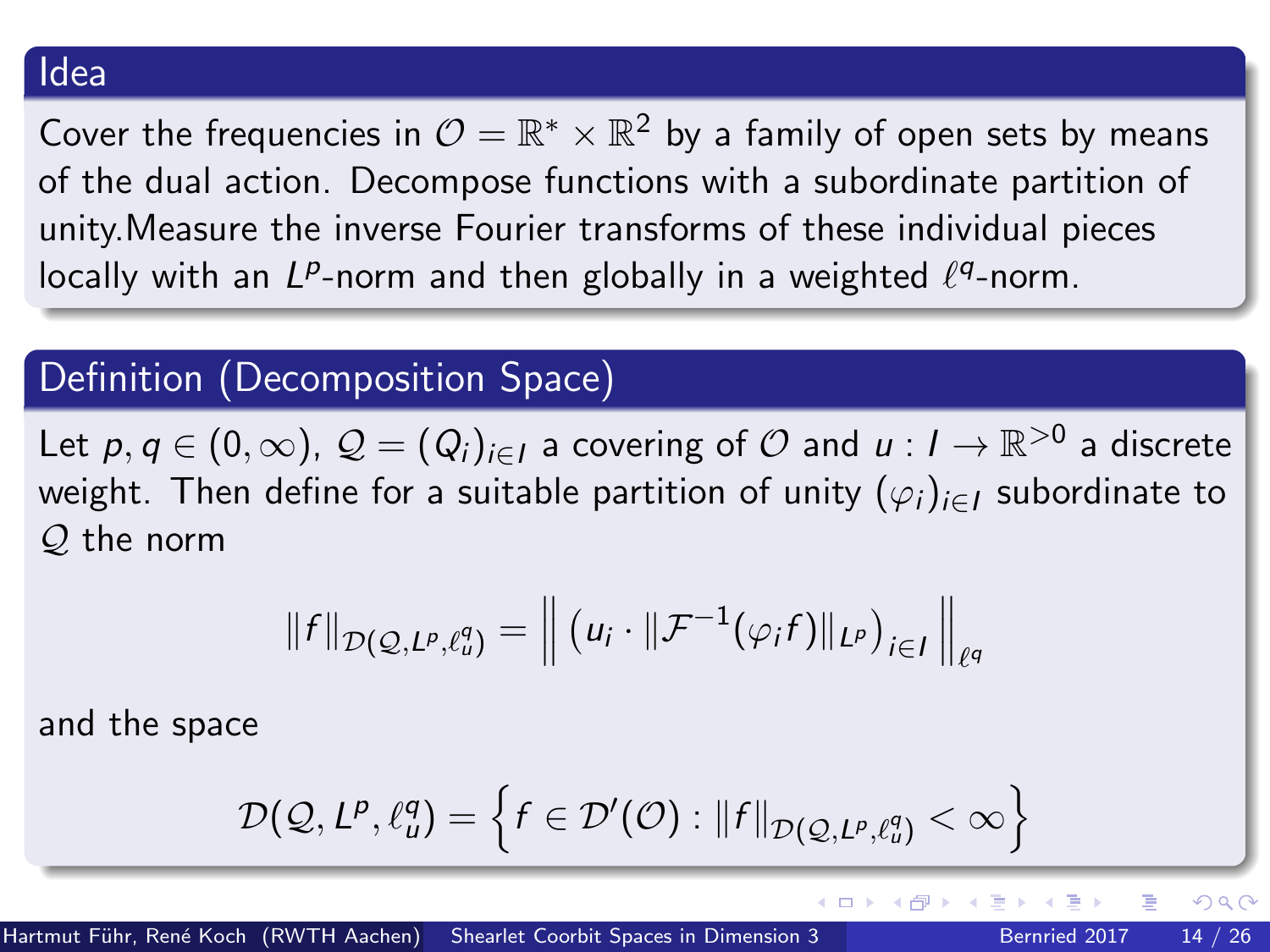## Idea

Cover the frequencies in $\mathcal{O} = \mathbb{R}^* \times \mathbb{R}^2$ by a family of open sets by means of the dual action. Decompose functions with a subordinate partition of unity.Measure the inverse Fourier transforms of these individual pieces locally with an $L^p$-norm and then globally in a weighted $\ell^q$-norm.

## Definition (Decomposition Space)

Let $p, q \in (0, \infty)$, $\mathcal{Q} = (Q_i)_{i \in I}$ a covering of $\mathcal{O}$ and $u : I \to \mathbb{R}^{>0}$ a discrete weight. Then define for a suitable partition of unity $(\varphi_i)_{i \in I}$ subordinate to $\mathcal{Q}$ the norm

$$\|f\|_{\mathcal{D}(\mathcal{Q}, L^p, \ell^q_u)} = \left\| \left( u_i \cdot \|\mathcal{F}^{-1}(\varphi_i f)\|_{L^p} \right)_{i \in I} \right\|_{\ell^q}$$

and the space

$$\mathcal{D}(\mathcal{Q}, L^p, \ell^q_u) = \left\{ f \in \mathcal{D}'(\mathcal{O}) : \|f\|_{\mathcal{D}(\mathcal{Q}, L^p, \ell^q_u)} < \infty \right\}$$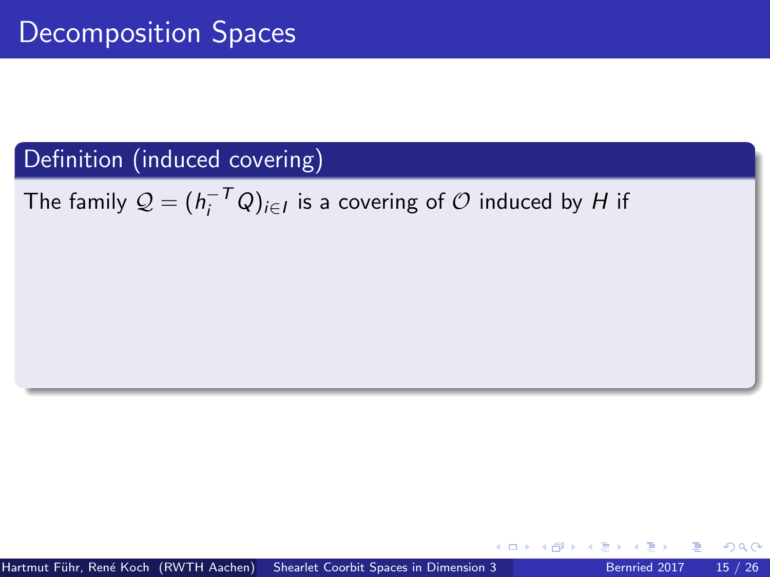# Decomposition Spaces

**Definition (induced covering)**

The family $\mathcal{Q} = (h_i^{-T} Q)_{i \in I}$ is a covering of $\mathcal{O}$ induced by $H$ if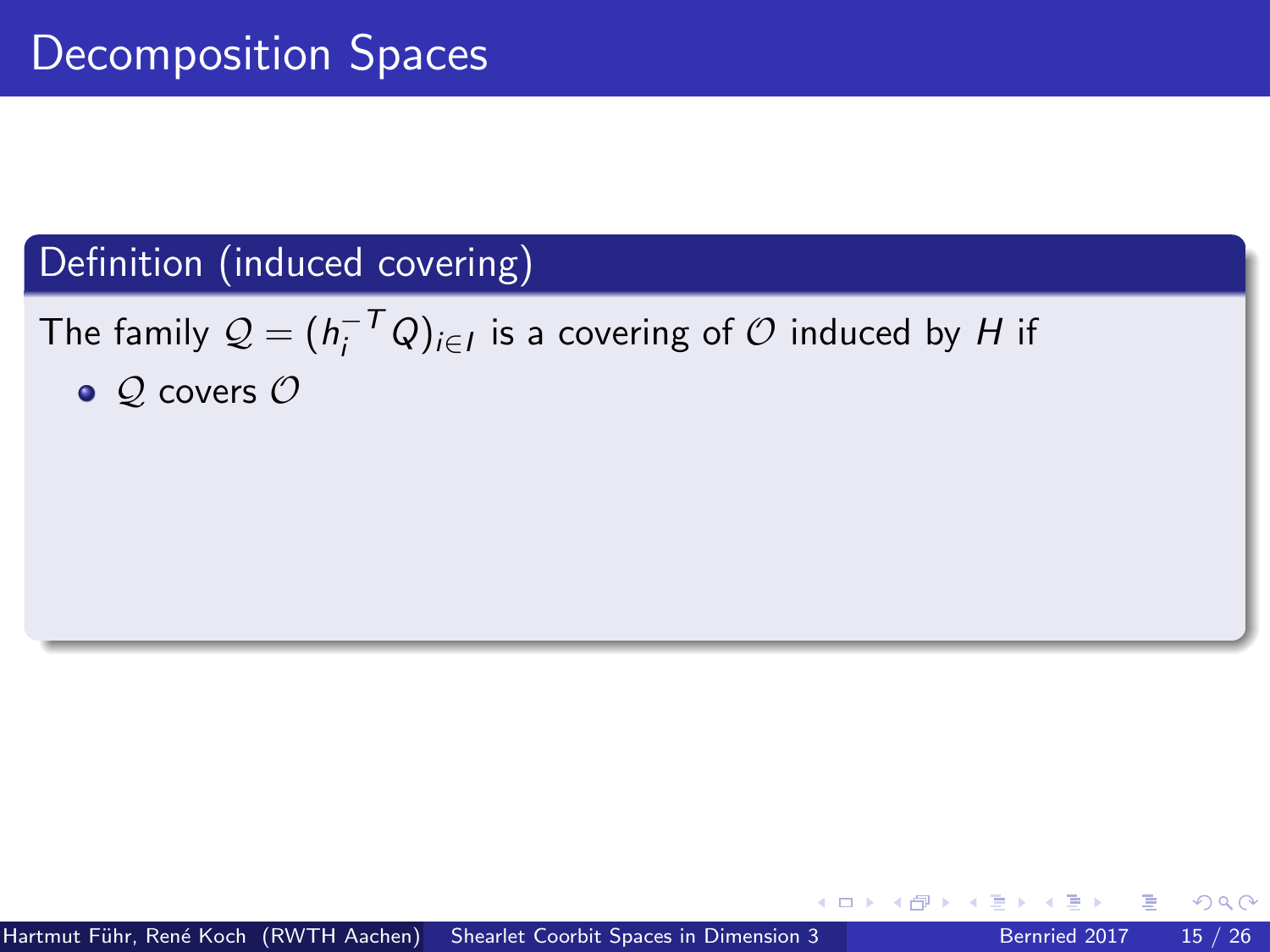# Decomposition Spaces

## Definition (induced covering)

The family $\mathcal{Q} = (h_i^{-T} Q)_{i \in I}$ is a covering of $\mathcal{O}$ induced by $H$ if

- $\mathcal{Q}$ covers $\mathcal{O}$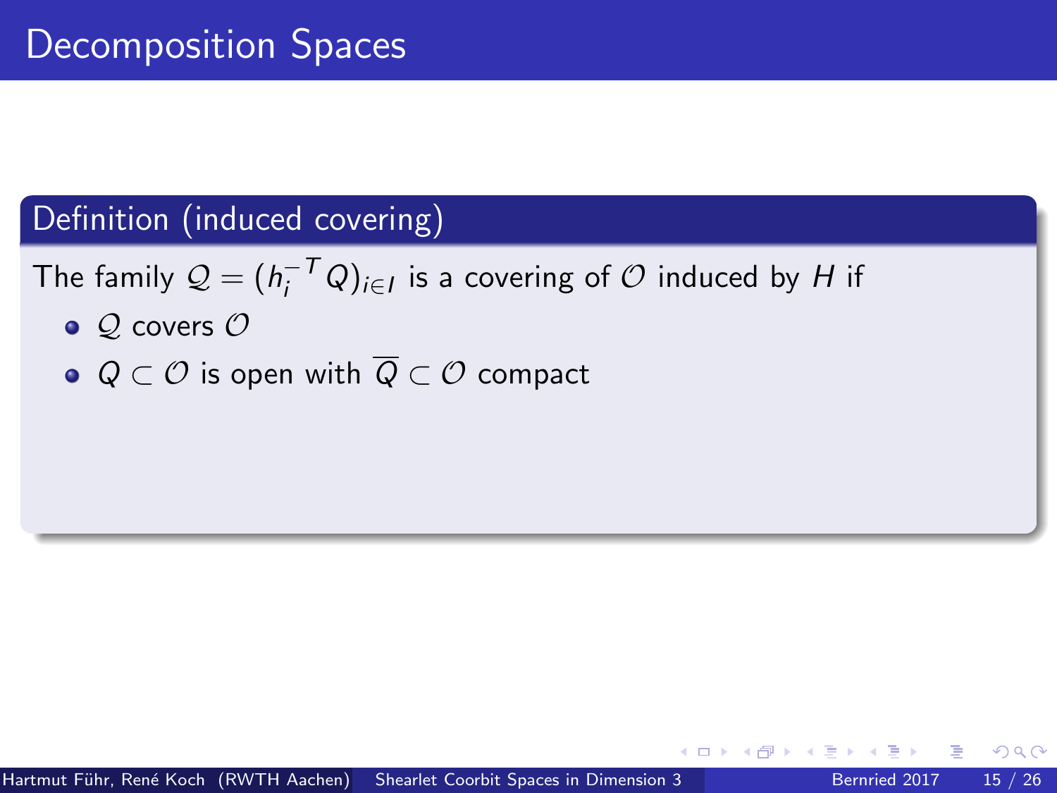# Decomposition Spaces

**Definition (induced covering)**

The family $\mathcal{Q} = (h_i^{-T} Q)_{i \in I}$ is a covering of $\mathcal{O}$ induced by $H$ if

- $\mathcal{Q}$ covers $\mathcal{O}$
- $Q \subset \mathcal{O}$ is open with $\overline{Q} \subset \mathcal{O}$ compact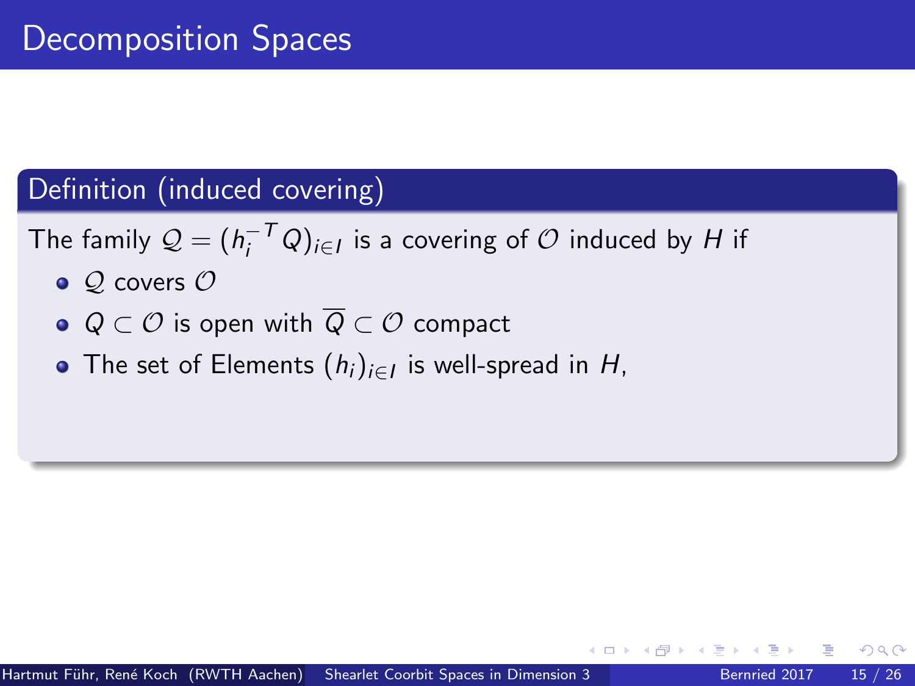# Decomposition Spaces

**Definition (induced covering)**

The family $\mathcal{Q} = (h_i^{-T} Q)_{i \in I}$ is a covering of $\mathcal{O}$ induced by $H$ if

- $\mathcal{Q}$ covers $\mathcal{O}$
- $Q \subset \mathcal{O}$ is open with $\overline{Q} \subset \mathcal{O}$ compact
- The set of Elements $(h_i)_{i \in I}$ is well-spread in $H$,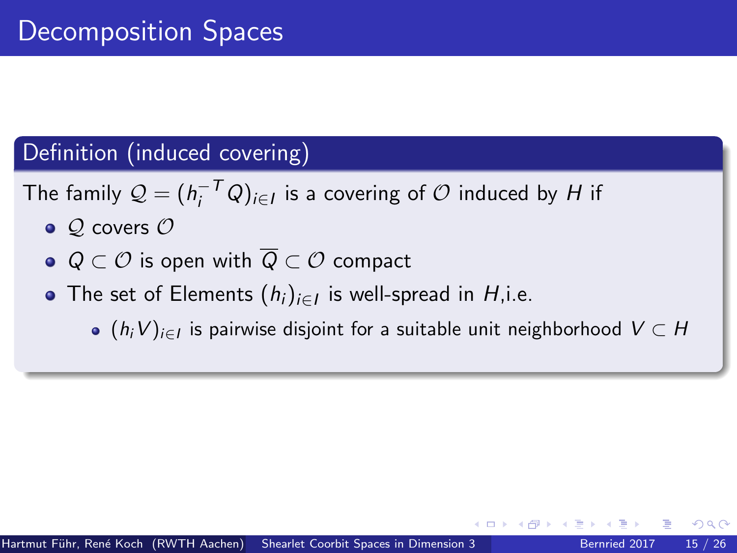# Decomposition Spaces

## Definition (induced covering)

The family $\mathcal{Q} = (h_i^{-T} Q)_{i \in I}$ is a covering of $\mathcal{O}$ induced by $H$ if

- $\mathcal{Q}$ covers $\mathcal{O}$
- $Q \subset \mathcal{O}$ is open with $\overline{Q} \subset \mathcal{O}$ compact
- The set of Elements $(h_i)_{i \in I}$ is well-spread in $H$,i.e.
  - $(h_i V)_{i \in I}$ is pairwise disjoint for a suitable unit neighborhood $V \subset H$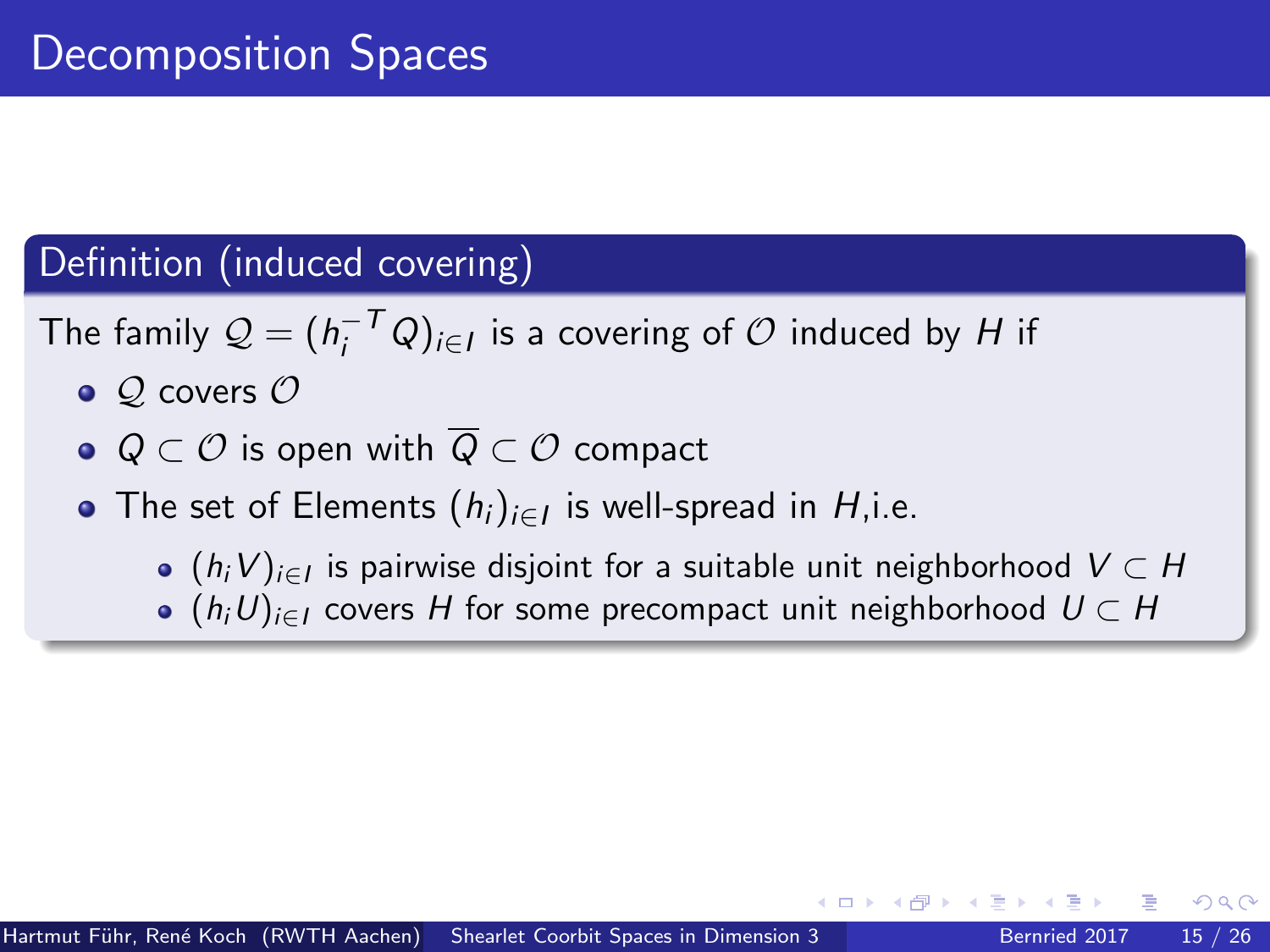# Decomposition Spaces

## Definition (induced covering)

The family $\mathcal{Q} = (h_i^{-T} Q)_{i \in I}$ is a covering of $\mathcal{O}$ induced by $H$ if

- $\mathcal{Q}$ covers $\mathcal{O}$
- $Q \subset \mathcal{O}$ is open with $\overline{Q} \subset \mathcal{O}$ compact
- The set of Elements $(h_i)_{i \in I}$ is well-spread in $H$,i.e.
  - $(h_i V)_{i \in I}$ is pairwise disjoint for a suitable unit neighborhood $V \subset H$
  - $(h_i U)_{i \in I}$ covers $H$ for some precompact unit neighborhood $U \subset H$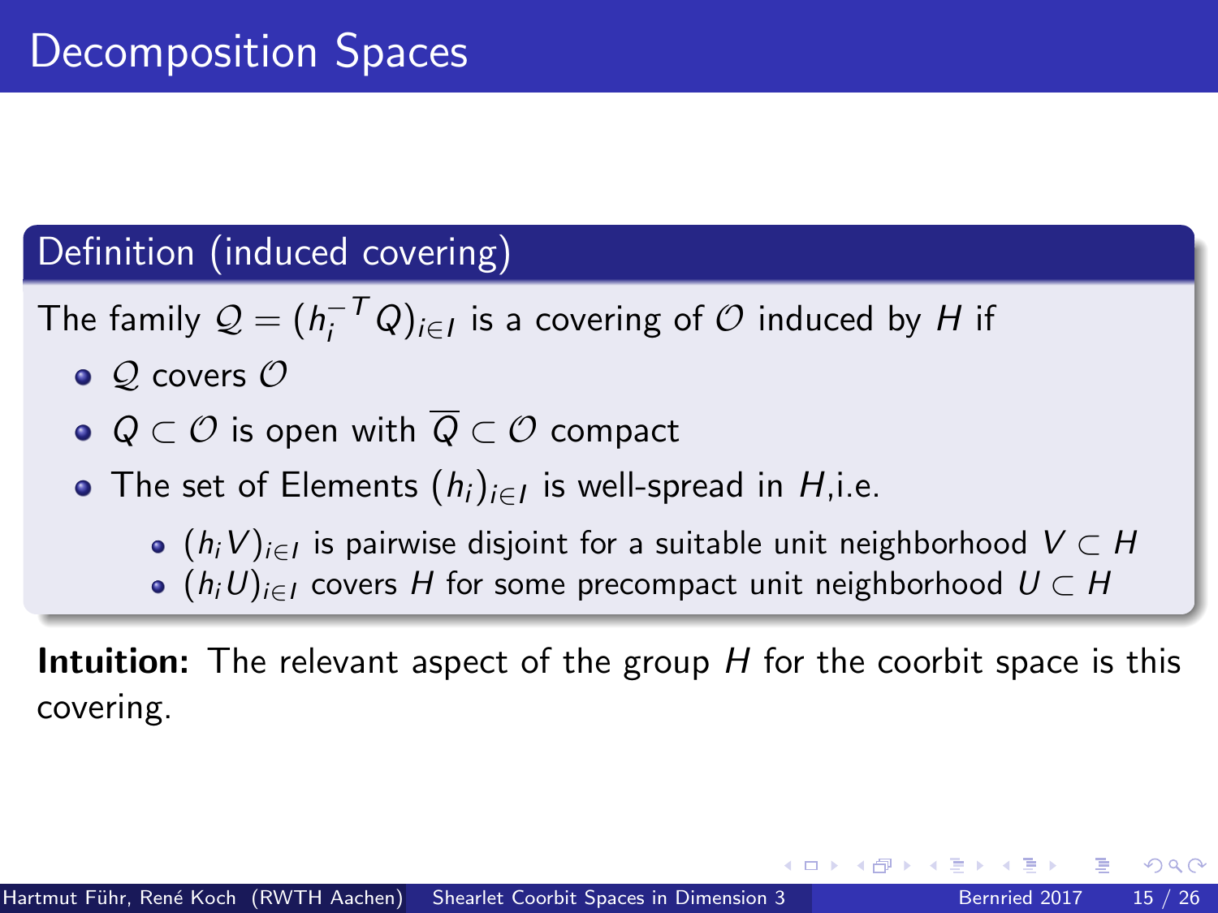# Decomposition Spaces

## Definition (induced covering)

The family $\mathcal{Q} = (h_i^{-T} Q)_{i \in I}$ is a covering of $\mathcal{O}$ induced by $H$ if

- $\mathcal{Q}$ covers $\mathcal{O}$
- $Q \subset \mathcal{O}$ is open with $\overline{Q} \subset \mathcal{O}$ compact
- The set of Elements $(h_i)_{i \in I}$ is well-spread in $H$,i.e.
  - $(h_i V)_{i \in I}$ is pairwise disjoint for a suitable unit neighborhood $V \subset H$
  - $(h_i U)_{i \in I}$ covers $H$ for some precompact unit neighborhood $U \subset H$

**Intuition:** The relevant aspect of the group $H$ for the coorbit space is this covering.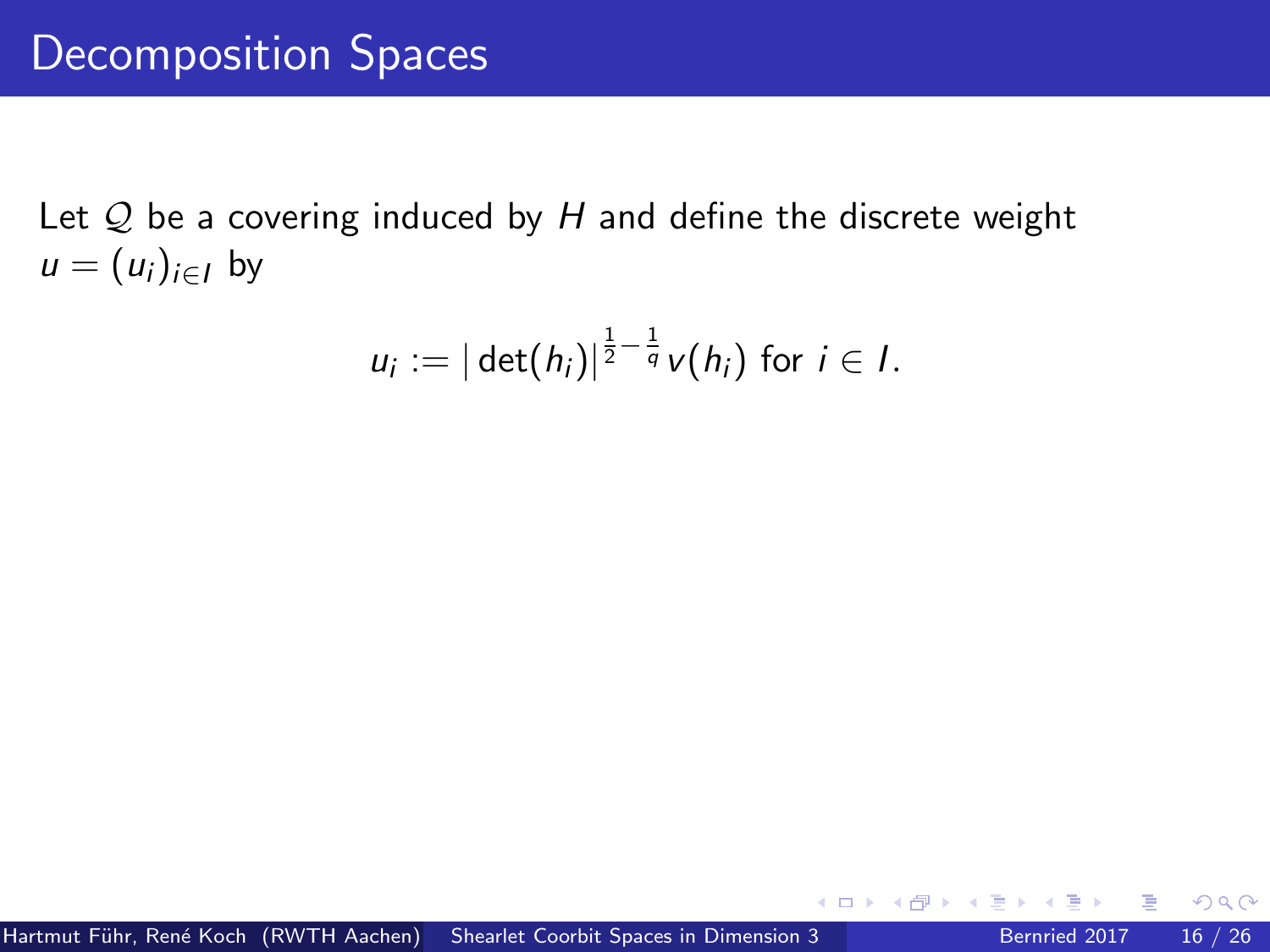# Decomposition Spaces

Let $\mathcal{Q}$ be a covering induced by $H$ and define the discrete weight $u = (u_i)_{i \in I}$ by

$$u_i := |\det(h_i)|^{\frac{1}{2} - \frac{1}{q}} v(h_i) \text{ for } i \in I.$$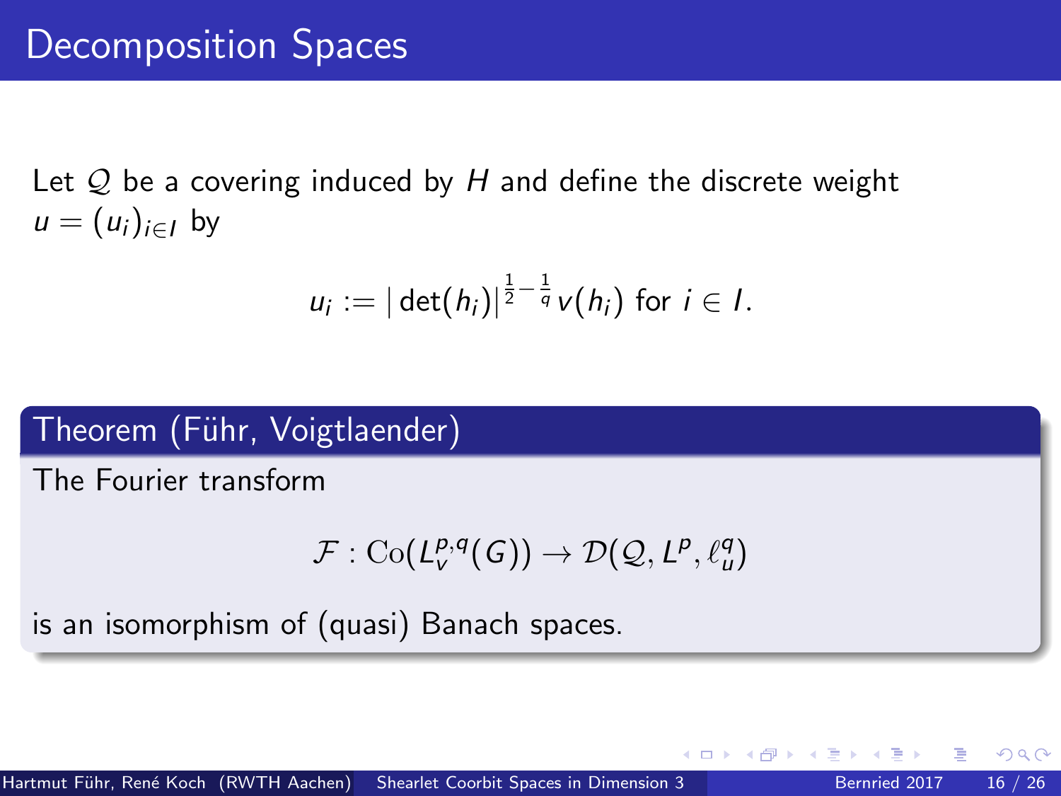# Decomposition Spaces

Let $\mathcal{Q}$ be a covering induced by $H$ and define the discrete weight $u = (u_i)_{i \in I}$ by

$$u_i := |\det(h_i)|^{\frac{1}{2} - \frac{1}{q}} v(h_i) \text{ for } i \in I.$$

**Theorem (Führ, Voigtlaender)**

The Fourier transform

$$\mathcal{F} : \mathrm{Co}(L_v^{p,q}(G)) \to \mathcal{D}(\mathcal{Q}, L^p, \ell_u^q)$$

is an isomorphism of (quasi) Banach spaces.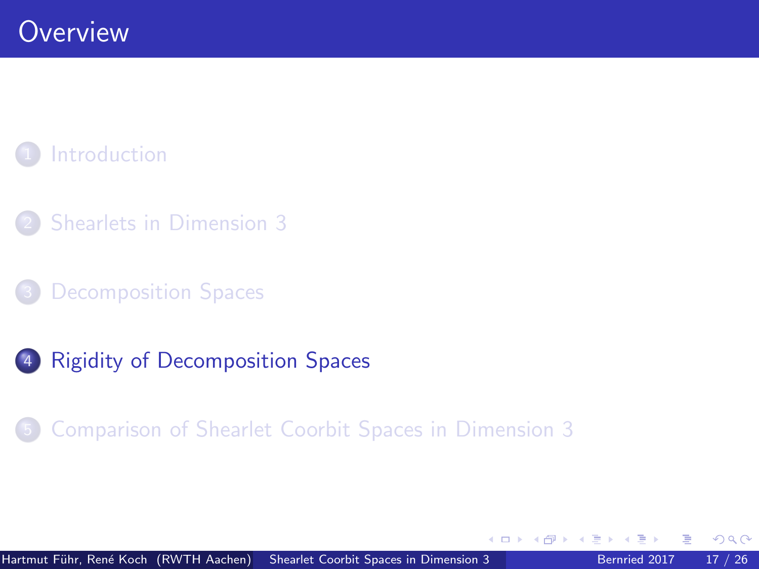# Overview

1. Introduction
2. Shearlets in Dimension 3
3. Decomposition Spaces
4. Rigidity of Decomposition Spaces
5. Comparison of Shearlet Coorbit Spaces in Dimension 3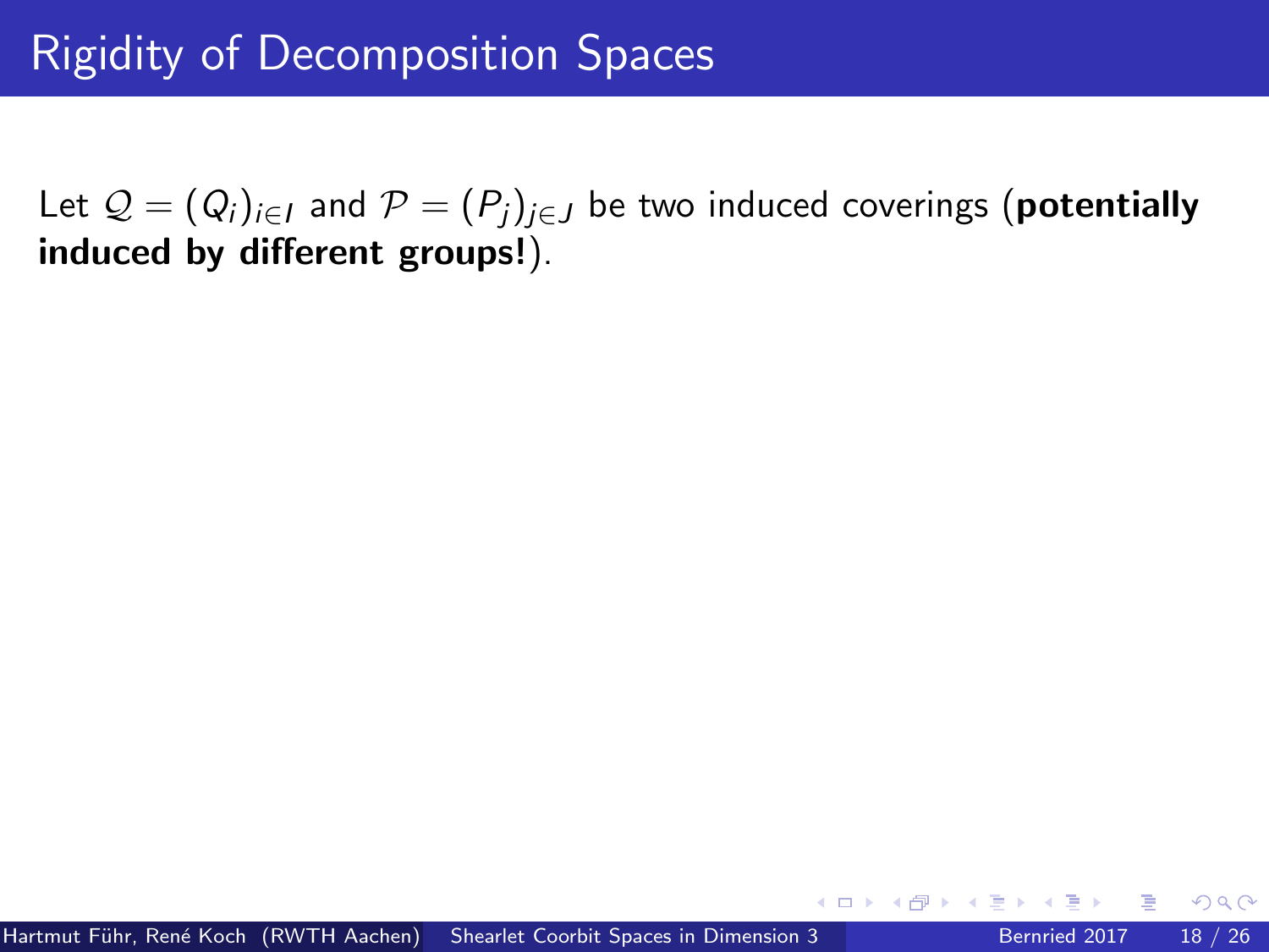# Rigidity of Decomposition Spaces

Let $\mathcal{Q} = (Q_i)_{i \in I}$ and $\mathcal{P} = (P_j)_{j \in J}$ be two induced coverings (**potentially induced by different groups!**).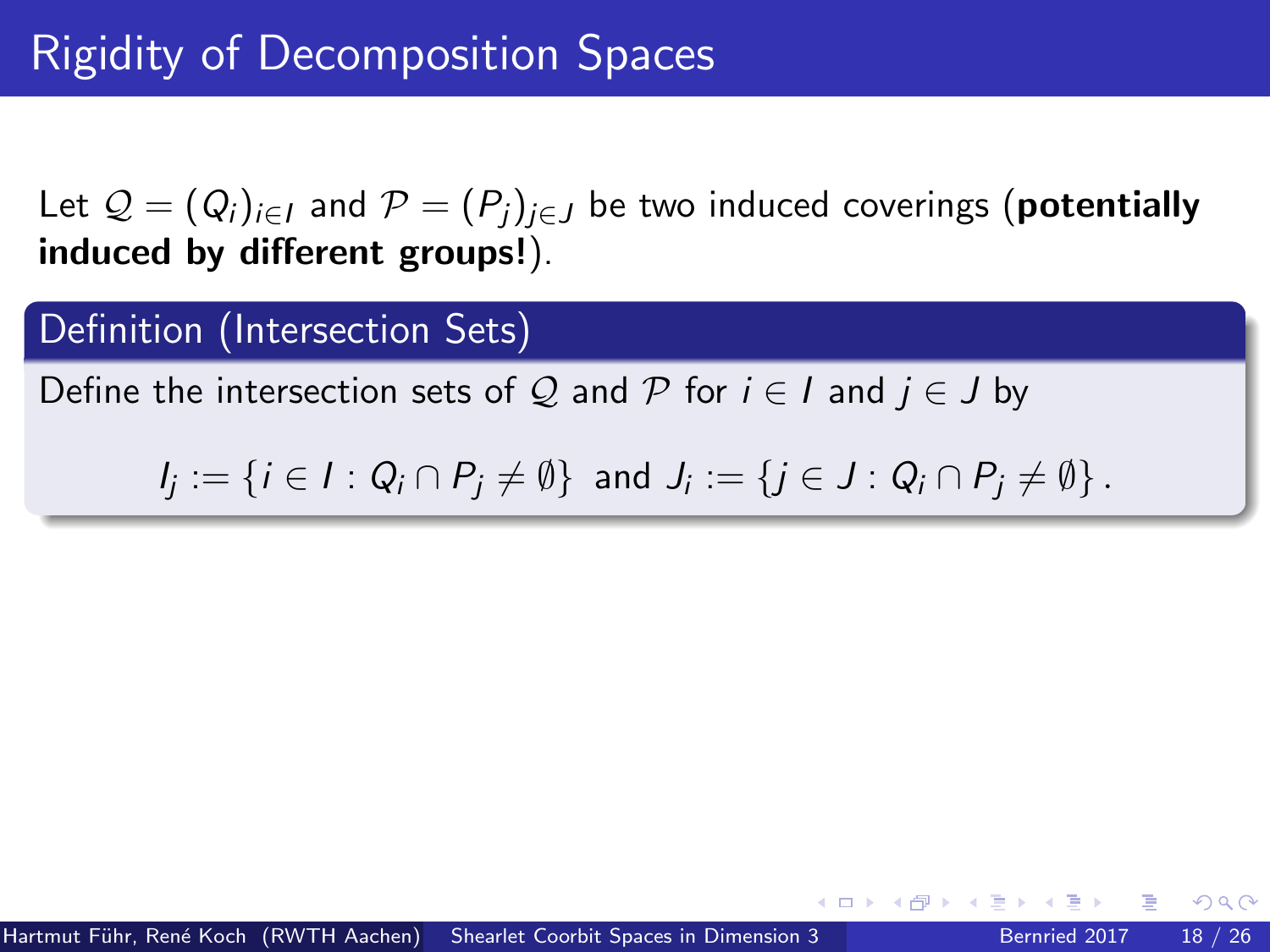# Rigidity of Decomposition Spaces

Let $\mathcal{Q} = (Q_i)_{i \in I}$ and $\mathcal{P} = (P_j)_{j \in J}$ be two induced coverings (**potentially induced by different groups!**).

## Definition (Intersection Sets)

Define the intersection sets of $\mathcal{Q}$ and $\mathcal{P}$ for $i \in I$ and $j \in J$ by

$$I_j := \{i \in I : Q_i \cap P_j \neq \emptyset\} \text{ and } J_i := \{j \in J : Q_i \cap P_j \neq \emptyset\}.$$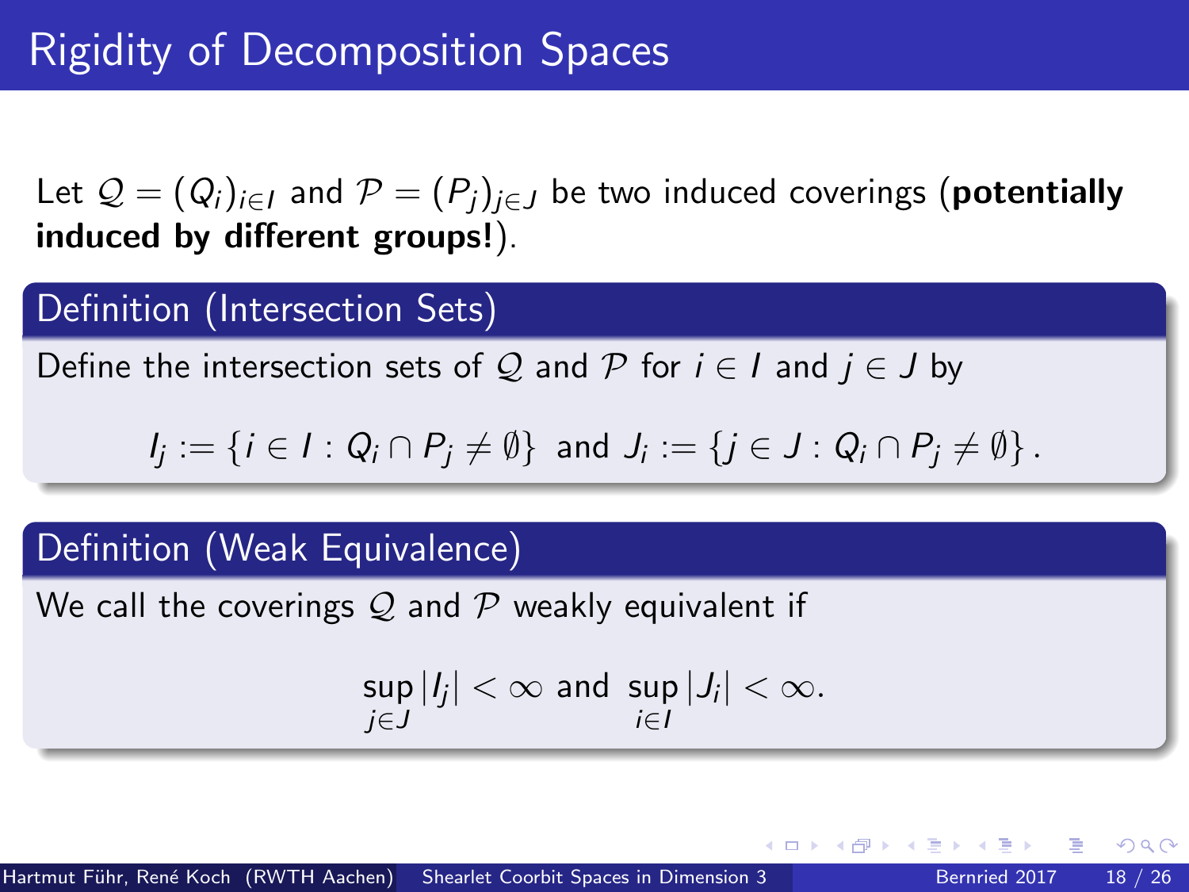# Rigidity of Decomposition Spaces

Let $\mathcal{Q} = (Q_i)_{i \in I}$ and $\mathcal{P} = (P_j)_{j \in J}$ be two induced coverings (**potentially induced by different groups!**).

## Definition (Intersection Sets)

Define the intersection sets of $\mathcal{Q}$ and $\mathcal{P}$ for $i \in I$ and $j \in J$ by

$$I_j := \{ i \in I : Q_i \cap P_j \neq \emptyset \} \text{ and } J_i := \{ j \in J : Q_i \cap P_j \neq \emptyset \} .$$

## Definition (Weak Equivalence)

We call the coverings $\mathcal{Q}$ and $\mathcal{P}$ weakly equivalent if

$$\sup_{j \in J} |I_j| < \infty \text{ and } \sup_{i \in I} |J_i| < \infty .$$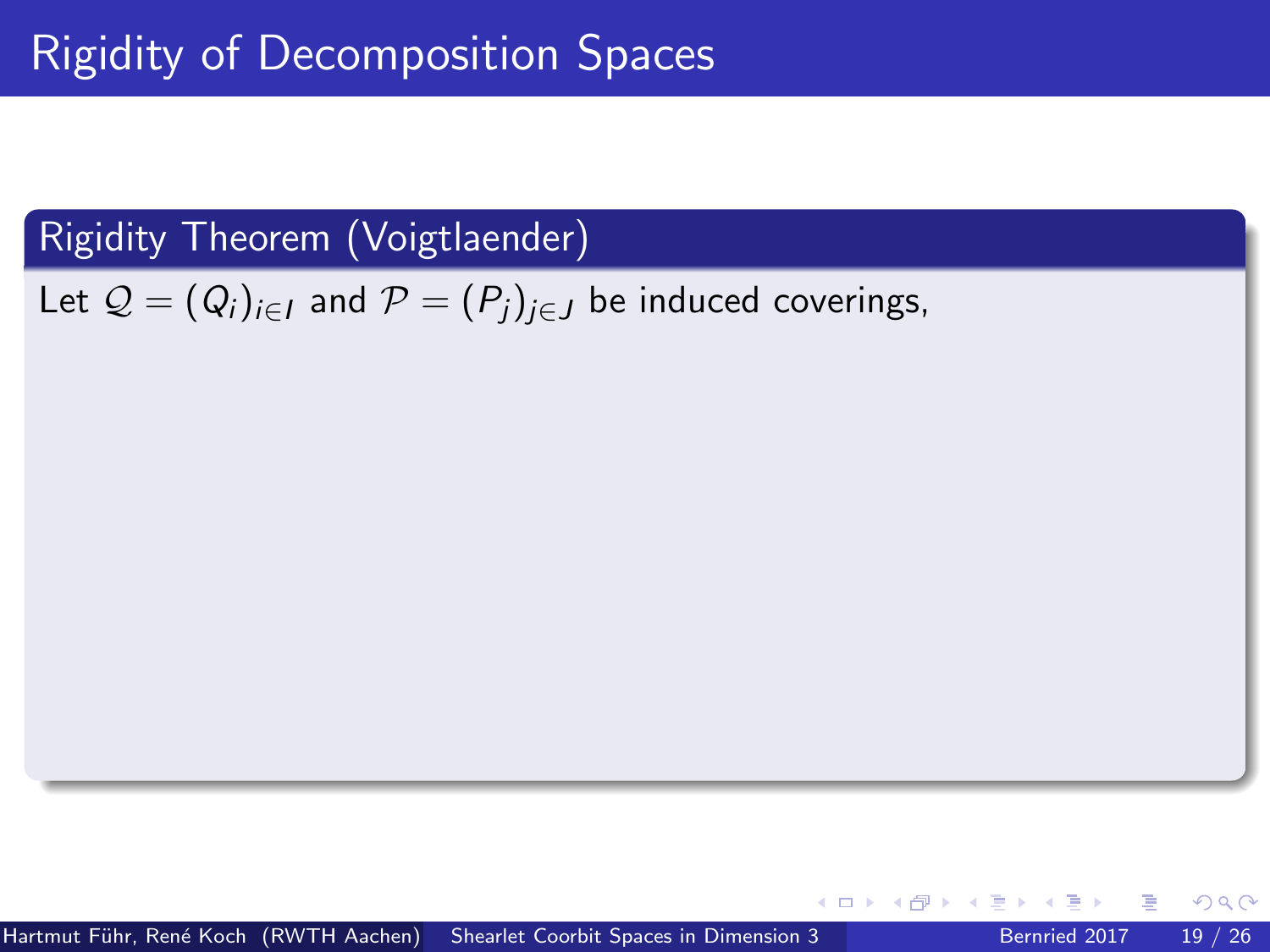# Rigidity of Decomposition Spaces

## Rigidity Theorem (Voigtlaender)

Let $\mathcal{Q} = (Q_i)_{i \in I}$ and $\mathcal{P} = (P_j)_{j \in J}$ be induced coverings,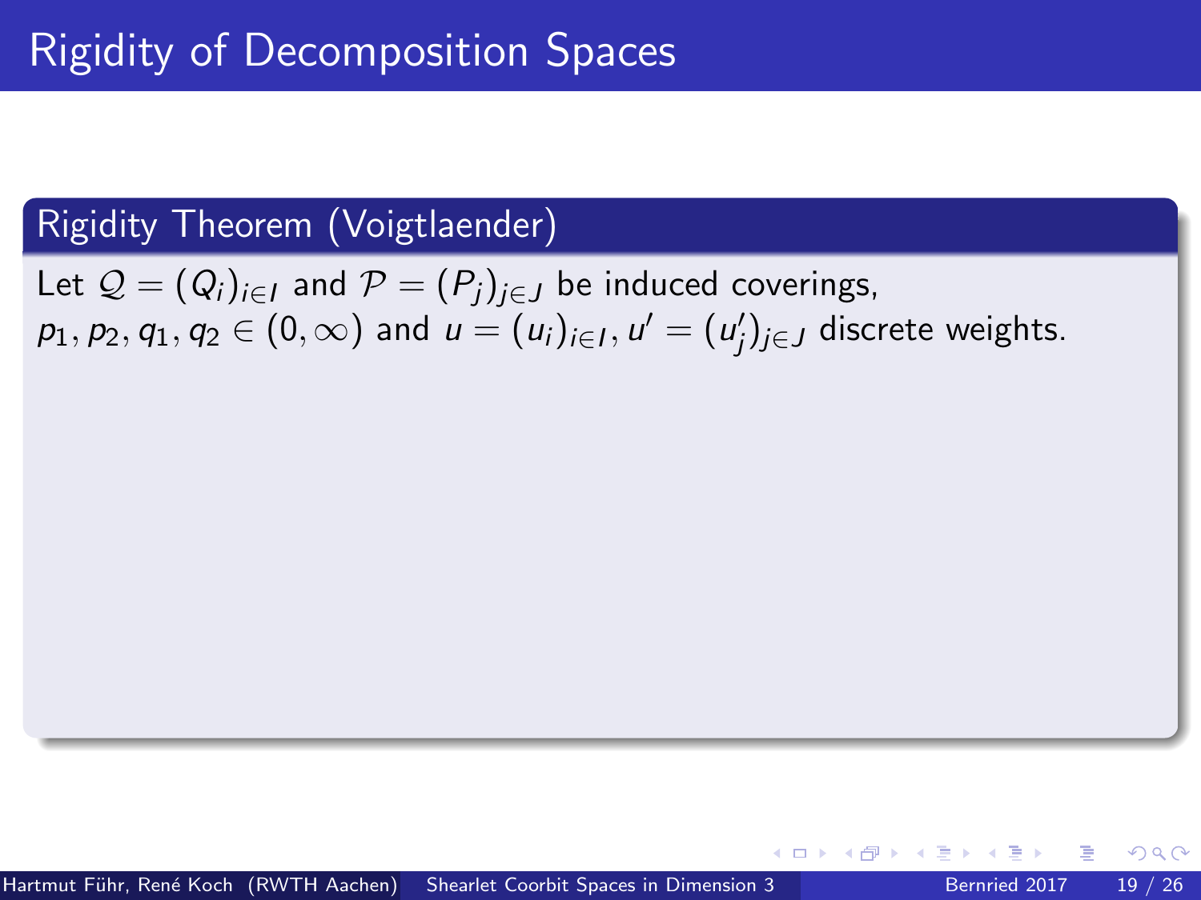# Rigidity of Decomposition Spaces

## Rigidity Theorem (Voigtlaender)

Let $\mathcal{Q} = (Q_i)_{i \in I}$ and $\mathcal{P} = (P_j)_{j \in J}$ be induced coverings, $p_1, p_2, q_1, q_2 \in (0, \infty)$ and $u = (u_i)_{i \in I}, u' = (u'_j)_{j \in J}$ discrete weights.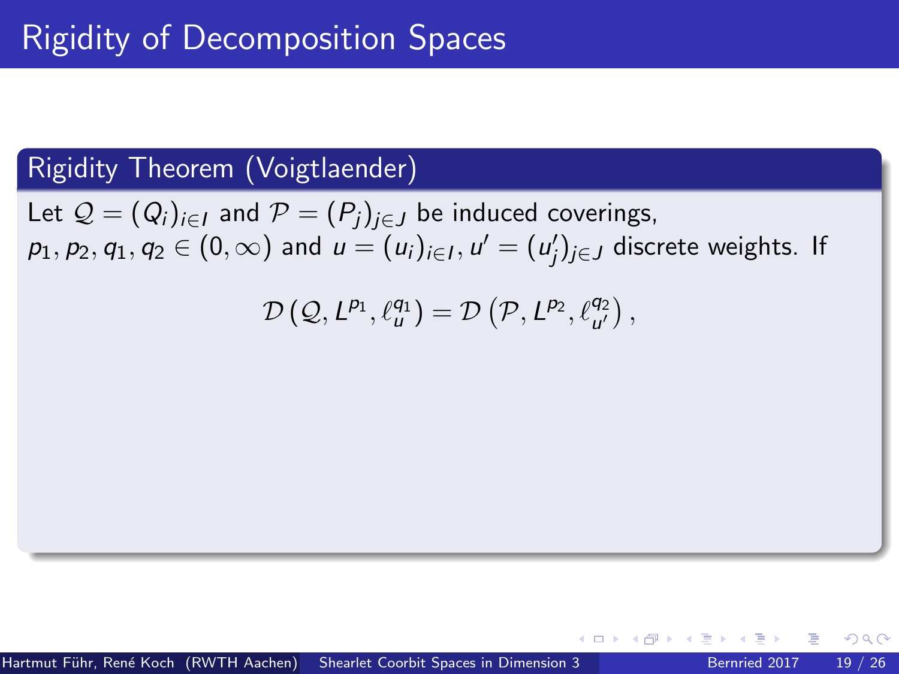# Rigidity of Decomposition Spaces

## Rigidity Theorem (Voigtlaender)

Let $\mathcal{Q} = (Q_i)_{i \in I}$ and $\mathcal{P} = (P_j)_{j \in J}$ be induced coverings, $p_1, p_2, q_1, q_2 \in (0, \infty)$ and $u = (u_i)_{i \in I}, u' = (u'_j)_{j \in J}$ discrete weights. If

$$\mathcal{D}\left(\mathcal{Q}, L^{p_1}, \ell^{q_1}_u\right) = \mathcal{D}\left(\mathcal{P}, L^{p_2}, \ell^{q_2}_{u'}\right),$$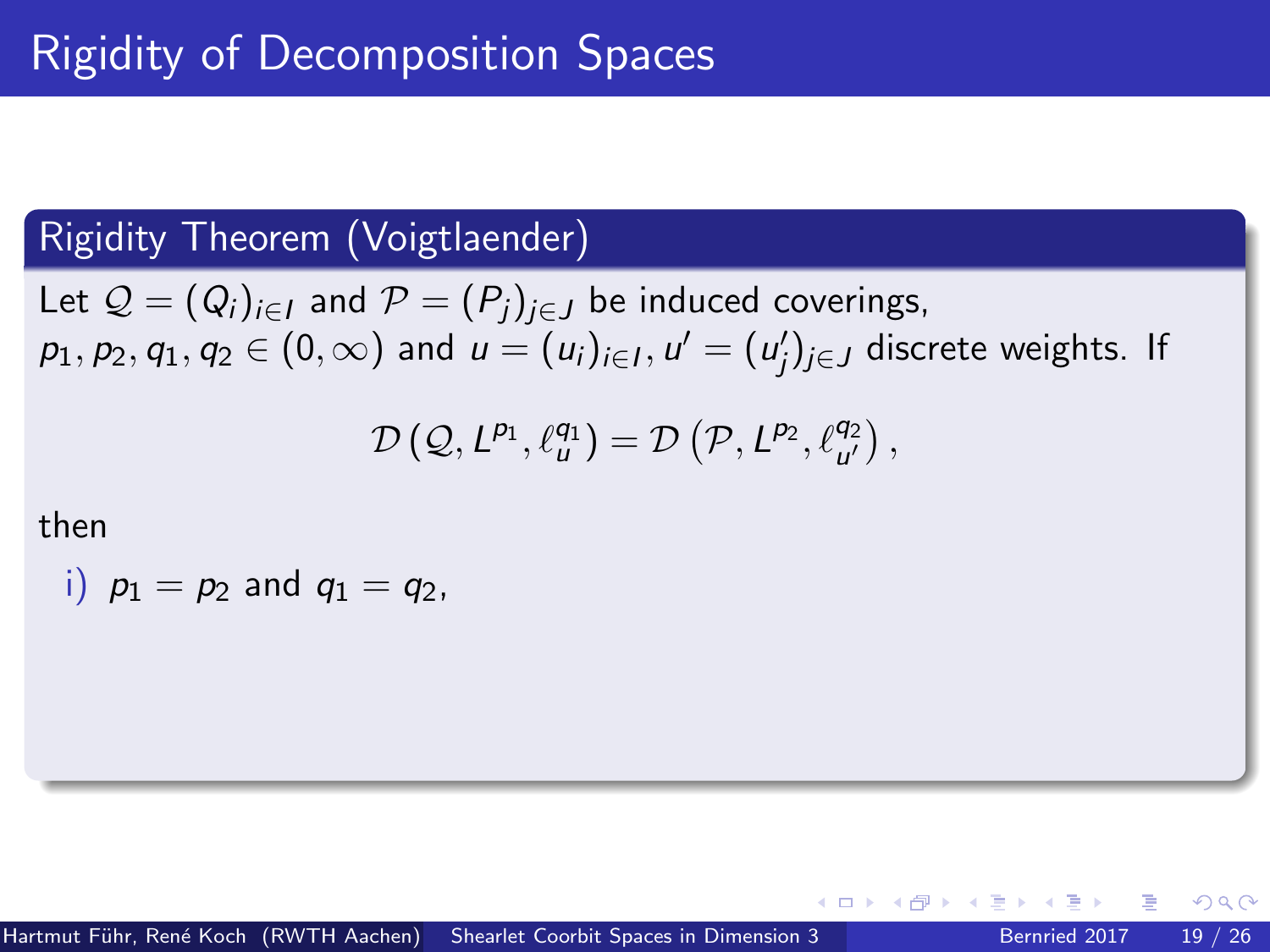# Rigidity of Decomposition Spaces

## Rigidity Theorem (Voigtlaender)

Let $\mathcal{Q} = (Q_i)_{i \in I}$ and $\mathcal{P} = (P_j)_{j \in J}$ be induced coverings, $p_1, p_2, q_1, q_2 \in (0, \infty)$ and $u = (u_i)_{i \in I}, u' = (u'_j)_{j \in J}$ discrete weights. If

$$\mathcal{D}\left(\mathcal{Q}, L^{p_1}, \ell^{q_1}_u\right) = \mathcal{D}\left(\mathcal{P}, L^{p_2}, \ell^{q_2}_{u'}\right),$$

then

i) $p_1 = p_2$ and $q_1 = q_2$,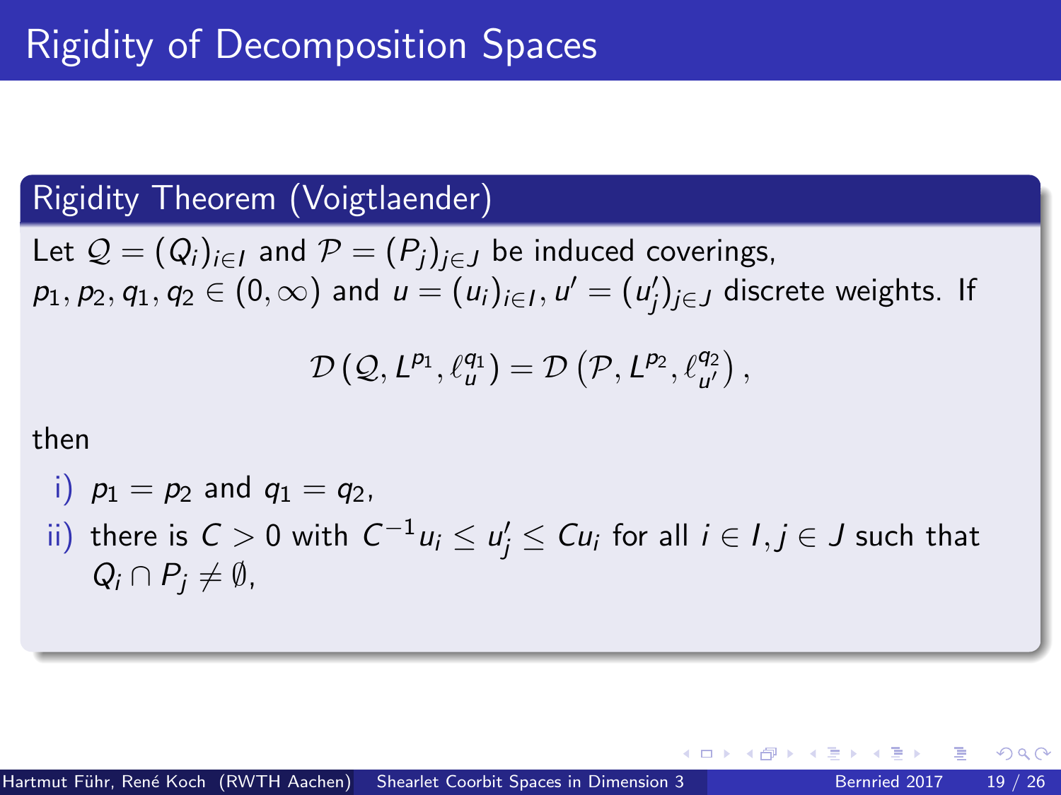# Rigidity of Decomposition Spaces

## Rigidity Theorem (Voigtlaender)

Let $\mathcal{Q} = (Q_i)_{i\in I}$ and $\mathcal{P} = (P_j)_{j\in J}$ be induced coverings, $p_1, p_2, q_1, q_2 \in (0, \infty)$ and $u = (u_i)_{i\in I}, u' = (u'_j)_{j\in J}$ discrete weights. If

$$\mathcal{D}\left(\mathcal{Q}, L^{p_1}, \ell^{q_1}_u\right) = \mathcal{D}\left(\mathcal{P}, L^{p_2}, \ell^{q_2}_{u'}\right),$$

then

i) $p_1 = p_2$ and $q_1 = q_2$,

ii) there is $C > 0$ with $C^{-1}u_i \leq u'_j \leq Cu_i$ for all $i \in I, j \in J$ such that $Q_i \cap P_j \neq \emptyset$,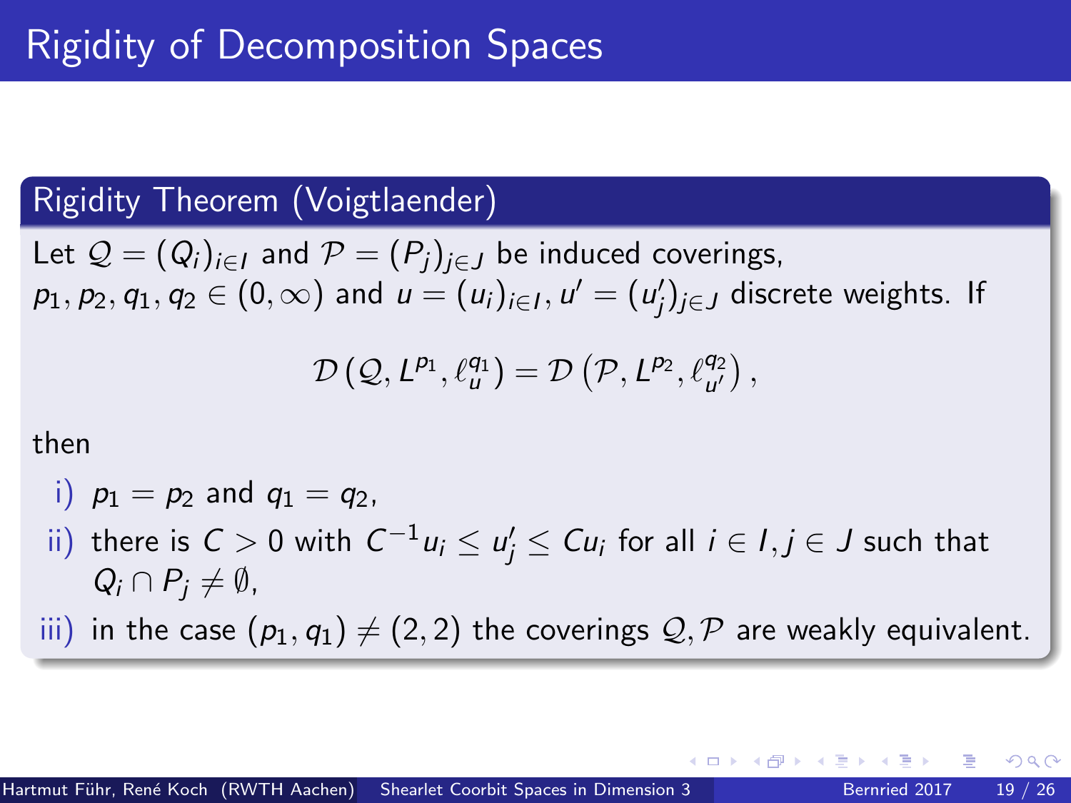# Rigidity of Decomposition Spaces

## Rigidity Theorem (Voigtlaender)

Let $\mathcal{Q} = (Q_i)_{i \in I}$ and $\mathcal{P} = (P_j)_{j \in J}$ be induced coverings, $p_1, p_2, q_1, q_2 \in (0, \infty)$ and $u = (u_i)_{i \in I}, u' = (u'_j)_{j \in J}$ discrete weights. If

$$\mathcal{D}\left(\mathcal{Q}, L^{p_1}, \ell_u^{q_1}\right) = \mathcal{D}\left(\mathcal{P}, L^{p_2}, \ell_{u'}^{q_2}\right),$$

then

i) $p_1 = p_2$ and $q_1 = q_2$,

ii) there is $C > 0$ with $C^{-1} u_i \leq u'_j \leq C u_i$ for all $i \in I, j \in J$ such that $Q_i \cap P_j \neq \emptyset$,

iii) in the case $(p_1, q_1) \neq (2, 2)$ the coverings $\mathcal{Q}, \mathcal{P}$ are weakly equivalent.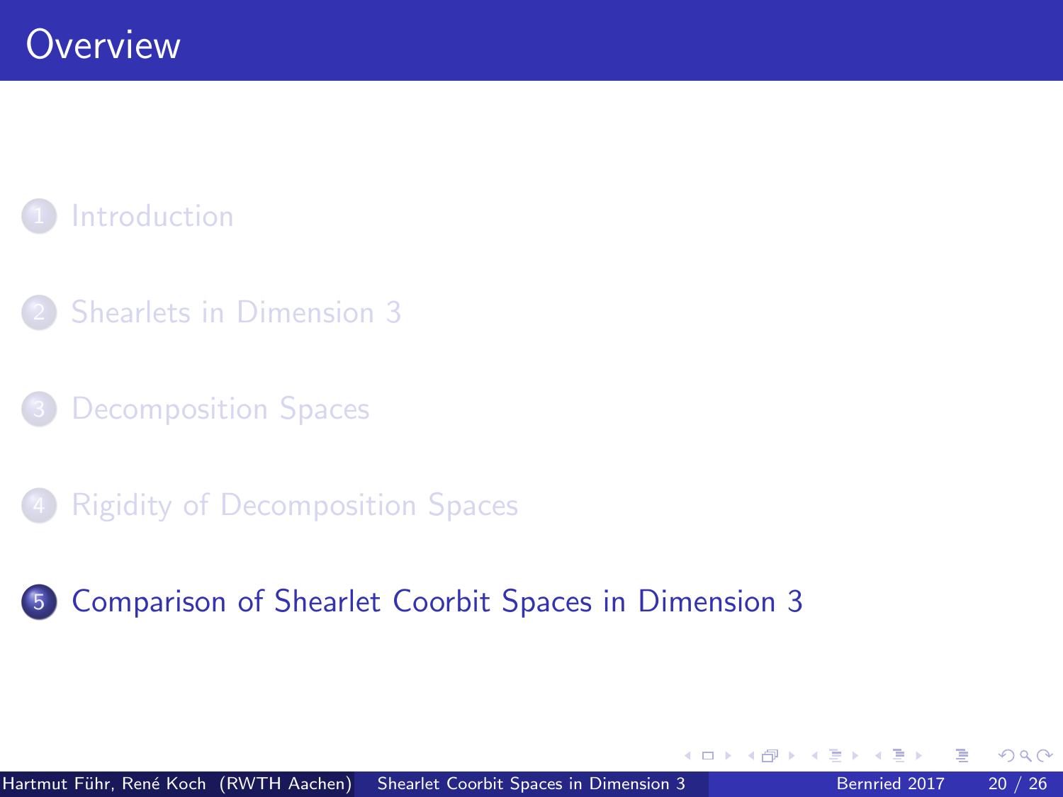# Overview

1. Introduction

2. Shearlets in Dimension 3

3. Decomposition Spaces

4. Rigidity of Decomposition Spaces

5. Comparison of Shearlet Coorbit Spaces in Dimension 3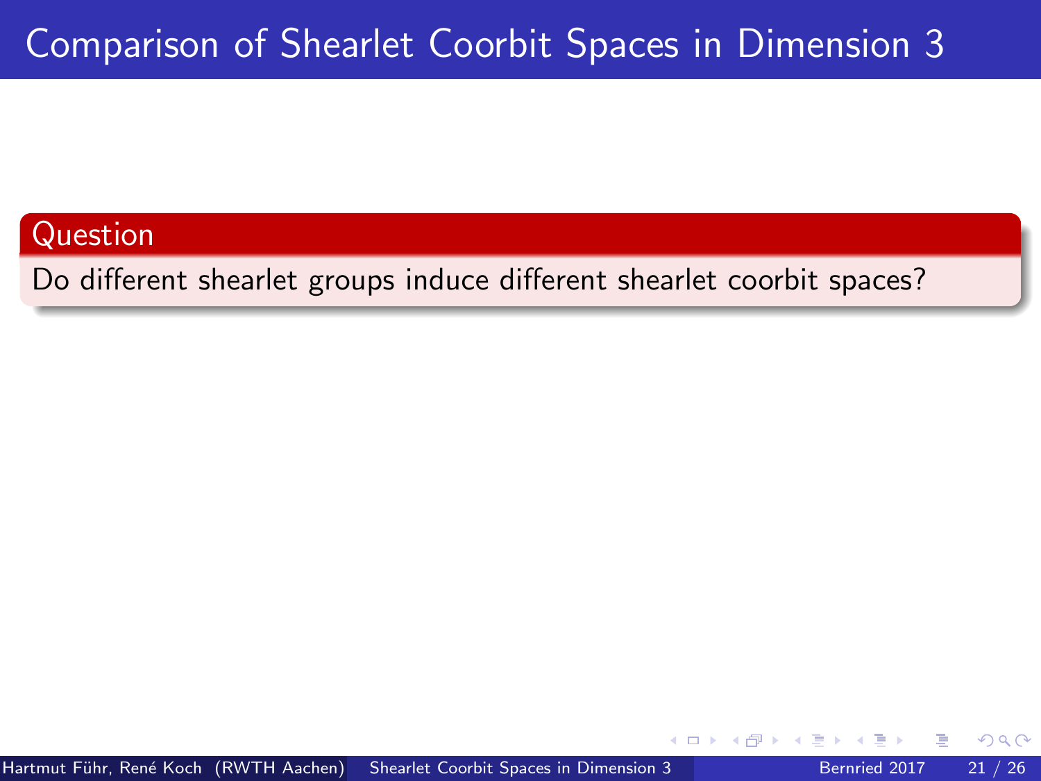# Comparison of Shearlet Coorbit Spaces in Dimension 3

**Question**

Do different shearlet groups induce different shearlet coorbit spaces?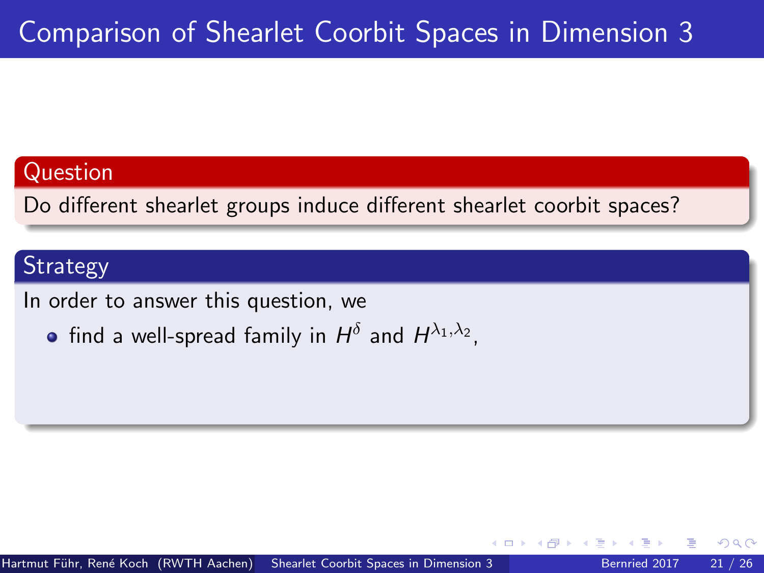# Comparison of Shearlet Coorbit Spaces in Dimension 3

**Question**

Do different shearlet groups induce different shearlet coorbit spaces?

**Strategy**

In order to answer this question, we

- find a well-spread family in $H^{\delta}$ and $H^{\lambda_1,\lambda_2}$,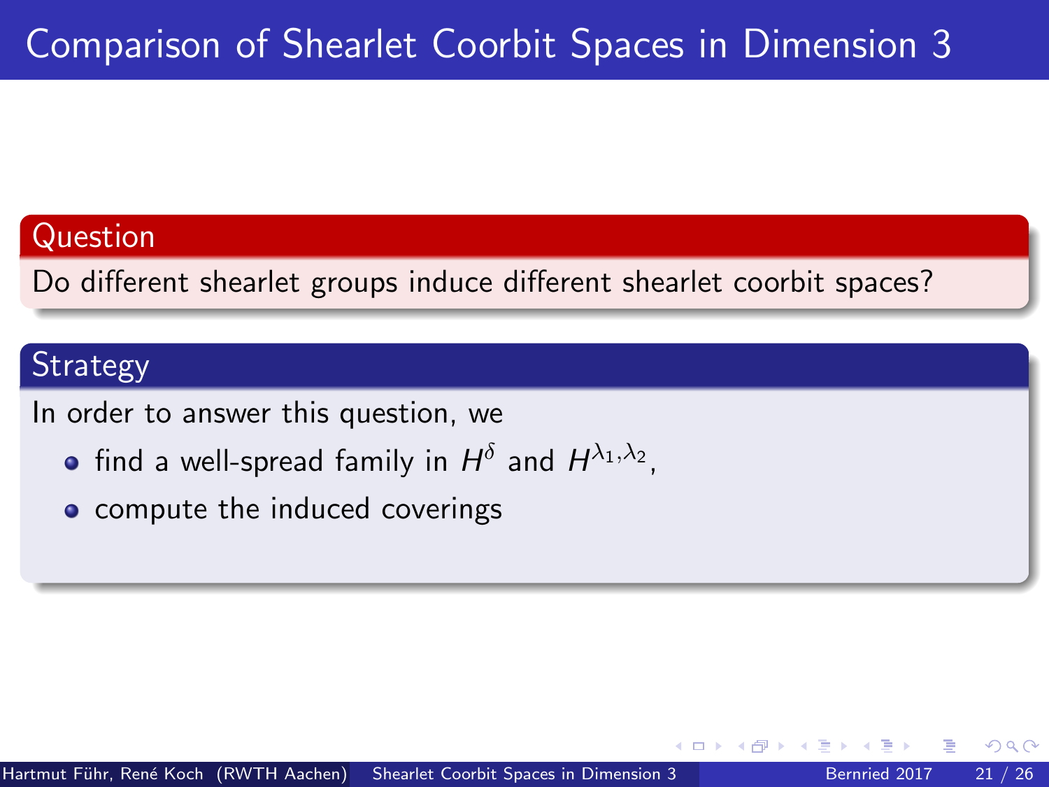# Comparison of Shearlet Coorbit Spaces in Dimension 3

**Question**

Do different shearlet groups induce different shearlet coorbit spaces?

**Strategy**

In order to answer this question, we

- find a well-spread family in $H^{\delta}$ and $H^{\lambda_1,\lambda_2}$,
- compute the induced coverings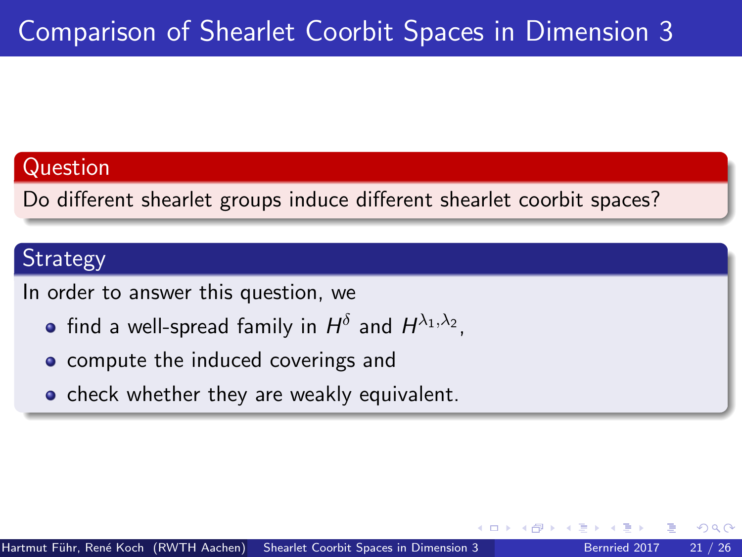# Comparison of Shearlet Coorbit Spaces in Dimension 3

**Question**

Do different shearlet groups induce different shearlet coorbit spaces?

**Strategy**

In order to answer this question, we

- find a well-spread family in $H^{\delta}$ and $H^{\lambda_1,\lambda_2}$,
- compute the induced coverings and
- check whether they are weakly equivalent.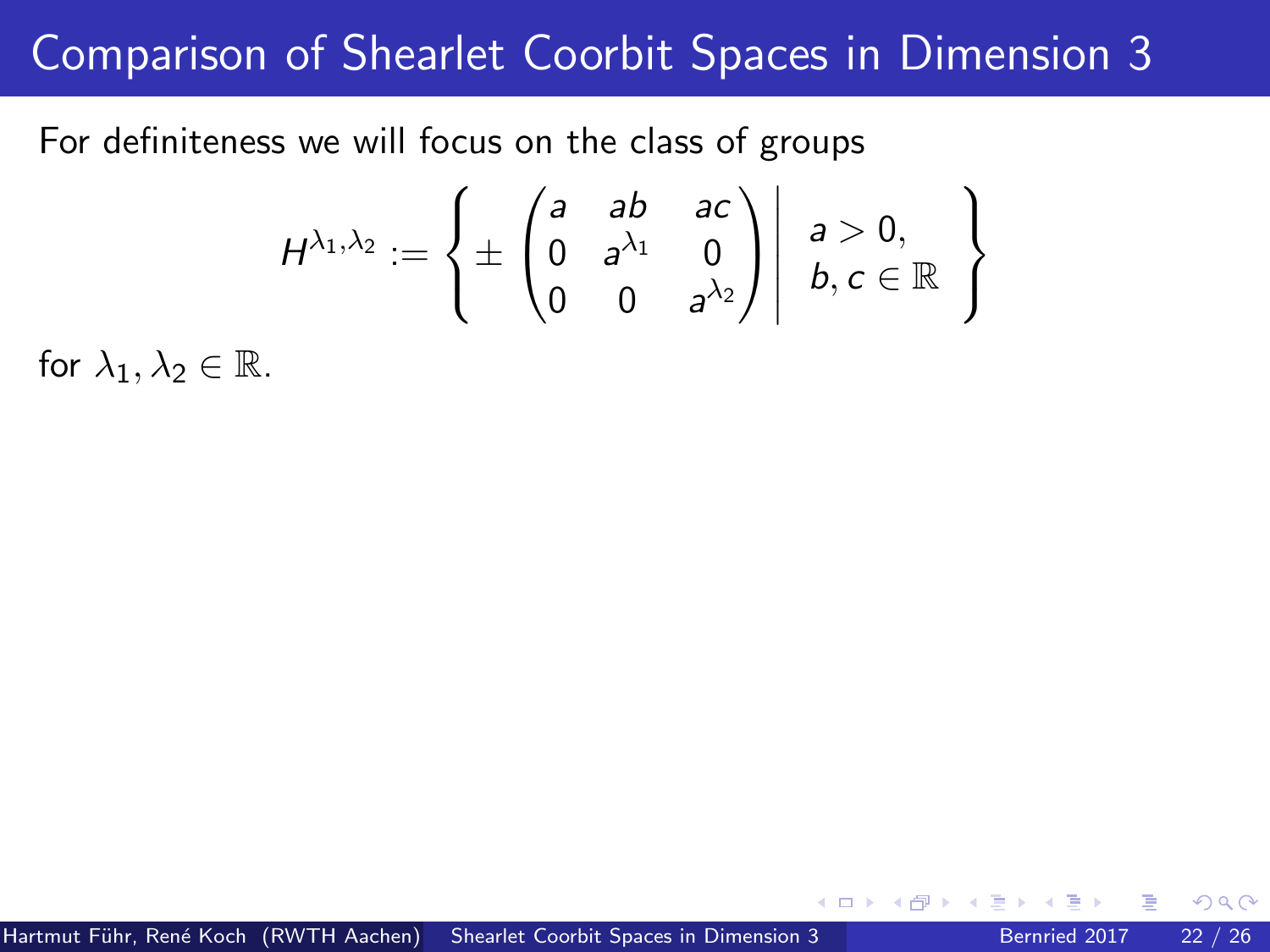# Comparison of Shearlet Coorbit Spaces in Dimension 3

For definiteness we will focus on the class of groups

$$H^{\lambda_1,\lambda_2} := \left\{ \pm \begin{pmatrix} a & ab & ac \\ 0 & a^{\lambda_1} & 0 \\ 0 & 0 & a^{\lambda_2} \end{pmatrix} \middle| \begin{array}{l} a > 0, \\ b, c \in \mathbb{R} \end{array} \right\}$$

for $\lambda_1, \lambda_2 \in \mathbb{R}$.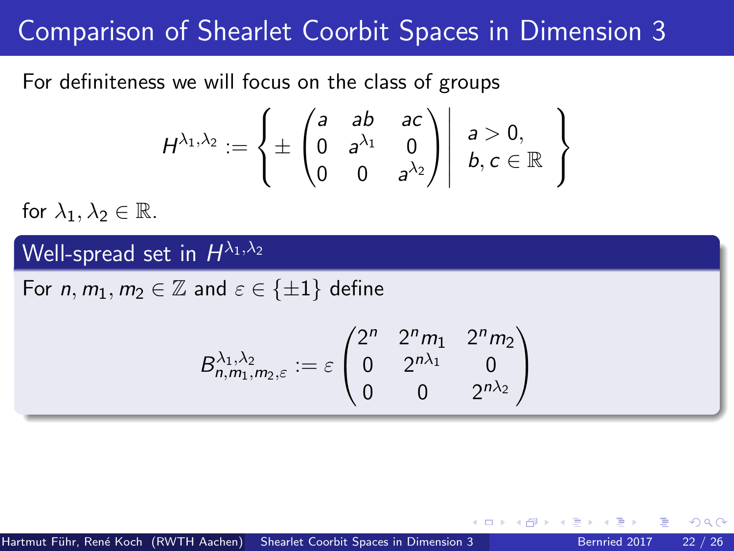# Comparison of Shearlet Coorbit Spaces in Dimension 3

For definiteness we will focus on the class of groups

$$H^{\lambda_1,\lambda_2} := \left\{ \pm \begin{pmatrix} a & ab & ac \\ 0 & a^{\lambda_1} & 0 \\ 0 & 0 & a^{\lambda_2} \end{pmatrix} \middle| \begin{array}{l} a > 0, \\ b, c \in \mathbb{R} \end{array} \right\}$$

for $\lambda_1, \lambda_2 \in \mathbb{R}$.

## Well-spread set in $H^{\lambda_1,\lambda_2}$

For $n, m_1, m_2 \in \mathbb{Z}$ and $\varepsilon \in \{\pm 1\}$ define

$$B^{\lambda_1,\lambda_2}_{n,m_1,m_2,\varepsilon} := \varepsilon \begin{pmatrix} 2^n & 2^n m_1 & 2^n m_2 \\ 0 & 2^{n\lambda_1} & 0 \\ 0 & 0 & 2^{n\lambda_2} \end{pmatrix}$$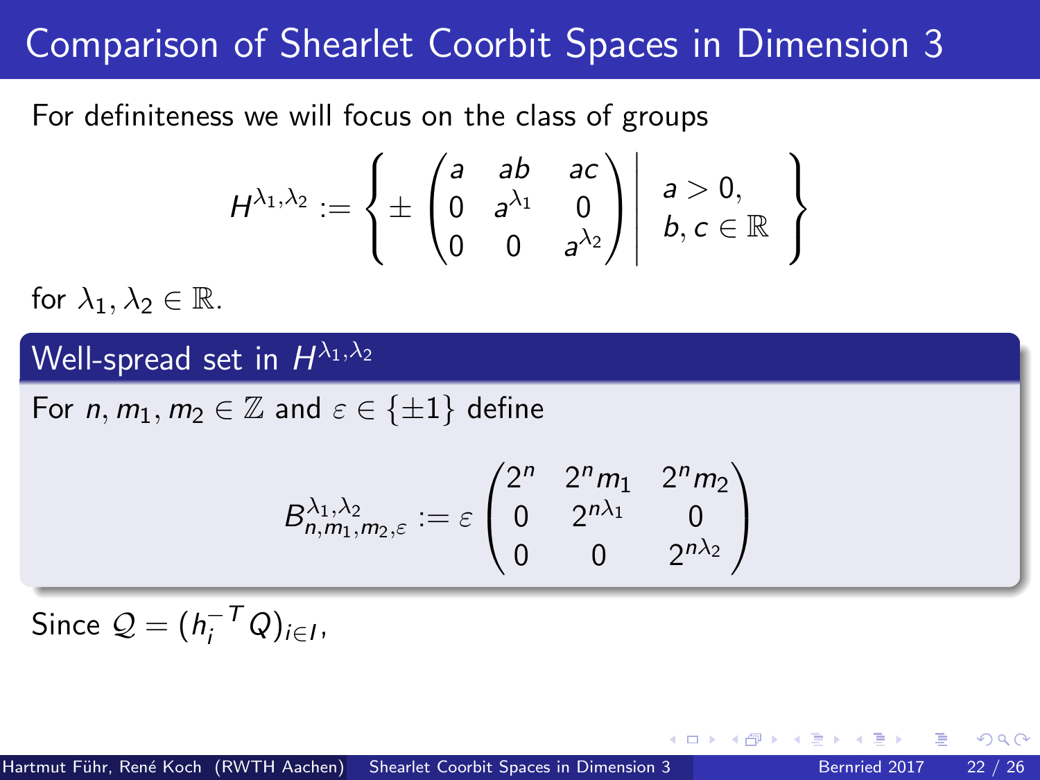# Comparison of Shearlet Coorbit Spaces in Dimension 3

For definiteness we will focus on the class of groups

$$H^{\lambda_1,\lambda_2} := \left\{ \pm \begin{pmatrix} a & ab & ac \\ 0 & a^{\lambda_1} & 0 \\ 0 & 0 & a^{\lambda_2} \end{pmatrix} \middle| \begin{array}{l} a > 0, \\ b, c \in \mathbb{R} \end{array} \right\}$$

for $\lambda_1, \lambda_2 \in \mathbb{R}$.

## Well-spread set in $H^{\lambda_1,\lambda_2}$

For $n, m_1, m_2 \in \mathbb{Z}$ and $\varepsilon \in \{\pm 1\}$ define

$$B^{\lambda_1,\lambda_2}_{n,m_1,m_2,\varepsilon} := \varepsilon \begin{pmatrix} 2^n & 2^n m_1 & 2^n m_2 \\ 0 & 2^{n\lambda_1} & 0 \\ 0 & 0 & 2^{n\lambda_2} \end{pmatrix}$$

Since $\mathcal{Q} = (h_i^{-T} Q)_{i \in I}$,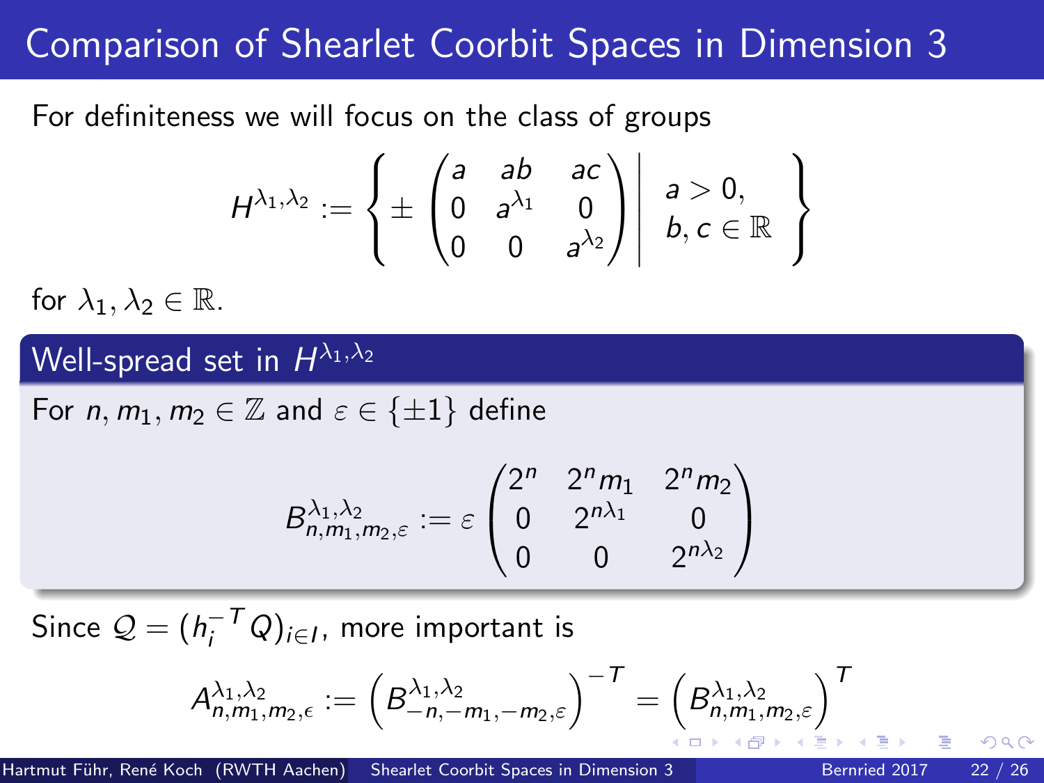# Comparison of Shearlet Coorbit Spaces in Dimension 3

For definiteness we will focus on the class of groups

$$H^{\lambda_1,\lambda_2} := \left\{ \pm \begin{pmatrix} a & ab & ac \\ 0 & a^{\lambda_1} & 0 \\ 0 & 0 & a^{\lambda_2} \end{pmatrix} \middle| \begin{array}{l} a > 0, \\ b, c \in \mathbb{R} \end{array} \right\}$$

for $\lambda_1, \lambda_2 \in \mathbb{R}$.

## Well-spread set in $H^{\lambda_1,\lambda_2}$

For $n, m_1, m_2 \in \mathbb{Z}$ and $\varepsilon \in \{\pm 1\}$ define

$$B^{\lambda_1,\lambda_2}_{n,m_1,m_2,\varepsilon} := \varepsilon \begin{pmatrix} 2^n & 2^n m_1 & 2^n m_2 \\ 0 & 2^{n\lambda_1} & 0 \\ 0 & 0 & 2^{n\lambda_2} \end{pmatrix}$$

Since $\mathcal{Q} = (h_i^{-T} Q)_{i \in I}$, more important is

$$A^{\lambda_1,\lambda_2}_{n,m_1,m_2,\epsilon} := \left( B^{\lambda_1,\lambda_2}_{-n,-m_1,-m_2,\varepsilon} \right)^{-T} = \left( B^{\lambda_1,\lambda_2}_{n,m_1,m_2,\varepsilon} \right)^{T}$$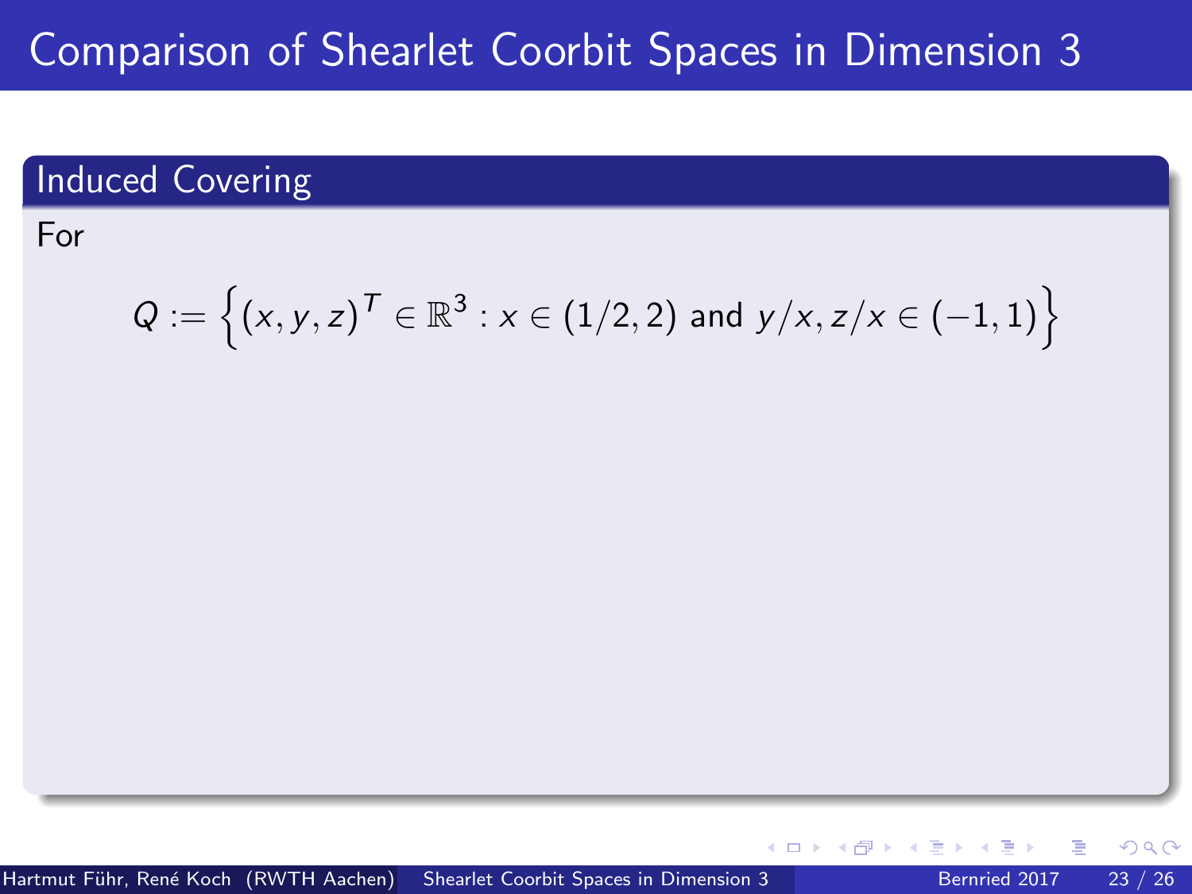# Comparison of Shearlet Coorbit Spaces in Dimension 3

## Induced Covering

For

$$Q := \left\{ (x, y, z)^T \in \mathbb{R}^3 : x \in (1/2, 2) \text{ and } y/x, z/x \in (-1, 1) \right\}$$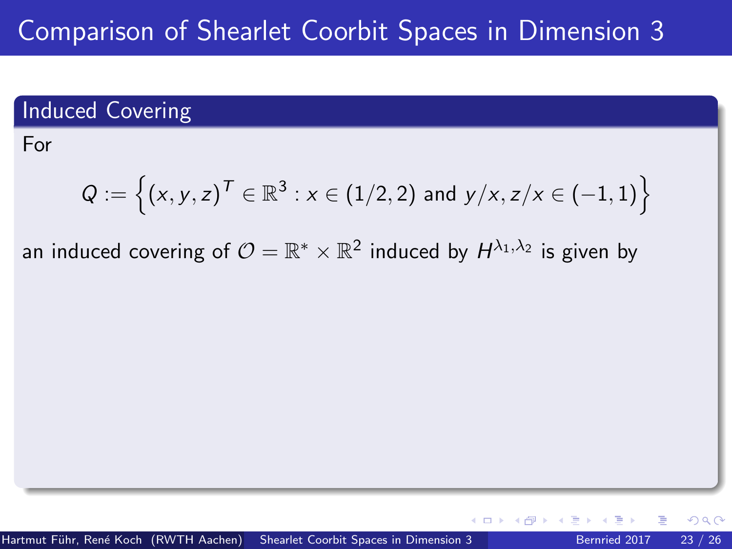# Comparison of Shearlet Coorbit Spaces in Dimension 3

## Induced Covering

For

$$Q := \left\{ (x, y, z)^T \in \mathbb{R}^3 : x \in (1/2, 2) \text{ and } y/x, z/x \in (-1, 1) \right\}$$

an induced covering of $\mathcal{O} = \mathbb{R}^* \times \mathbb{R}^2$ induced by $H^{\lambda_1, \lambda_2}$ is given by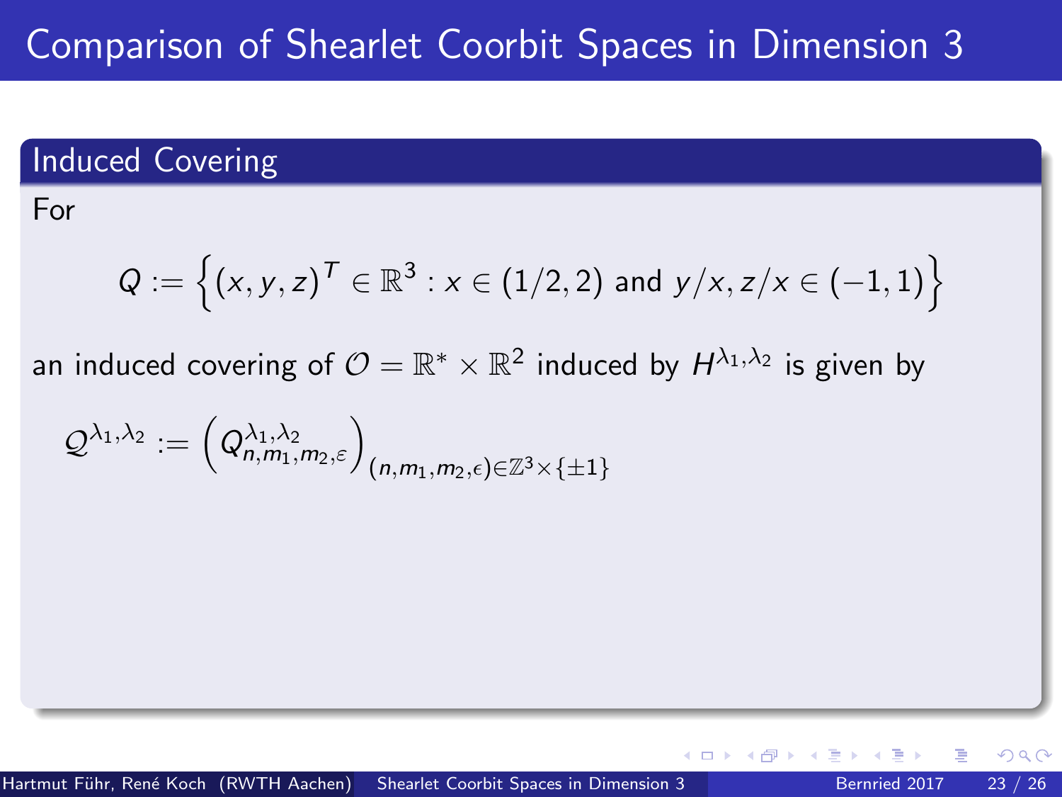# Comparison of Shearlet Coorbit Spaces in Dimension 3

## Induced Covering

For

$$Q := \left\{ (x, y, z)^T \in \mathbb{R}^3 : x \in (1/2, 2) \text{ and } y/x, z/x \in (-1, 1) \right\}$$

an induced covering of $\mathcal{O} = \mathbb{R}^* \times \mathbb{R}^2$ induced by $H^{\lambda_1, \lambda_2}$ is given by

$$\mathcal{Q}^{\lambda_1, \lambda_2} := \left( Q^{\lambda_1, \lambda_2}_{n, m_1, m_2, \varepsilon} \right)_{(n, m_1, m_2, \epsilon) \in \mathbb{Z}^3 \times \{\pm 1\}}$$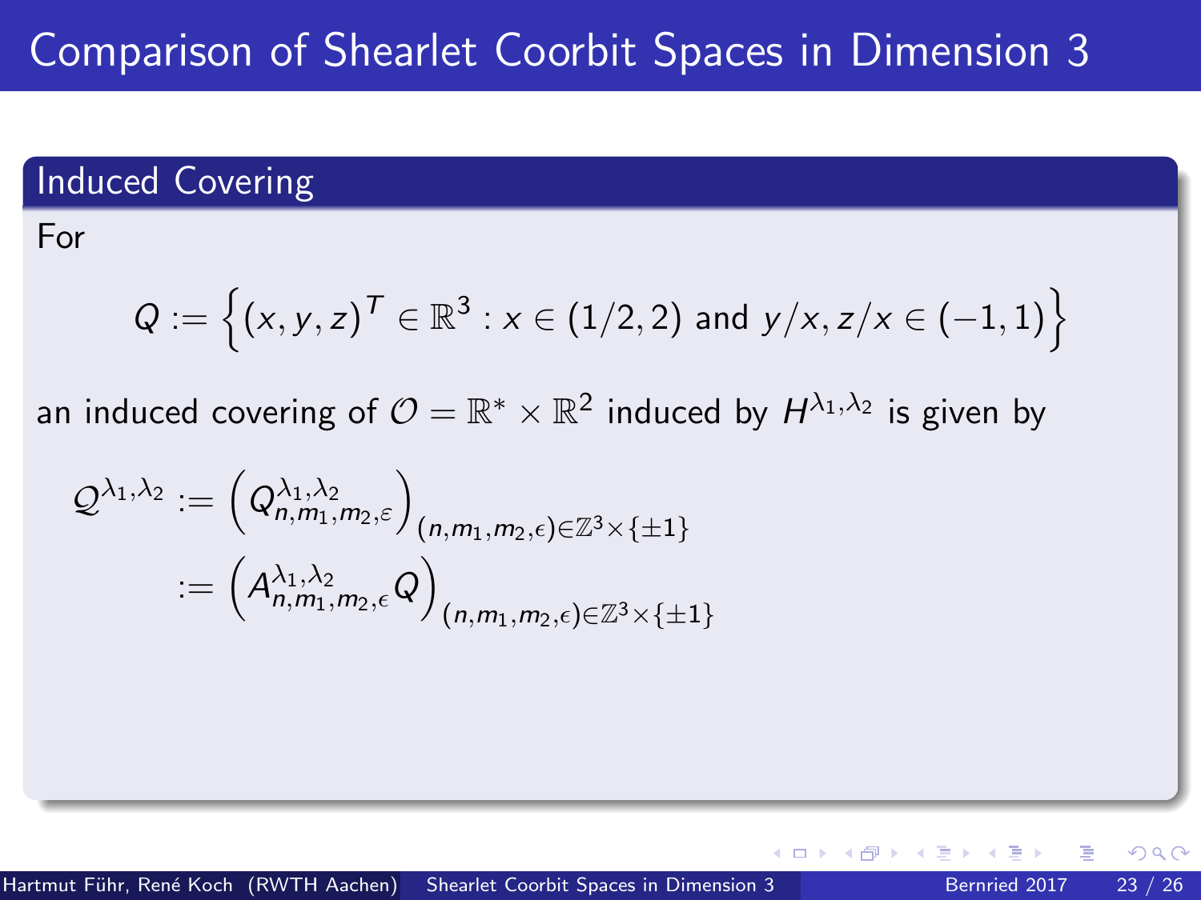# Comparison of Shearlet Coorbit Spaces in Dimension 3

## Induced Covering

For

$$Q := \left\{(x,y,z)^T \in \mathbb{R}^3 : x \in (1/2, 2) \text{ and } y/x, z/x \in (-1,1)\right\}$$

an induced covering of $\mathcal{O} = \mathbb{R}^* \times \mathbb{R}^2$ induced by $H^{\lambda_1,\lambda_2}$ is given by

$$\begin{aligned}
\mathcal{Q}^{\lambda_1,\lambda_2} &:= \left(Q^{\lambda_1,\lambda_2}_{n,m_1,m_2,\varepsilon}\right)_{(n,m_1,m_2,\epsilon)\in\mathbb{Z}^3\times\{\pm 1\}} \\
&:= \left(A^{\lambda_1,\lambda_2}_{n,m_1,m_2,\epsilon} Q\right)_{(n,m_1,m_2,\epsilon)\in\mathbb{Z}^3\times\{\pm 1\}}
\end{aligned}$$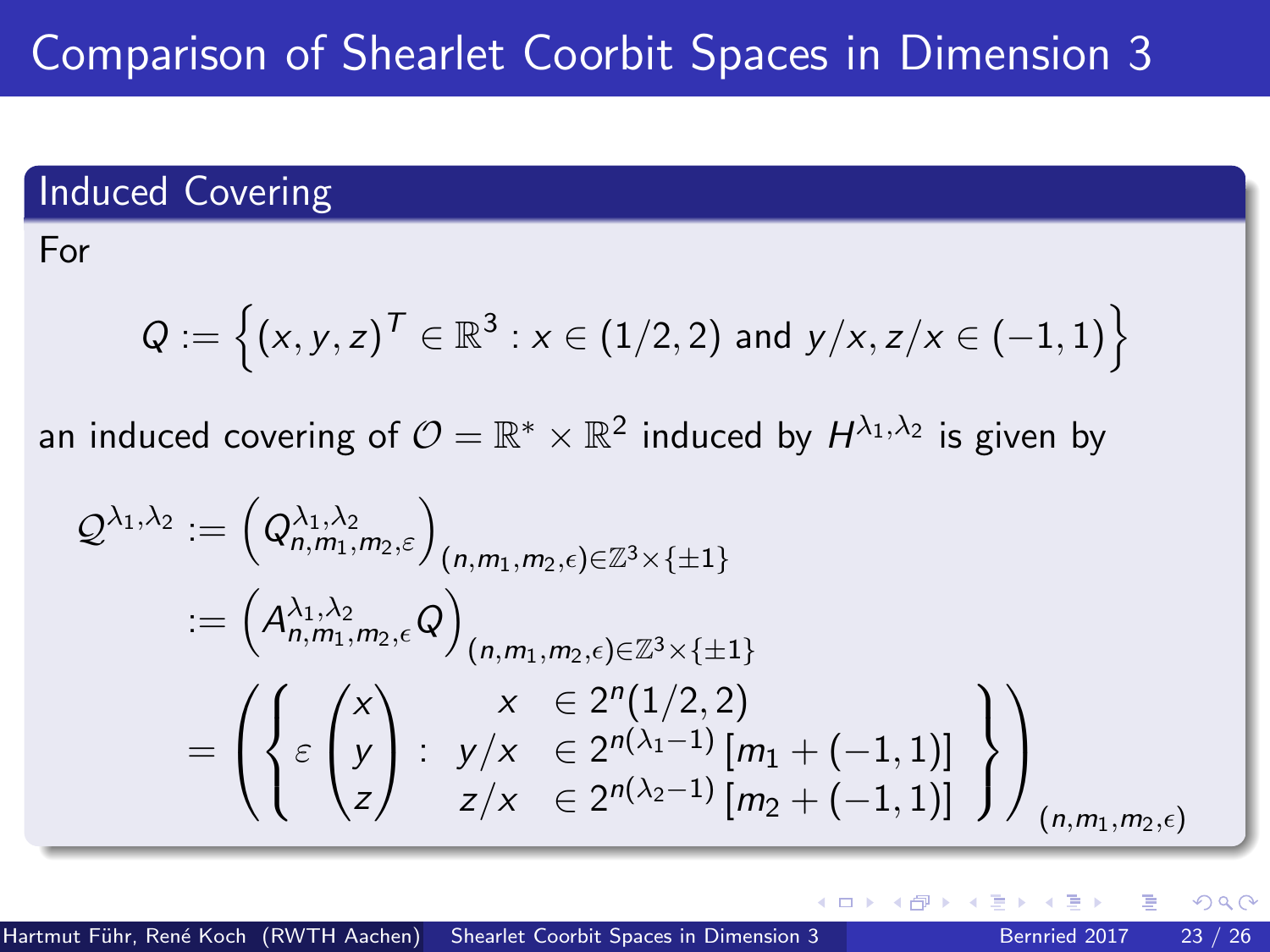# Comparison of Shearlet Coorbit Spaces in Dimension 3

## Induced Covering

For

$$Q := \left\{ (x,y,z)^T \in \mathbb{R}^3 : x \in (1/2,2) \text{ and } y/x, z/x \in (-1,1) \right\}$$

an induced covering of $\mathcal{O} = \mathbb{R}^* \times \mathbb{R}^2$ induced by $H^{\lambda_1,\lambda_2}$ is given by

$$\begin{aligned}
\mathcal{Q}^{\lambda_1,\lambda_2} &:= \left( Q^{\lambda_1,\lambda_2}_{n,m_1,m_2,\varepsilon} \right)_{(n,m_1,m_2,\epsilon)\in\mathbb{Z}^3\times\{\pm1\}} \\
&:= \left( A^{\lambda_1,\lambda_2}_{n,m_1,m_2,\epsilon} Q \right)_{(n,m_1,m_2,\epsilon)\in\mathbb{Z}^3\times\{\pm1\}} \\
&= \left( \left\{ \varepsilon \begin{pmatrix} x \\ y \\ z \end{pmatrix} : \begin{array}{rl} x & \in 2^n(1/2,2) \\ y/x & \in 2^{n(\lambda_1-1)}\left[m_1 + (-1,1)\right] \\ z/x & \in 2^{n(\lambda_2-1)}\left[m_2 + (-1,1)\right] \end{array} \right\} \right)_{(n,m_1,m_2,\epsilon)}
\end{aligned}$$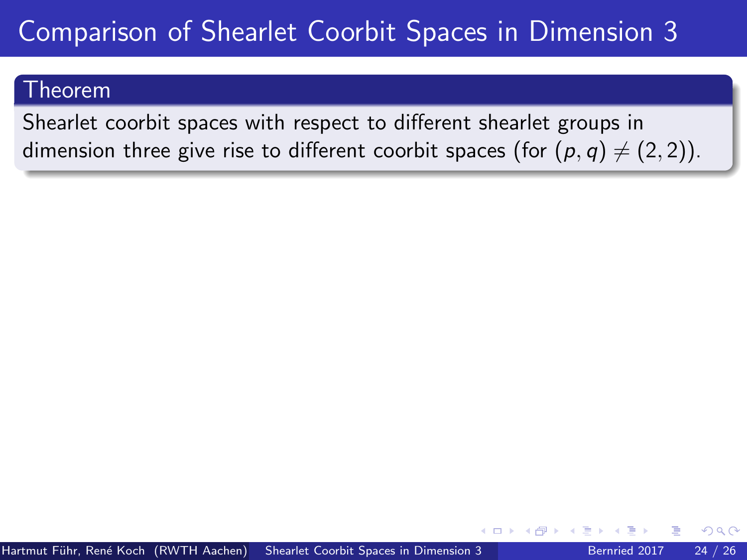# Comparison of Shearlet Coorbit Spaces in Dimension 3

**Theorem**

Shearlet coorbit spaces with respect to different shearlet groups in dimension three give rise to different coorbit spaces (for $(p, q) \neq (2, 2)$).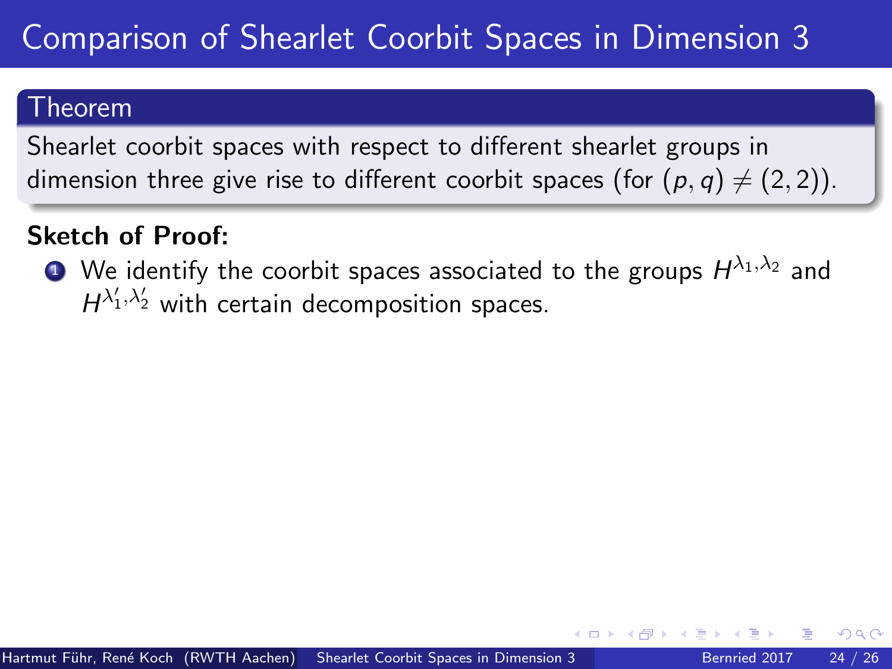# Comparison of Shearlet Coorbit Spaces in Dimension 3

## Theorem

Shearlet coorbit spaces with respect to different shearlet groups in dimension three give rise to different coorbit spaces (for $(p, q) \neq (2, 2)$).

**Sketch of Proof:**

1. We identify the coorbit spaces associated to the groups $H^{\lambda_1,\lambda_2}$ and $H^{\lambda_1',\lambda_2'}$ with certain decomposition spaces.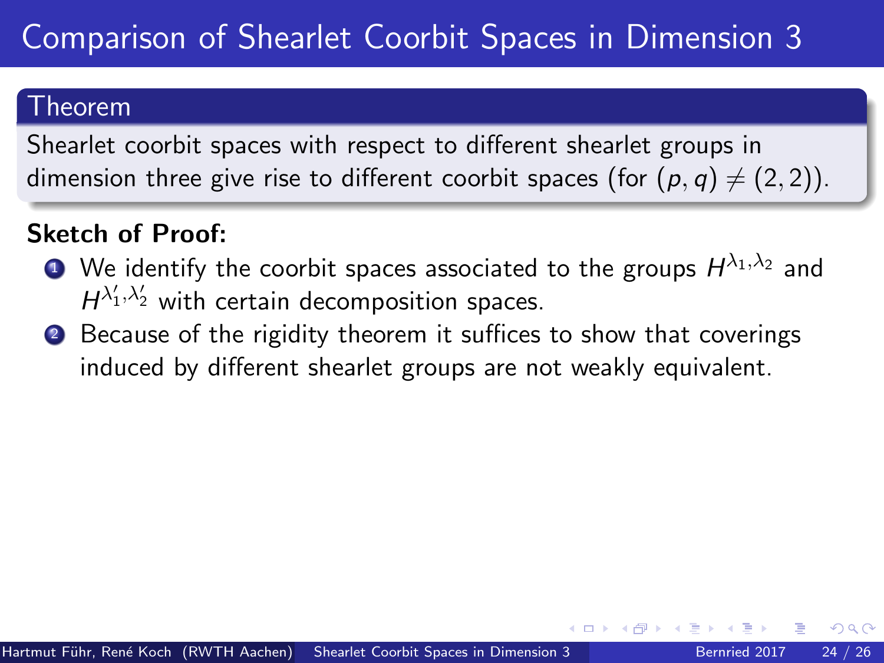# Comparison of Shearlet Coorbit Spaces in Dimension 3

## Theorem

Shearlet coorbit spaces with respect to different shearlet groups in dimension three give rise to different coorbit spaces (for $(p, q) \neq (2, 2)$).

**Sketch of Proof:**

1. We identify the coorbit spaces associated to the groups $H^{\lambda_1, \lambda_2}$ and $H^{\lambda_1', \lambda_2'}$ with certain decomposition spaces.
2. Because of the rigidity theorem it suffices to show that coverings induced by different shearlet groups are not weakly equivalent.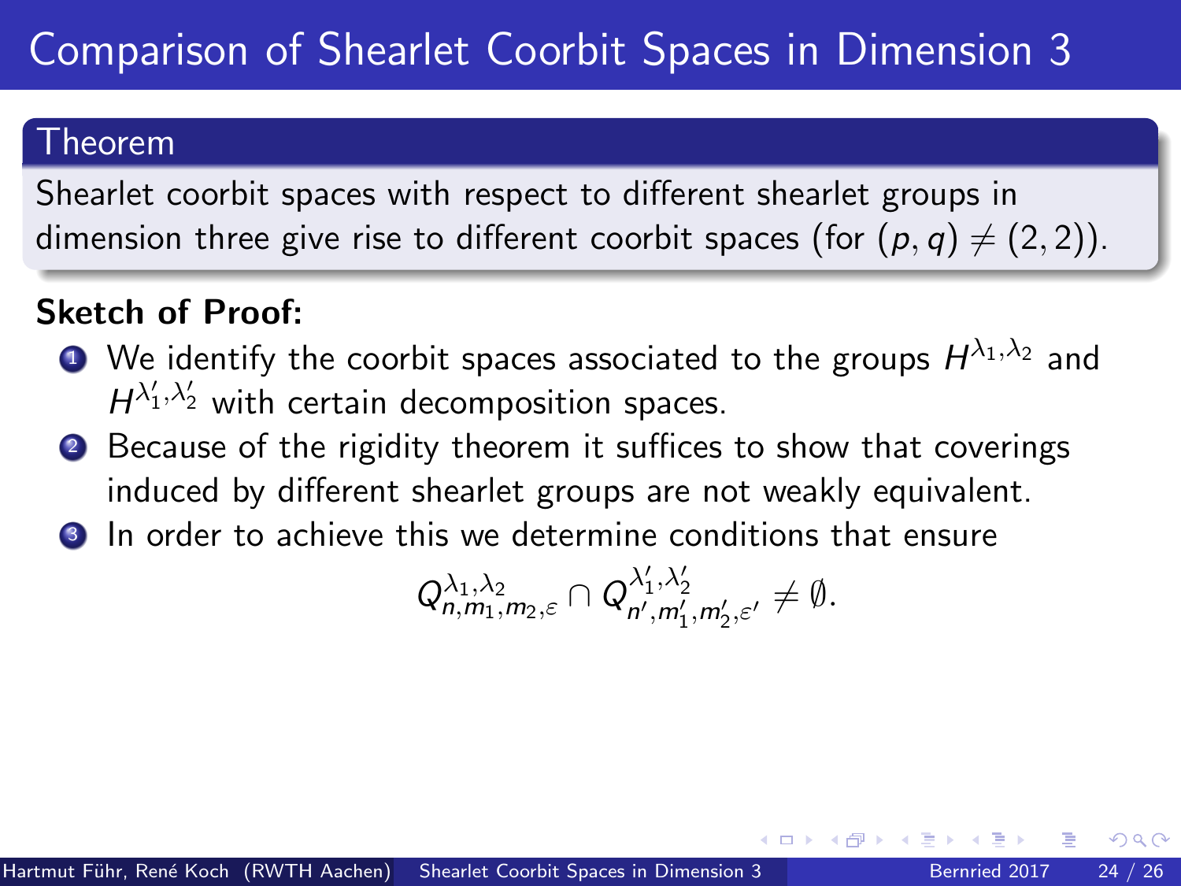# Comparison of Shearlet Coorbit Spaces in Dimension 3

**Theorem**

Shearlet coorbit spaces with respect to different shearlet groups in dimension three give rise to different coorbit spaces (for $(p, q) \neq (2, 2)$).

**Sketch of Proof:**

1. We identify the coorbit spaces associated to the groups $H^{\lambda_1,\lambda_2}$ and $H^{\lambda_1',\lambda_2'}$ with certain decomposition spaces.
2. Because of the rigidity theorem it suffices to show that coverings induced by different shearlet groups are not weakly equivalent.
3. In order to achieve this we determine conditions that ensure

$$Q^{\lambda_1,\lambda_2}_{n,m_1,m_2,\varepsilon} \cap Q^{\lambda_1',\lambda_2'}_{n',m_1',m_2',\varepsilon'} \neq \emptyset.$$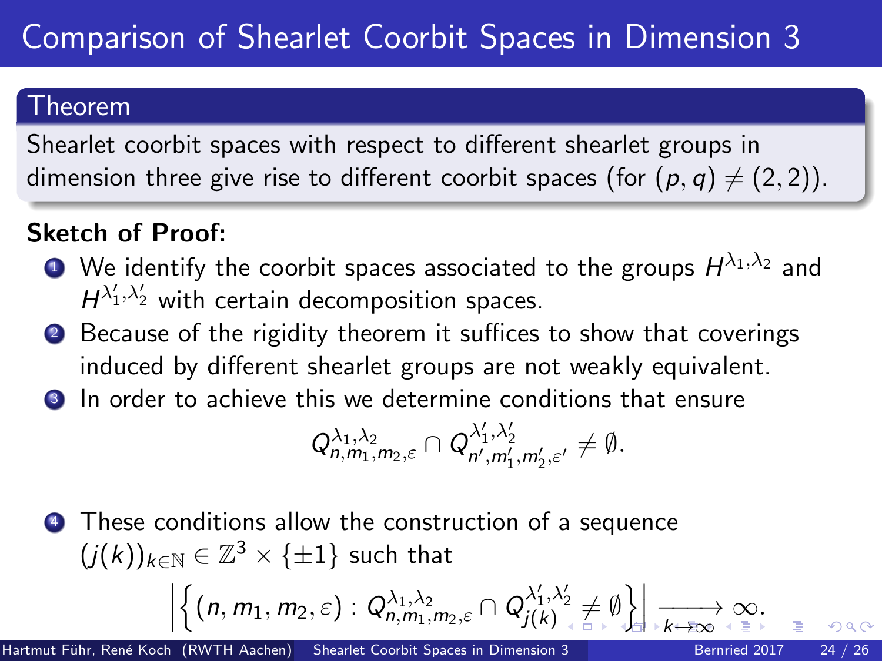# Comparison of Shearlet Coorbit Spaces in Dimension 3

**Theorem**

Shearlet coorbit spaces with respect to different shearlet groups in dimension three give rise to different coorbit spaces (for $(p, q) \neq (2, 2)$).

**Sketch of Proof:**

1. We identify the coorbit spaces associated to the groups $H^{\lambda_1, \lambda_2}$ and $H^{\lambda_1', \lambda_2'}$ with certain decomposition spaces.
2. Because of the rigidity theorem it suffices to show that coverings induced by different shearlet groups are not weakly equivalent.
3. In order to achieve this we determine conditions that ensure
$$Q^{\lambda_1, \lambda_2}_{n, m_1, m_2, \varepsilon} \cap Q^{\lambda_1', \lambda_2'}_{n', m_1', m_2', \varepsilon'} \neq \emptyset.$$
4. These conditions allow the construction of a sequence $(j(k))_{k \in \mathbb{N}} \in \mathbb{Z}^3 \times \{\pm 1\}$ such that
$$\left| \left\{ (n, m_1, m_2, \varepsilon) : Q^{\lambda_1, \lambda_2}_{n, m_1, m_2, \varepsilon} \cap Q^{\lambda_1', \lambda_2'}_{j(k)} \neq \emptyset \right\} \right| \xrightarrow[k \to \infty]{} \infty.$$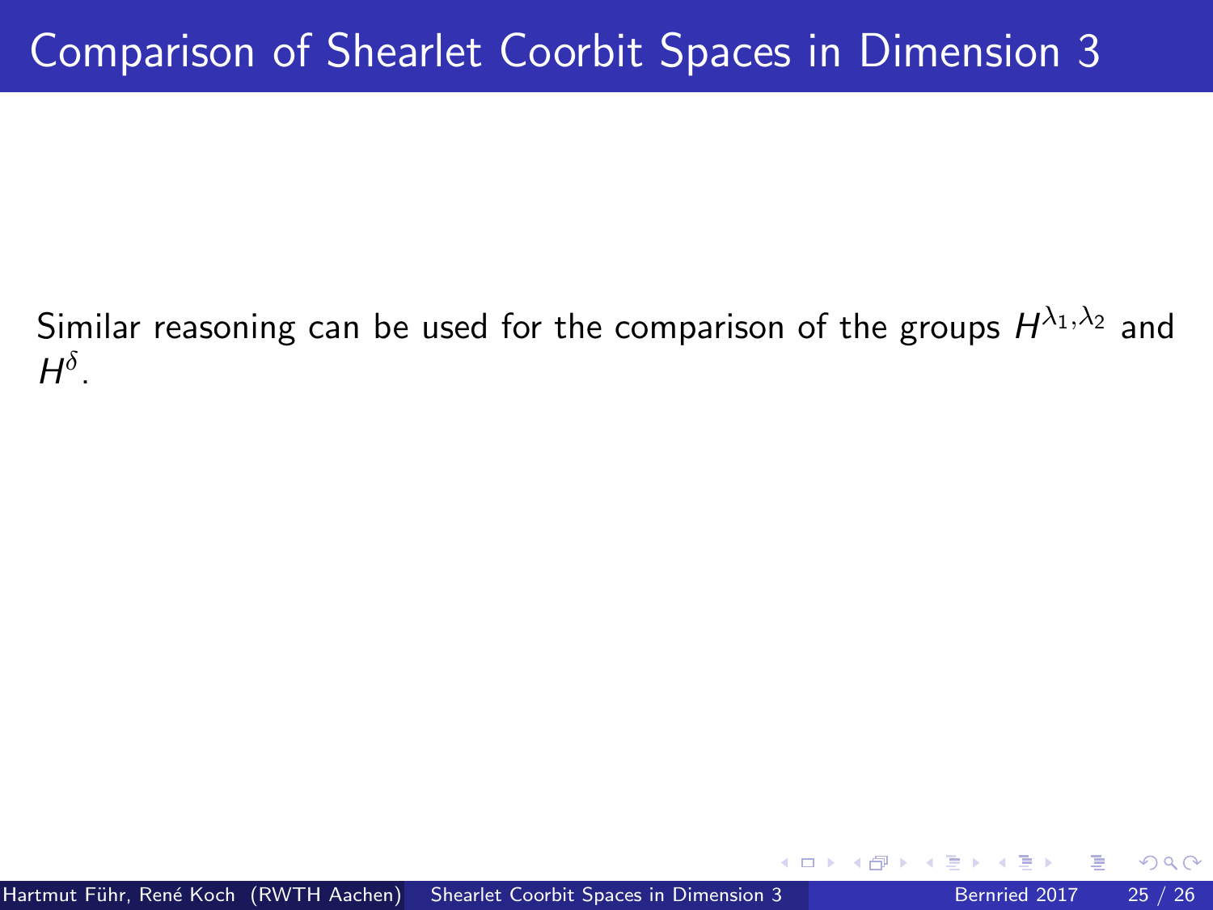# Comparison of Shearlet Coorbit Spaces in Dimension 3

Similar reasoning can be used for the comparison of the groups $H^{\lambda_1,\lambda_2}$ and $H^{\delta}$.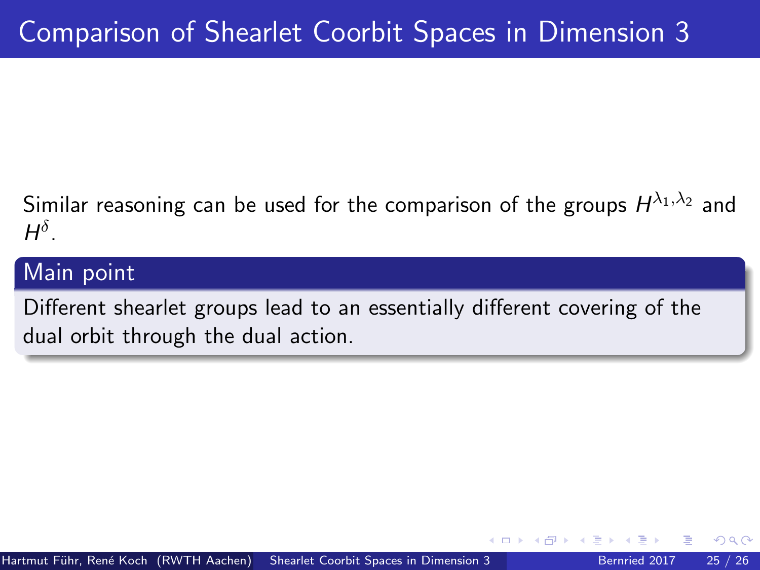# Comparison of Shearlet Coorbit Spaces in Dimension 3

Similar reasoning can be used for the comparison of the groups $H^{\lambda_1,\lambda_2}$ and $H^{\delta}$.

**Main point**

Different shearlet groups lead to an essentially different covering of the dual orbit through the dual action.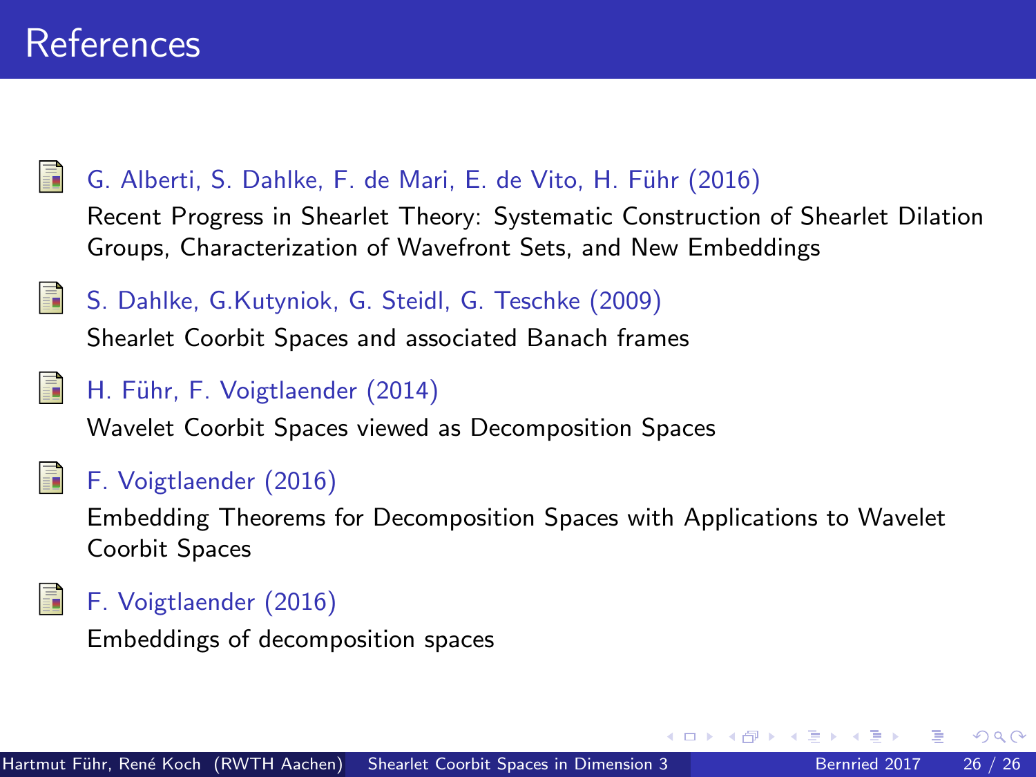# References

- G. Alberti, S. Dahlke, F. de Mari, E. de Vito, H. Führ (2016)
  Recent Progress in Shearlet Theory: Systematic Construction of Shearlet Dilation Groups, Characterization of Wavefront Sets, and New Embeddings

- S. Dahlke, G.Kutyniok, G. Steidl, G. Teschke (2009)
  Shearlet Coorbit Spaces and associated Banach frames

- H. Führ, F. Voigtlaender (2014)
  Wavelet Coorbit Spaces viewed as Decomposition Spaces

- F. Voigtlaender (2016)
  Embedding Theorems for Decomposition Spaces with Applications to Wavelet Coorbit Spaces

- F. Voigtlaender (2016)
  Embeddings of decomposition spaces